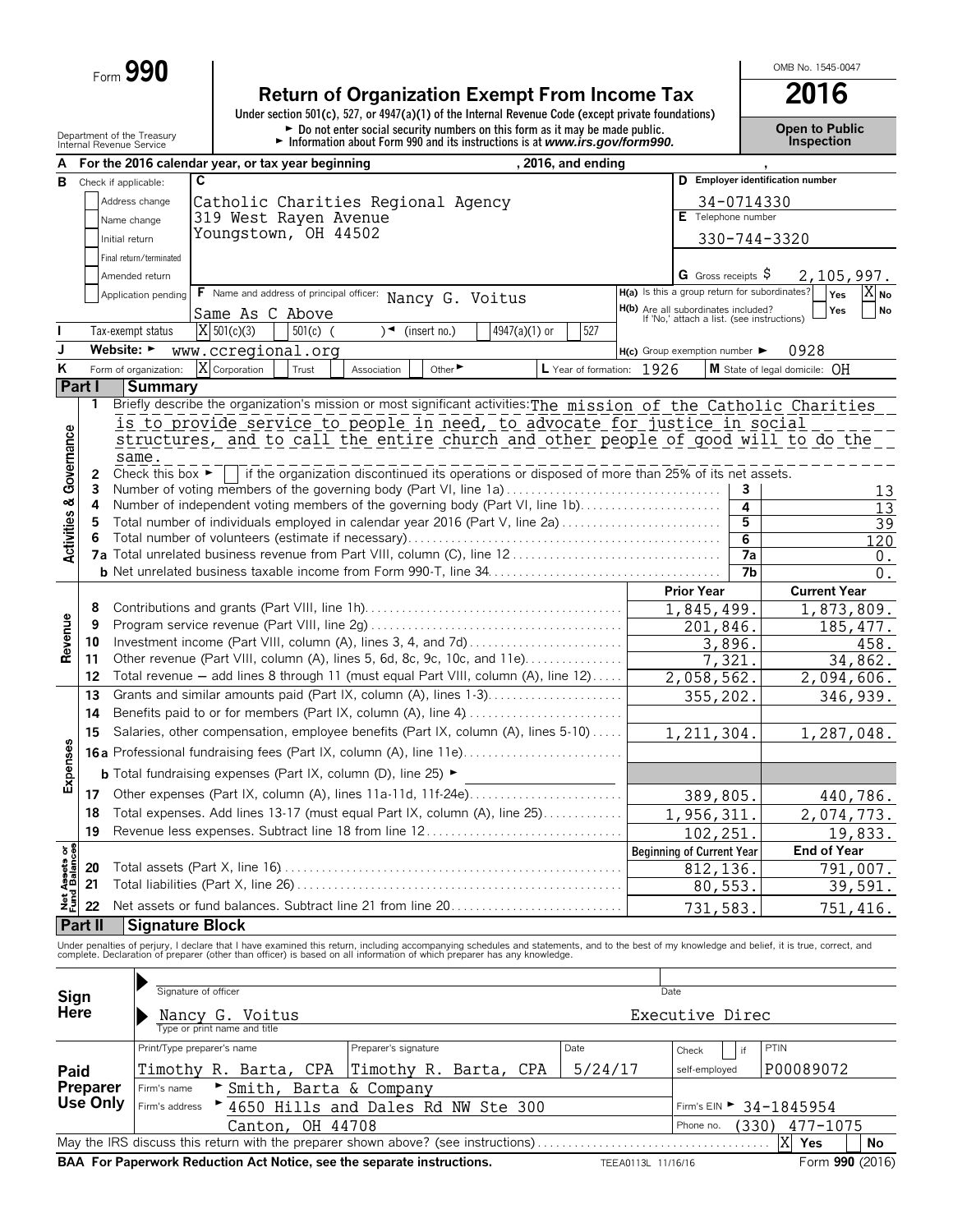Form **990**

# Return of Organization Exempt From Income Tax

**2016**

Under section 501(c), 527, or 4947(a)(1) of the Internal Revenue Code (except private foundations)

► Do not enter social security numbers on this form as it may be made public.

► Information about Form 990 and its instructions is at *www.irs.gov/form990.*

OMB No. 1545-0047

**Open to Public Inspection**

Department of the Treasury
Internal Revenue Service

**A** For the 2016 calendar year, or tax year beginning , 2016, and ending ,

**B** Check if applicable:
- Address change
- Name change
- Initial return
- Final return/terminated
- Amended return
- Application pending

**C** Catholic Charities Regional Agency
319 West Rayen Avenue
Youngstown, OH 44502

**D** Employer identification number: 34-0714330

**E** Telephone number: 330-744-3320

**G** Gross receipts $ 2,105,997.

**F** Name and address of principal officer: Nancy G. Voitus
Same As C Above

**H(a)** Is this a group return for subordinates? Yes [ ] No [X]

**H(b)** Are all subordinates included? Yes [ ] No [ ]
If 'No,' attach a list. (see instructions)

**I** Tax-exempt status: [X] 501(c)(3) [ ] 501(c) ( ) ◄ (insert no.) [ ] 4947(a)(1) or [ ] 527

**J** Website: ► www.ccregional.org

**H(c)** Group exemption number ► 0928

**K** Form of organization: [X] Corporation [ ] Trust [ ] Association [ ] Other ►

**L** Year of formation: 1926

**M** State of legal domicile: OH

## Part I Summary

**Activities & Governance**

1 Briefly describe the organization's mission or most significant activities: The mission of the Catholic Charities is to provide service to people in need, to advocate for justice in social structures, and to call the entire church and other people of good will to do the same.

2 Check this box ► [ ] if the organization discontinued its operations or disposed of more than 25% of its net assets.

| | | | |
|---|---|---|---|
| 3 | Number of voting members of the governing body (Part VI, line 1a) | 3 | 13 |
| 4 | Number of independent voting members of the governing body (Part VI, line 1b) | 4 | 13 |
| 5 | Total number of individuals employed in calendar year 2016 (Part V, line 2a) | 5 | 39 |
| 6 | Total number of volunteers (estimate if necessary) | 6 | 120 |
| 7a | Total unrelated business revenue from Part VIII, column (C), line 12 | 7a | 0. |
| b | Net unrelated business taxable income from Form 990-T, line 34 | 7b | 0. |

| | | | Prior Year | Current Year |
|---|---|---|---|---|
| **Revenue** | 8 | Contributions and grants (Part VIII, line 1h) | 1,845,499. | 1,873,809. |
| | 9 | Program service revenue (Part VIII, line 2g) | 201,846. | 185,477. |
| | 10 | Investment income (Part VIII, column (A), lines 3, 4, and 7d) | 3,896. | 458. |
| | 11 | Other revenue (Part VIII, column (A), lines 5, 6d, 8c, 9c, 10c, and 11e) | 7,321. | 34,862. |
| | 12 | Total revenue – add lines 8 through 11 (must equal Part VIII, column (A), line 12) | 2,058,562. | 2,094,606. |
| **Expenses** | 13 | Grants and similar amounts paid (Part IX, column (A), lines 1-3) | 355,202. | 346,939. |
| | 14 | Benefits paid to or for members (Part IX, column (A), line 4) | | |
| | 15 | Salaries, other compensation, employee benefits (Part IX, column (A), lines 5-10) | 1,211,304. | 1,287,048. |
| | 16a | Professional fundraising fees (Part IX, column (A), line 11e) | | |
| | b | Total fundraising expenses (Part IX, column (D), line 25) ► | | |
| | 17 | Other expenses (Part IX, column (A), lines 11a-11d, 11f-24e) | 389,805. | 440,786. |
| | 18 | Total expenses. Add lines 13-17 (must equal Part IX, column (A), line 25) | 1,956,311. | 2,074,773. |
| | 19 | Revenue less expenses. Subtract line 18 from line 12 | 102,251. | 19,833. |

| | | | Beginning of Current Year | End of Year |
|---|---|---|---|---|
| **Net Assets or Fund Balances** | 20 | Total assets (Part X, line 16) | 812,136. | 791,007. |
| | 21 | Total liabilities (Part X, line 26) | 80,553. | 39,591. |
| | 22 | Net assets or fund balances. Subtract line 21 from line 20 | 731,583. | 751,416. |

## Part II Signature Block

Under penalties of perjury, I declare that I have examined this return, including accompanying schedules and statements, and to the best of my knowledge and belief, it is true, correct, and complete. Declaration of preparer (other than officer) is based on all information of which preparer has any knowledge.

**Sign Here**

Signature of officer — Date

Nancy G. Voitus — Executive Direc
Type or print name and title

**Paid Preparer Use Only**

| Print/Type preparer's name | Preparer's signature | Date | Check [ ] if self-employed | PTIN |
|---|---|---|---|---|
| Timothy R. Barta, CPA | Timothy R. Barta, CPA | 5/24/17 | | P00089072 |

Firm's name ► Smith, Barta & Company

Firm's address ► 4650 Hills and Dales Rd NW Ste 300, Canton, OH 44708

Firm's EIN ► 34-1845954

Phone no. (330) 477-1075

May the IRS discuss this return with the preparer shown above? (see instructions) [X] Yes [ ] No

**BAA For Paperwork Reduction Act Notice, see the separate instructions.** TEEA0113L 11/16/16 Form **990** (2016)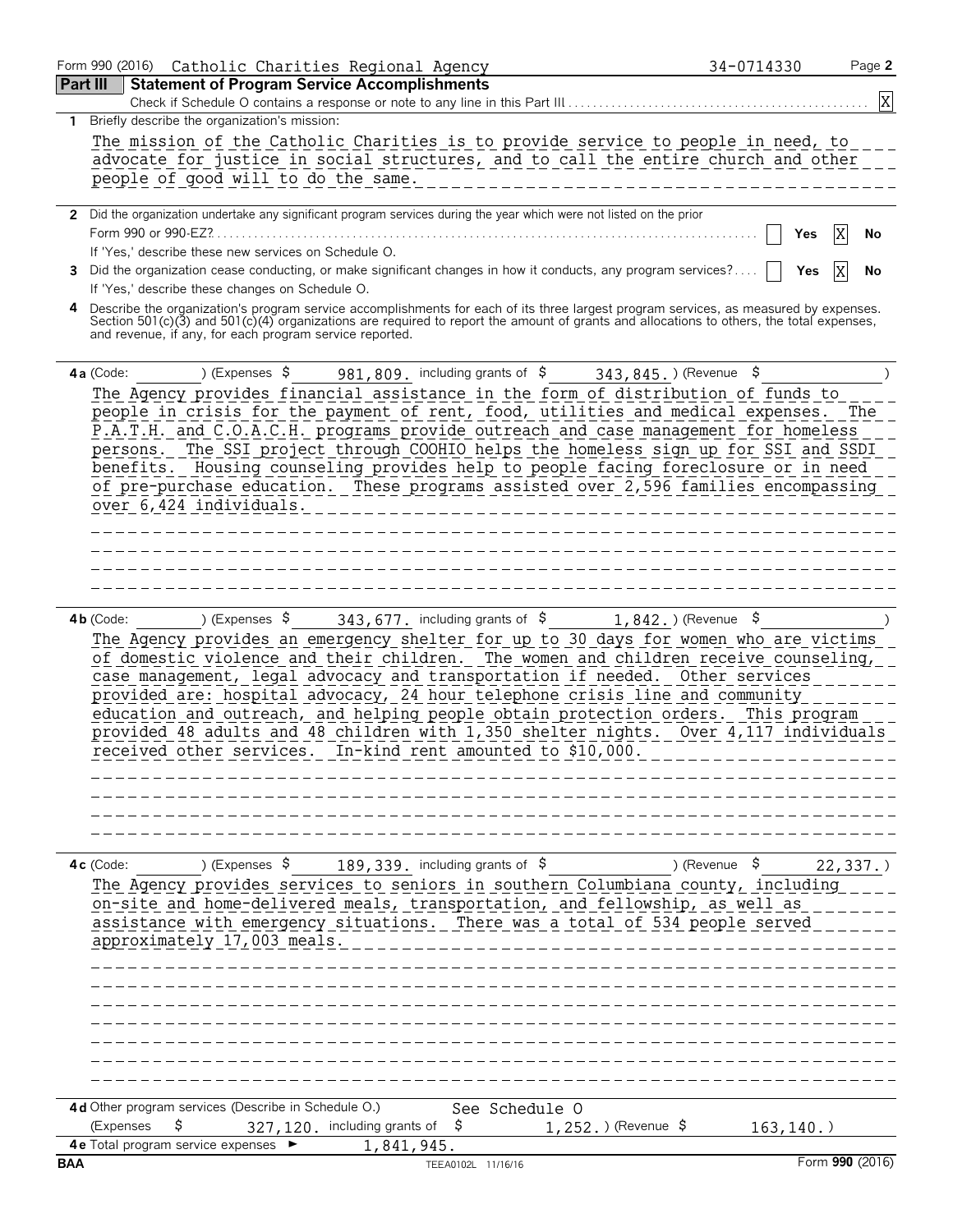Form 990 (2016) Catholic Charities Regional Agency 34-0714330

## Part III Statement of Program Service Accomplishments

Check if Schedule O contains a response or note to any line in this Part III . . . [X]

**1** Briefly describe the organization's mission:

The mission of the Catholic Charities is to provide service to people in need, to advocate for justice in social structures, and to call the entire church and other people of good will to do the same.

**2** Did the organization undertake any significant program services during the year which were not listed on the prior Form 990 or 990-EZ? . . . [ ] Yes [X] No

If 'Yes,' describe these new services on Schedule O.

**3** Did the organization cease conducting, or make significant changes in how it conducts, any program services? . . . [ ] Yes [X] No

If 'Yes,' describe these changes on Schedule O.

**4** Describe the organization's program service accomplishments for each of its three largest program services, as measured by expenses. Section 501(c)(3) and 501(c)(4) organizations are required to report the amount of grants and allocations to others, the total expenses, and revenue, if any, for each program service reported.

**4a** (Code: ) (Expenses $ 981,809. including grants of $ 343,845.) (Revenue $ )

The Agency provides financial assistance in the form of distribution of funds to people in crisis for the payment of rent, food, utilities and medical expenses. The P.A.T.H. and C.O.A.C.H. programs provide outreach and case management for homeless persons. The SSI project through COOHIO helps the homeless sign up for SSI and SSDI benefits. Housing counseling provides help to people facing foreclosure or in need of pre-purchase education. These programs assisted over 2,596 families encompassing over 6,424 individuals.

**4b** (Code: ) (Expenses $ 343,677. including grants of $ 1,842.) (Revenue $ )

The Agency provides an emergency shelter for up to 30 days for women who are victims of domestic violence and their children. The women and children receive counseling, case management, legal advocacy and transportation if needed. Other services provided are: hospital advocacy, 24 hour telephone crisis line and community education and outreach, and helping people obtain protection orders. This program provided 48 adults and 48 children with 1,350 shelter nights. Over 4,117 individuals received other services. In-kind rent amounted to $10,000.

**4c** (Code: ) (Expenses $ 189,339. including grants of $ ) (Revenue $ 22,337.)

The Agency provides services to seniors in southern Columbiana county, including on-site and home-delivered meals, transportation, and fellowship, as well as assistance with emergency situations. There was a total of 534 people served approximately 17,003 meals.

**4d** Other program services (Describe in Schedule O.) See Schedule O

(Expenses $ 327,120. including grants of $ 1,252.) (Revenue $ 163,140.)

**4e** Total program service expenses ► 1,841,945.

BAA TEEA0102L 11/16/16 Form **990** (2016)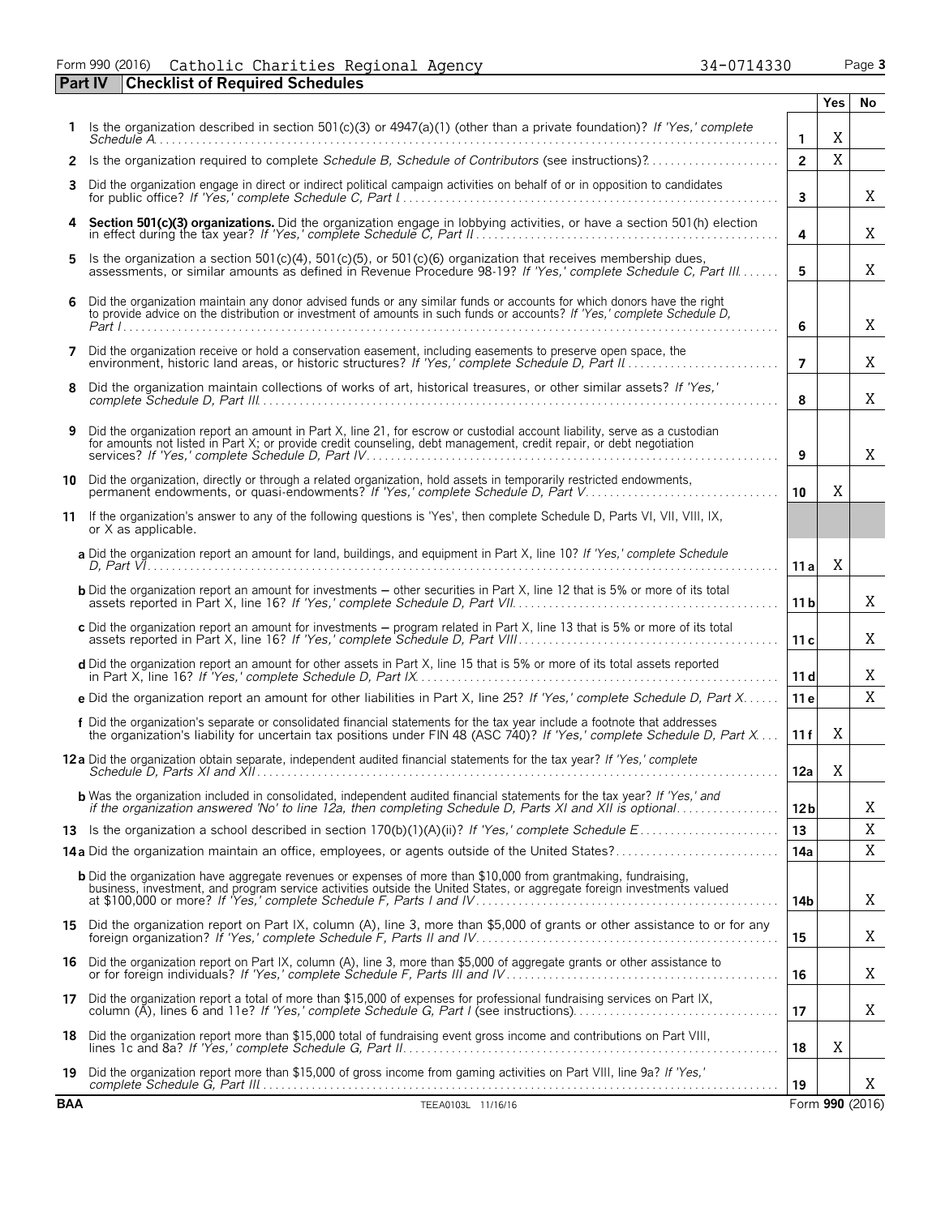Form 990 (2016) Catholic Charities Regional Agency 34-0714330

## Part IV Checklist of Required Schedules

| | | | Yes | No |
|---|---|---|---|---|
| 1 | Is the organization described in section 501(c)(3) or 4947(a)(1) (other than a private foundation)? *If 'Yes,' complete Schedule A* | 1 | X | |
| 2 | Is the organization required to complete *Schedule B, Schedule of Contributors* (see instructions)? | 2 | X | |
| 3 | Did the organization engage in direct or indirect political campaign activities on behalf of or in opposition to candidates for public office? *If 'Yes,' complete Schedule C, Part I* | 3 | | X |
| 4 | **Section 501(c)(3) organizations.** Did the organization engage in lobbying activities, or have a section 501(h) election in effect during the tax year? *If 'Yes,' complete Schedule C, Part II* | 4 | | X |
| 5 | Is the organization a section 501(c)(4), 501(c)(5), or 501(c)(6) organization that receives membership dues, assessments, or similar amounts as defined in Revenue Procedure 98-19? *If 'Yes,' complete Schedule C, Part III* | 5 | | X |
| 6 | Did the organization maintain any donor advised funds or any similar funds or accounts for which donors have the right to provide advice on the distribution or investment of amounts in such funds or accounts? *If 'Yes,' complete Schedule D, Part I* | 6 | | X |
| 7 | Did the organization receive or hold a conservation easement, including easements to preserve open space, the environment, historic land areas, or historic structures? *If 'Yes,' complete Schedule D, Part II* | 7 | | X |
| 8 | Did the organization maintain collections of works of art, historical treasures, or other similar assets? *If 'Yes,' complete Schedule D, Part III* | 8 | | X |
| 9 | Did the organization report an amount in Part X, line 21, for escrow or custodial account liability, serve as a custodian for amounts not listed in Part X; or provide credit counseling, debt management, credit repair, or debt negotiation services? *If 'Yes,' complete Schedule D, Part IV* | 9 | | X |
| 10 | Did the organization, directly or through a related organization, hold assets in temporarily restricted endowments, permanent endowments, or quasi-endowments? *If 'Yes,' complete Schedule D, Part V* | 10 | X | |
| 11 | If the organization's answer to any of the following questions is 'Yes', then complete Schedule D, Parts VI, VII, VIII, IX, or X as applicable. | | | |
| | **a** Did the organization report an amount for land, buildings, and equipment in Part X, line 10? *If 'Yes,' complete Schedule D, Part VI* | 11a | X | |
| | **b** Did the organization report an amount for investments – other securities in Part X, line 12 that is 5% or more of its total assets reported in Part X, line 16? *If 'Yes,' complete Schedule D, Part VII* | 11b | | X |
| | **c** Did the organization report an amount for investments – program related in Part X, line 13 that is 5% or more of its total assets reported in Part X, line 16? *If 'Yes,' complete Schedule D, Part VIII* | 11c | | X |
| | **d** Did the organization report an amount for other assets in Part X, line 15 that is 5% or more of its total assets reported in Part X, line 16? *If 'Yes,' complete Schedule D, Part IX* | 11d | | X |
| | **e** Did the organization report an amount for other liabilities in Part X, line 25? *If 'Yes,' complete Schedule D, Part X* | 11e | | X |
| | **f** Did the organization's separate or consolidated financial statements for the tax year include a footnote that addresses the organization's liability for uncertain tax positions under FIN 48 (ASC 740)? *If 'Yes,' complete Schedule D, Part X* | 11f | X | |
| 12a | Did the organization obtain separate, independent audited financial statements for the tax year? *If 'Yes,' complete Schedule D, Parts XI and XII* | 12a | X | |
| | **b** Was the organization included in consolidated, independent audited financial statements for the tax year? *If 'Yes,' and if the organization answered 'No' to line 12a, then completing Schedule D, Parts XI and XII is optional* | 12b | | X |
| 13 | Is the organization a school described in section 170(b)(1)(A)(ii)? *If 'Yes,' complete Schedule E* | 13 | | X |
| 14a | Did the organization maintain an office, employees, or agents outside of the United States? | 14a | | X |
| | **b** Did the organization have aggregate revenues or expenses of more than $10,000 from grantmaking, fundraising, business, investment, and program service activities outside the United States, or aggregate foreign investments valued at $100,000 or more? *If 'Yes,' complete Schedule F, Parts I and IV* | 14b | | X |
| 15 | Did the organization report on Part IX, column (A), line 3, more than $5,000 of grants or other assistance to or for any foreign organization? *If 'Yes,' complete Schedule F, Parts II and IV* | 15 | | X |
| 16 | Did the organization report on Part IX, column (A), line 3, more than $5,000 of aggregate grants or other assistance to or for foreign individuals? *If 'Yes,' complete Schedule F, Parts III and IV* | 16 | | X |
| 17 | Did the organization report a total of more than $15,000 of expenses for professional fundraising services on Part IX, column (A), lines 6 and 11e? *If 'Yes,' complete Schedule G, Part I* (see instructions) | 17 | | X |
| 18 | Did the organization report more than $15,000 total of fundraising event gross income and contributions on Part VIII, lines 1c and 8a? *If 'Yes,' complete Schedule G, Part II* | 18 | X | |
| 19 | Did the organization report more than $15,000 of gross income from gaming activities on Part VIII, line 9a? *If 'Yes,' complete Schedule G, Part III* | 19 | | X |

BAA TEEA0103L 11/16/16 Form **990** (2016)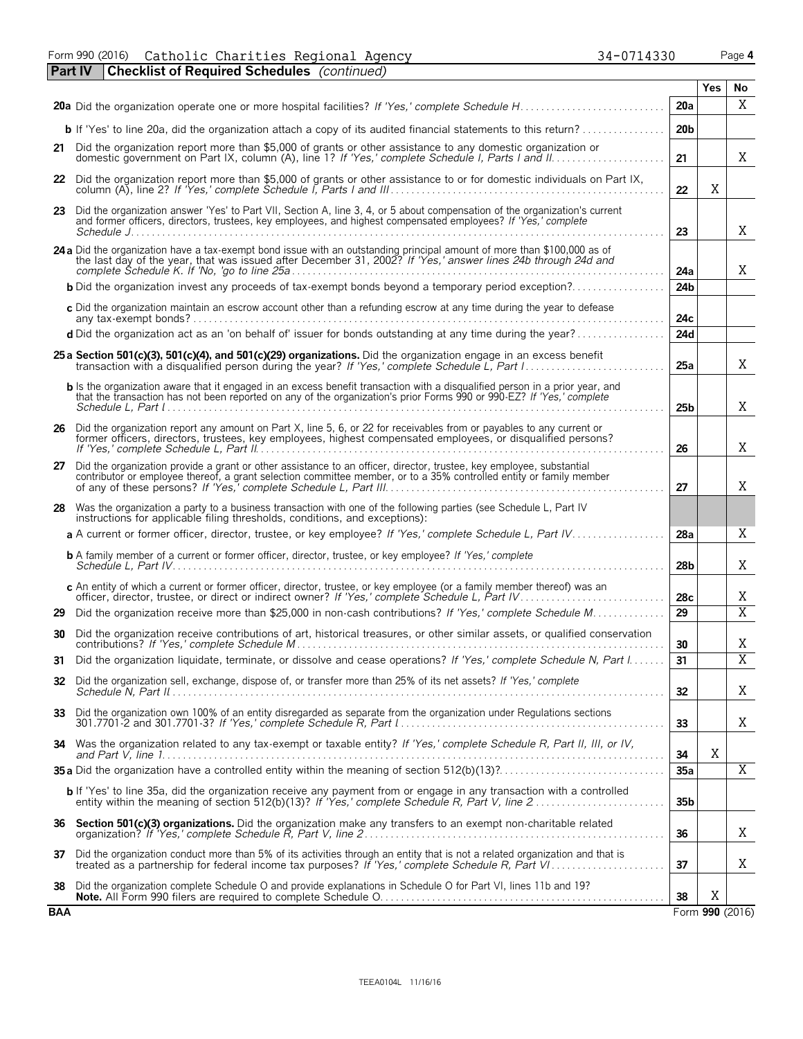Form 990 (2016) Catholic Charities Regional Agency 34-0714330 Page **4**

**Part IV | Checklist of Required Schedules** *(continued)*

| | | | Yes | No |
|---|---|---|---|---|
| **20a** | Did the organization operate one or more hospital facilities? *If 'Yes,' complete Schedule H* | 20a | | X |
| **b** | If 'Yes' to line 20a, did the organization attach a copy of its audited financial statements to this return? | 20b | | |
| **21** | Did the organization report more than $5,000 of grants or other assistance to any domestic organization or domestic government on Part IX, column (A), line 1? *If 'Yes,' complete Schedule I, Parts I and II* | 21 | | X |
| **22** | Did the organization report more than $5,000 of grants or other assistance to or for domestic individuals on Part IX, column (A), line 2? *If 'Yes,' complete Schedule I, Parts I and III* | 22 | X | |
| **23** | Did the organization answer 'Yes' to Part VII, Section A, line 3, 4, or 5 about compensation of the organization's current and former officers, directors, trustees, key employees, and highest compensated employees? *If 'Yes,' complete Schedule J* | 23 | | X |
| **24a** | Did the organization have a tax-exempt bond issue with an outstanding principal amount of more than $100,000 as of the last day of the year, that was issued after December 31, 2002? *If 'Yes,' answer lines 24b through 24d and complete Schedule K. If 'No,' go to line 25a* | 24a | | X |
| **b** | Did the organization invest any proceeds of tax-exempt bonds beyond a temporary period exception? | 24b | | |
| **c** | Did the organization maintain an escrow account other than a refunding escrow at any time during the year to defease any tax-exempt bonds? | 24c | | |
| **d** | Did the organization act as an 'on behalf of' issuer for bonds outstanding at any time during the year? | 24d | | |
| **25a** | **Section 501(c)(3), 501(c)(4), and 501(c)(29) organizations.** Did the organization engage in an excess benefit transaction with a disqualified person during the year? *If 'Yes,' complete Schedule L, Part I* | 25a | | X |
| **b** | Is the organization aware that it engaged in an excess benefit transaction with a disqualified person in a prior year, and that the transaction has not been reported on any of the organization's prior Forms 990 or 990-EZ? *If 'Yes,' complete Schedule L, Part I* | 25b | | X |
| **26** | Did the organization report any amount on Part X, line 5, 6, or 22 for receivables from or payables to any current or former officers, directors, trustees, key employees, highest compensated employees, or disqualified persons? *If 'Yes,' complete Schedule L, Part II* | 26 | | X |
| **27** | Did the organization provide a grant or other assistance to an officer, director, trustee, key employee, substantial contributor or employee thereof, a grant selection committee member, or to a 35% controlled entity or family member of any of these persons? *If 'Yes,' complete Schedule L, Part III* | 27 | | X |
| **28** | Was the organization a party to a business transaction with one of the following parties (see Schedule L, Part IV instructions for applicable filing thresholds, conditions, and exceptions): | | | |
| **a** | A current or former officer, director, trustee, or key employee? *If 'Yes,' complete Schedule L, Part IV* | 28a | | X |
| **b** | A family member of a current or former officer, director, trustee, or key employee? *If 'Yes,' complete Schedule L, Part IV* | 28b | | X |
| **c** | An entity of which a current or former officer, director, trustee, or key employee (or a family member thereof) was an officer, director, trustee, or direct or indirect owner? *If 'Yes,' complete Schedule L, Part IV* | 28c | | X |
| **29** | Did the organization receive more than $25,000 in non-cash contributions? *If 'Yes,' complete Schedule M* | 29 | | X |
| **30** | Did the organization receive contributions of art, historical treasures, or other similar assets, or qualified conservation contributions? *If 'Yes,' complete Schedule M* | 30 | | X |
| **31** | Did the organization liquidate, terminate, or dissolve and cease operations? *If 'Yes,' complete Schedule N, Part I* | 31 | | X |
| **32** | Did the organization sell, exchange, dispose of, or transfer more than 25% of its net assets? *If 'Yes,' complete Schedule N, Part II* | 32 | | X |
| **33** | Did the organization own 100% of an entity disregarded as separate from the organization under Regulations sections 301.7701-2 and 301.7701-3? *If 'Yes,' complete Schedule R, Part I* | 33 | | X |
| **34** | Was the organization related to any tax-exempt or taxable entity? *If 'Yes,' complete Schedule R, Part II, III, or IV, and Part V, line 1* | 34 | X | |
| **35a** | Did the organization have a controlled entity within the meaning of section 512(b)(13)? | 35a | | X |
| **b** | If 'Yes' to line 35a, did the organization receive any payment from or engage in any transaction with a controlled entity within the meaning of section 512(b)(13)? *If 'Yes,' complete Schedule R, Part V, line 2* | 35b | | |
| **36** | **Section 501(c)(3) organizations.** Did the organization make any transfers to an exempt non-charitable related organization? *If 'Yes,' complete Schedule R, Part V, line 2* | 36 | | X |
| **37** | Did the organization conduct more than 5% of its activities through an entity that is not a related organization and that is treated as a partnership for federal income tax purposes? *If 'Yes,' complete Schedule R, Part VI* | 37 | | X |
| **38** | Did the organization complete Schedule O and provide explanations in Schedule O for Part VI, lines 11b and 19? **Note.** All Form 990 filers are required to complete Schedule O. | 38 | X | |

**BAA** Form **990** (2016)

TEEA0104L 11/16/16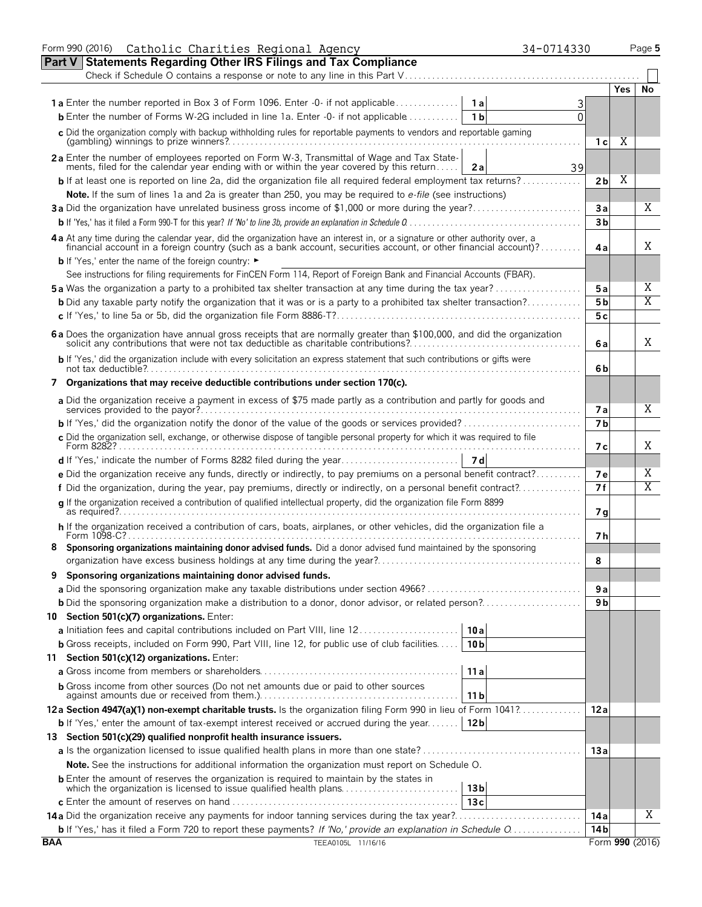Form 990 (2016) Catholic Charities Regional Agency 34-0714330 Page 5

## Part V Statements Regarding Other IRS Filings and Tax Compliance

Check if Schedule O contains a response or note to any line in this Part V . . . . . ☐

| | | | | Yes | No |
|---|---|---|---|---|---|
| **1a** Enter the number reported in Box 3 of Form 1096. Enter -0- if not applicable | 1a | 3 | | | |
| **b** Enter the number of Forms W-2G included in line 1a. Enter -0- if not applicable | 1b | 0 | | | |
| **c** Did the organization comply with backup withholding rules for reportable payments to vendors and reportable gaming (gambling) winnings to prize winners? | | | 1c | X | |
| **2a** Enter the number of employees reported on Form W-3, Transmittal of Wage and Tax Statements, filed for the calendar year ending with or within the year covered by this return | 2a | 39 | | | |
| **b** If at least one is reported on line 2a, did the organization file all required federal employment tax returns? | | | 2b | X | |
| **Note.** If the sum of lines 1a and 2a is greater than 250, you may be required to *e-file* (see instructions) | | | | | |
| **3a** Did the organization have unrelated business gross income of $1,000 or more during the year? | | | 3a | | X |
| **b** If 'Yes,' has it filed a Form 990-T for this year? *If 'No' to line 3b, provide an explanation in Schedule O* | | | 3b | | |
| **4a** At any time during the calendar year, did the organization have an interest in, or a signature or other authority over, a financial account in a foreign country (such as a bank account, securities account, or other financial account)? | | | 4a | | X |
| **b** If 'Yes,' enter the name of the foreign country: ► | | | | | |
| See instructions for filing requirements for FinCEN Form 114, Report of Foreign Bank and Financial Accounts (FBAR). | | | | | |
| **5a** Was the organization a party to a prohibited tax shelter transaction at any time during the tax year? | | | 5a | | X |
| **b** Did any taxable party notify the organization that it was or is a party to a prohibited tax shelter transaction? | | | 5b | | X |
| **c** If 'Yes,' to line 5a or 5b, did the organization file Form 8886-T? | | | 5c | | |
| **6a** Does the organization have annual gross receipts that are normally greater than $100,000, and did the organization solicit any contributions that were not tax deductible as charitable contributions? | | | 6a | | X |
| **b** If 'Yes,' did the organization include with every solicitation an express statement that such contributions or gifts were not tax deductible? | | | 6b | | |
| **7 Organizations that may receive deductible contributions under section 170(c).** | | | | | |
| **a** Did the organization receive a payment in excess of $75 made partly as a contribution and partly for goods and services provided to the payor? | | | 7a | | X |
| **b** If 'Yes,' did the organization notify the donor of the value of the goods or services provided? | | | 7b | | |
| **c** Did the organization sell, exchange, or otherwise dispose of tangible personal property for which it was required to file Form 8282? | | | 7c | | X |
| **d** If 'Yes,' indicate the number of Forms 8282 filed during the year | 7d | | | | |
| **e** Did the organization receive any funds, directly or indirectly, to pay premiums on a personal benefit contract? | | | 7e | | X |
| **f** Did the organization, during the year, pay premiums, directly or indirectly, on a personal benefit contract? | | | 7f | | X |
| **g** If the organization received a contribution of qualified intellectual property, did the organization file Form 8899 as required? | | | 7g | | |
| **h** If the organization received a contribution of cars, boats, airplanes, or other vehicles, did the organization file a Form 1098-C? | | | 7h | | |
| **8 Sponsoring organizations maintaining donor advised funds.** Did a donor advised fund maintained by the sponsoring organization have excess business holdings at any time during the year? | | | 8 | | |
| **9 Sponsoring organizations maintaining donor advised funds.** | | | | | |
| **a** Did the sponsoring organization make any taxable distributions under section 4966? | | | 9a | | |
| **b** Did the sponsoring organization make a distribution to a donor, donor advisor, or related person? | | | 9b | | |
| **10 Section 501(c)(7) organizations.** Enter: | | | | | |
| **a** Initiation fees and capital contributions included on Part VIII, line 12 | 10a | | | | |
| **b** Gross receipts, included on Form 990, Part VIII, line 12, for public use of club facilities | 10b | | | | |
| **11 Section 501(c)(12) organizations.** Enter: | | | | | |
| **a** Gross income from members or shareholders | 11a | | | | |
| **b** Gross income from other sources (Do not net amounts due or paid to other sources against amounts due or received from them.) | 11b | | | | |
| **12a Section 4947(a)(1) non-exempt charitable trusts.** Is the organization filing Form 990 in lieu of Form 1041? | | | 12a | | |
| **b** If 'Yes,' enter the amount of tax-exempt interest received or accrued during the year | 12b | | | | |
| **13 Section 501(c)(29) qualified nonprofit health insurance issuers.** | | | | | |
| **a** Is the organization licensed to issue qualified health plans in more than one state? | | | 13a | | |
| **Note.** See the instructions for additional information the organization must report on Schedule O. | | | | | |
| **b** Enter the amount of reserves the organization is required to maintain by the states in which the organization is licensed to issue qualified health plans | 13b | | | | |
| **c** Enter the amount of reserves on hand | 13c | | | | |
| **14a** Did the organization receive any payments for indoor tanning services during the tax year? | | | 14a | | X |
| **b** If 'Yes,' has it filed a Form 720 to report these payments? *If 'No,' provide an explanation in Schedule O* | | | 14b | | |

BAA TEEA0105L 11/16/16 Form **990** (2016)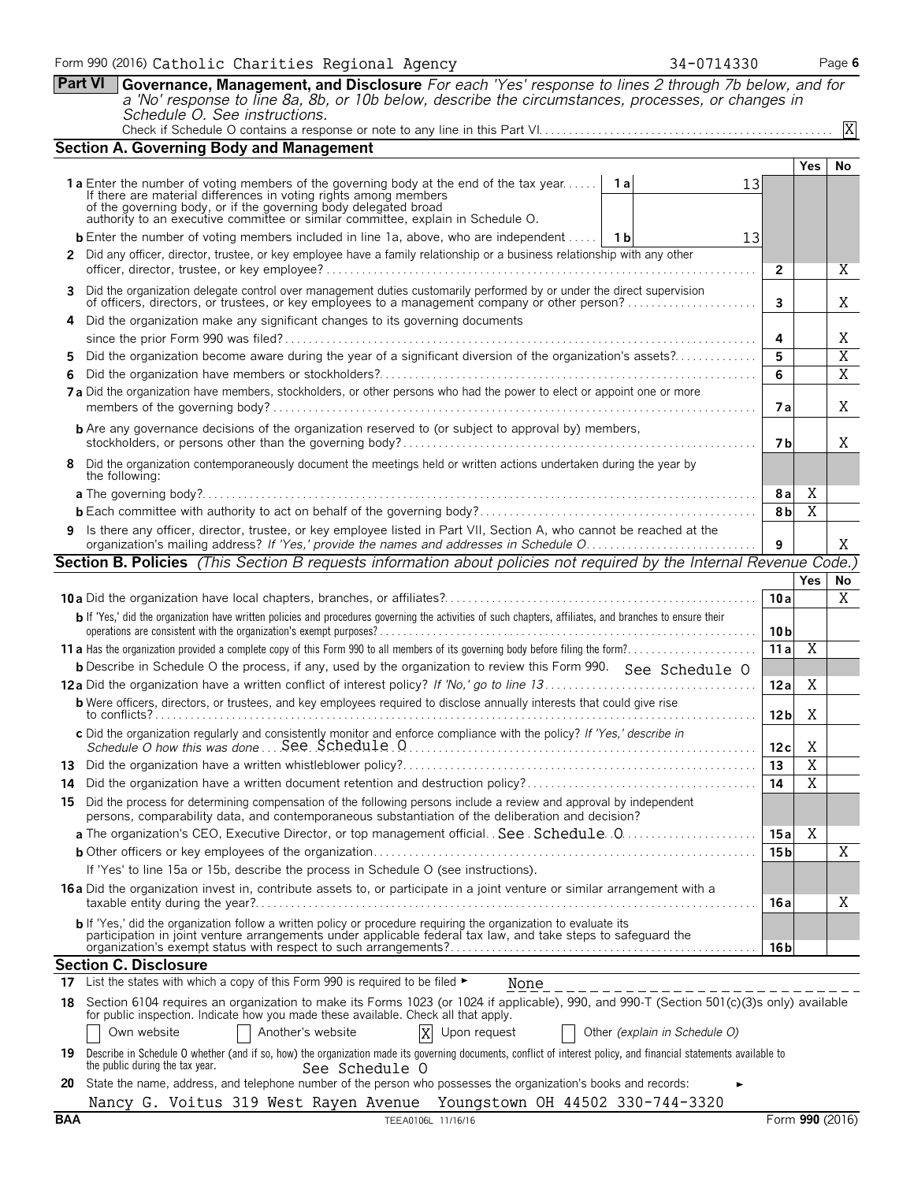Form 990 (2016) Catholic Charities Regional Agency 34-0714330 Page 6

## Part VI Governance, Management, and Disclosure

*For each 'Yes' response to lines 2 through 7b below, and for a 'No' response to line 8a, 8b, or 10b below, describe the circumstances, processes, or changes in Schedule O. See instructions.*

Check if Schedule O contains a response or note to any line in this Part VI. [X]

### Section A. Governing Body and Management

| | | | Yes | No |
|---|---|---|---|---|
| **1a** Enter the number of voting members of the governing body at the end of the tax year. If there are material differences in voting rights among members of the governing body, or if the governing body delegated broad authority to an executive committee or similar committee, explain in Schedule O. | 1a | 13 | | |
| **b** Enter the number of voting members included in line 1a, above, who are independent | 1b | 13 | | |
| **2** Did any officer, director, trustee, or key employee have a family relationship or a business relationship with any other officer, director, trustee, or key employee? | 2 | | | X |
| **3** Did the organization delegate control over management duties customarily performed by or under the direct supervision of officers, directors, or trustees, or key employees to a management company or other person? | 3 | | | X |
| **4** Did the organization make any significant changes to its governing documents since the prior Form 990 was filed? | 4 | | | X |
| **5** Did the organization become aware during the year of a significant diversion of the organization's assets? | 5 | | | X |
| **6** Did the organization have members or stockholders? | 6 | | | X |
| **7a** Did the organization have members, stockholders, or other persons who had the power to elect or appoint one or more members of the governing body? | 7a | | | X |
| **b** Are any governance decisions of the organization reserved to (or subject to approval by) members, stockholders, or persons other than the governing body? | 7b | | | X |
| **8** Did the organization contemporaneously document the meetings held or written actions undertaken during the year by the following: | | | | |
| **a** The governing body? | 8a | | X | |
| **b** Each committee with authority to act on behalf of the governing body? | 8b | | X | |
| **9** Is there any officer, director, trustee, or key employee listed in Part VII, Section A, who cannot be reached at the organization's mailing address? *If 'Yes,' provide the names and addresses in Schedule O* | 9 | | | X |

### Section B. Policies *(This Section B requests information about policies not required by the Internal Revenue Code.)*

| | | Yes | No |
|---|---|---|---|
| **10a** Did the organization have local chapters, branches, or affiliates? | 10a | | X |
| **b** If 'Yes,' did the organization have written policies and procedures governing the activities of such chapters, affiliates, and branches to ensure their operations are consistent with the organization's exempt purposes? | 10b | | |
| **11a** Has the organization provided a complete copy of this Form 990 to all members of its governing body before filing the form? | 11a | X | |
| **b** Describe in Schedule O the process, if any, used by the organization to review this Form 990. See Schedule O | | | |
| **12a** Did the organization have a written conflict of interest policy? *If 'No,' go to line 13* | 12a | X | |
| **b** Were officers, directors, or trustees, and key employees required to disclose annually interests that could give rise to conflicts? | 12b | X | |
| **c** Did the organization regularly and consistently monitor and enforce compliance with the policy? *If 'Yes,' describe in Schedule O how this was done* See Schedule O | 12c | X | |
| **13** Did the organization have a written whistleblower policy? | 13 | X | |
| **14** Did the organization have a written document retention and destruction policy? | 14 | X | |
| **15** Did the process for determining compensation of the following persons include a review and approval by independent persons, comparability data, and contemporaneous substantiation of the deliberation and decision? | | | |
| **a** The organization's CEO, Executive Director, or top management official. See Schedule O | 15a | X | |
| **b** Other officers or key employees of the organization | 15b | | X |
| If 'Yes' to line 15a or 15b, describe the process in Schedule O (see instructions). | | | |
| **16a** Did the organization invest in, contribute assets to, or participate in a joint venture or similar arrangement with a taxable entity during the year? | 16a | | X |
| **b** If 'Yes,' did the organization follow a written policy or procedure requiring the organization to evaluate its participation in joint venture arrangements under applicable federal tax law, and take steps to safeguard the organization's exempt status with respect to such arrangements? | 16b | | |

### Section C. Disclosure

**17** List the states with which a copy of this Form 990 is required to be filed ► None

**18** Section 6104 requires an organization to make its Forms 1023 (or 1024 if applicable), 990, and 990-T (Section 501(c)(3)s only) available for public inspection. Indicate how you made these available. Check all that apply.

[ ] Own website [ ] Another's website [X] Upon request [ ] Other *(explain in Schedule O)*

**19** Describe in Schedule O whether (and if so, how) the organization made its governing documents, conflict of interest policy, and financial statements available to the public during the tax year. See Schedule O

**20** State the name, address, and telephone number of the person who possesses the organization's books and records: ►

Nancy G. Voitus 319 West Rayen Avenue Youngstown OH 44502 330-744-3320

BAA TEEA0106L 11/16/16 Form **990** (2016)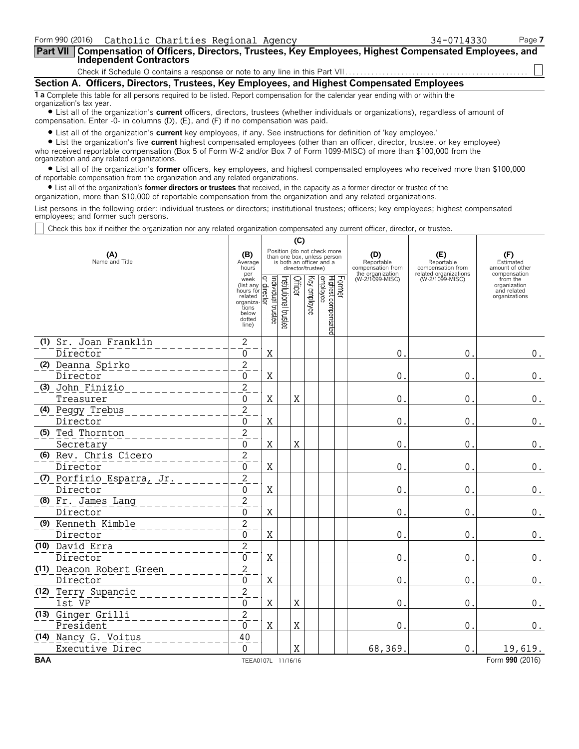Form 990 (2016) Catholic Charities Regional Agency 34-0714330 Page **7**

## Part VII Compensation of Officers, Directors, Trustees, Key Employees, Highest Compensated Employees, and Independent Contractors

Check if Schedule O contains a response or note to any line in this Part VII . . . . . . . . . . ☐

### Section A. Officers, Directors, Trustees, Key Employees, and Highest Compensated Employees

**1 a** Complete this table for all persons required to be listed. Report compensation for the calendar year ending with or within the organization's tax year.

- List all of the organization's **current** officers, directors, trustees (whether individuals or organizations), regardless of amount of compensation. Enter -0- in columns (D), (E), and (F) if no compensation was paid.
- List all of the organization's **current** key employees, if any. See instructions for definition of 'key employee.'
- List the organization's five **current** highest compensated employees (other than an officer, director, trustee, or key employee) who received reportable compensation (Box 5 of Form W-2 and/or Box 7 of Form 1099-MISC) of more than $100,000 from the organization and any related organizations.
- List all of the organization's **former** officers, key employees, and highest compensated employees who received more than $100,000 of reportable compensation from the organization and any related organizations.
- List all of the organization's **former directors or trustees** that received, in the capacity as a former director or trustee of the organization, more than $10,000 of reportable compensation from the organization and any related organizations.

List persons in the following order: individual trustees or directors; institutional trustees; officers; key employees; highest compensated employees; and former such persons.

☐ Check this box if neither the organization nor any related organization compensated any current officer, director, or trustee.

| (A) Name and Title | (B) Average hours per week (list any hours for related organizations below dotted line) | (C) Individual trustee or director | Institutional trustee | Officer | Key employee | Highest compensated employee | Former | (D) Reportable compensation from the organization (W-2/1099-MISC) | (E) Reportable compensation from related organizations (W-2/1099-MISC) | (F) Estimated amount of other compensation from the organization and related organizations |
|---|---|---|---|---|---|---|---|---|---|---|
| (1) Sr. Joan Franklin<br>Director | 2<br>0 | X | | | | | | 0. | 0. | 0. |
| (2) Deanna Spirko<br>Director | 2<br>0 | X | | | | | | 0. | 0. | 0. |
| (3) John Finizio<br>Treasurer | 2<br>0 | X | | X | | | | 0. | 0. | 0. |
| (4) Peggy Trebus<br>Director | 2<br>0 | X | | | | | | 0. | 0. | 0. |
| (5) Ted Thornton<br>Secretary | 2<br>0 | X | | X | | | | 0. | 0. | 0. |
| (6) Rev. Chris Cicero<br>Director | 2<br>0 | X | | | | | | 0. | 0. | 0. |
| (7) Porfirio Esparra, Jr.<br>Director | 2<br>0 | X | | | | | | 0. | 0. | 0. |
| (8) Fr. James Lang<br>Director | 2<br>0 | X | | | | | | 0. | 0. | 0. |
| (9) Kenneth Kimble<br>Director | 2<br>0 | X | | | | | | 0. | 0. | 0. |
| (10) David Erra<br>Director | 2<br>0 | X | | | | | | 0. | 0. | 0. |
| (11) Deacon Robert Green<br>Director | 2<br>0 | X | | | | | | 0. | 0. | 0. |
| (12) Terry Supancic<br>1st VP | 2<br>0 | X | | X | | | | 0. | 0. | 0. |
| (13) Ginger Grilli<br>President | 2<br>0 | X | | X | | | | 0. | 0. | 0. |
| (14) Nancy G. Voitus<br>Executive Direc | 40<br>0 | | | X | | | | 68,369. | 0. | 19,619. |

BAA TEEA0107L 11/16/16 Form **990** (2016)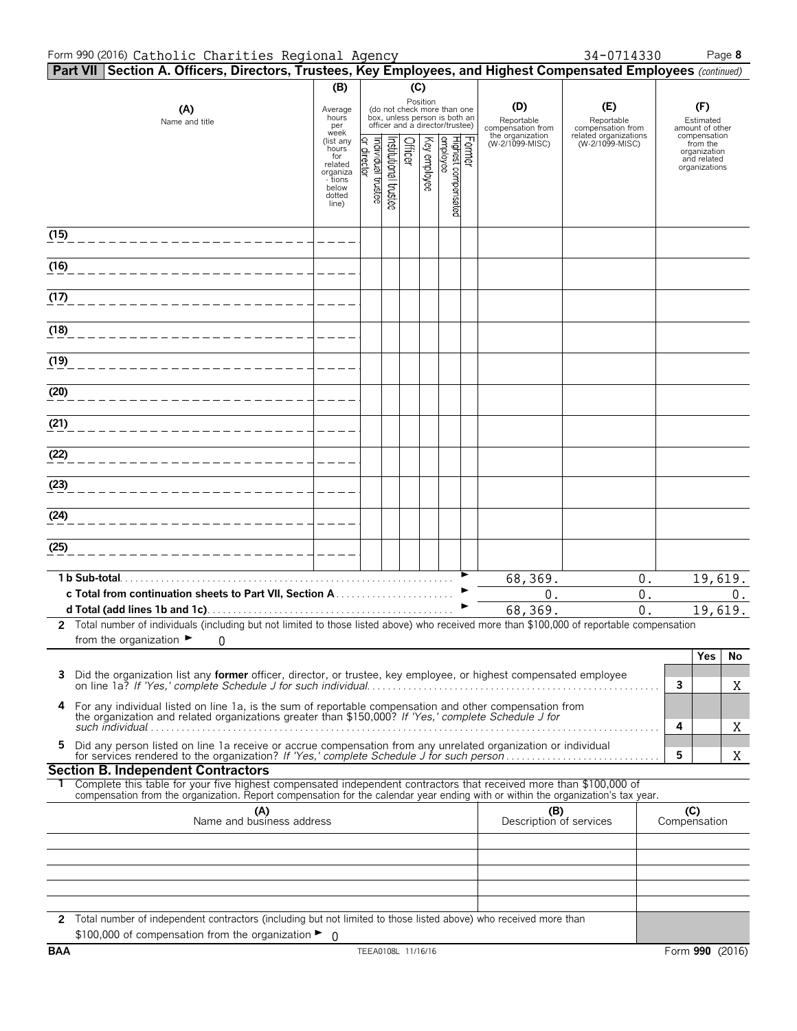Form 990 (2016) Catholic Charities Regional Agency 34-0714330 Page **8**

**Part VII Section A. Officers, Directors, Trustees, Key Employees, and Highest Compensated Employees** *(continued)*

| (A) Name and title | (B) Average hours per week (list any hours for related organizations below dotted line) | (C) Position: Individual trustee or director | Institutional trustee | Officer | Key employee | Highest compensated employee | Former | (D) Reportable compensation from the organization (W-2/1099-MISC) | (E) Reportable compensation from related organizations (W-2/1099-MISC) | (F) Estimated amount of other compensation from the organization and related organizations |
|---|---|---|---|---|---|---|---|---|---|---|
| (15) | | | | | | | | | | |
| (16) | | | | | | | | | | |
| (17) | | | | | | | | | | |
| (18) | | | | | | | | | | |
| (19) | | | | | | | | | | |
| (20) | | | | | | | | | | |
| (21) | | | | | | | | | | |
| (22) | | | | | | | | | | |
| (23) | | | | | | | | | | |
| (24) | | | | | | | | | | |
| (25) | | | | | | | | | | |
| **1 b Sub-total** | | | | | | | | 68,369. | 0. | 19,619. |
| **c Total from continuation sheets to Part VII, Section A** | | | | | | | | 0. | 0. | 0. |
| **d Total (add lines 1b and 1c)** | | | | | | | | 68,369. | 0. | 19,619. |

**2** Total number of individuals (including but not limited to those listed above) who received more than $100,000 of reportable compensation from the organization ► 0

| | | Yes | No |
|---|---|---|---|
| **3** Did the organization list any **former** officer, director, or trustee, key employee, or highest compensated employee on line 1a? *If 'Yes,' complete Schedule J for such individual* | 3 | | X |
| **4** For any individual listed on line 1a, is the sum of reportable compensation and other compensation from the organization and related organizations greater than $150,000? *If 'Yes,' complete Schedule J for such individual* | 4 | | X |
| **5** Did any person listed on line 1a receive or accrue compensation from any unrelated organization or individual for services rendered to the organization? *If 'Yes,' complete Schedule J for such person* | 5 | | X |

**Section B. Independent Contractors**

**1** Complete this table for your five highest compensated independent contractors that received more than $100,000 of compensation from the organization. Report compensation for the calendar year ending with or within the organization's tax year.

| (A) Name and business address | (B) Description of services | (C) Compensation |
|---|---|---|
| | | |
| | | |
| | | |
| | | |
| | | |

**2** Total number of independent contractors (including but not limited to those listed above) who received more than $100,000 of compensation from the organization ► 0

BAA TEEA0108L 11/16/16 Form **990** (2016)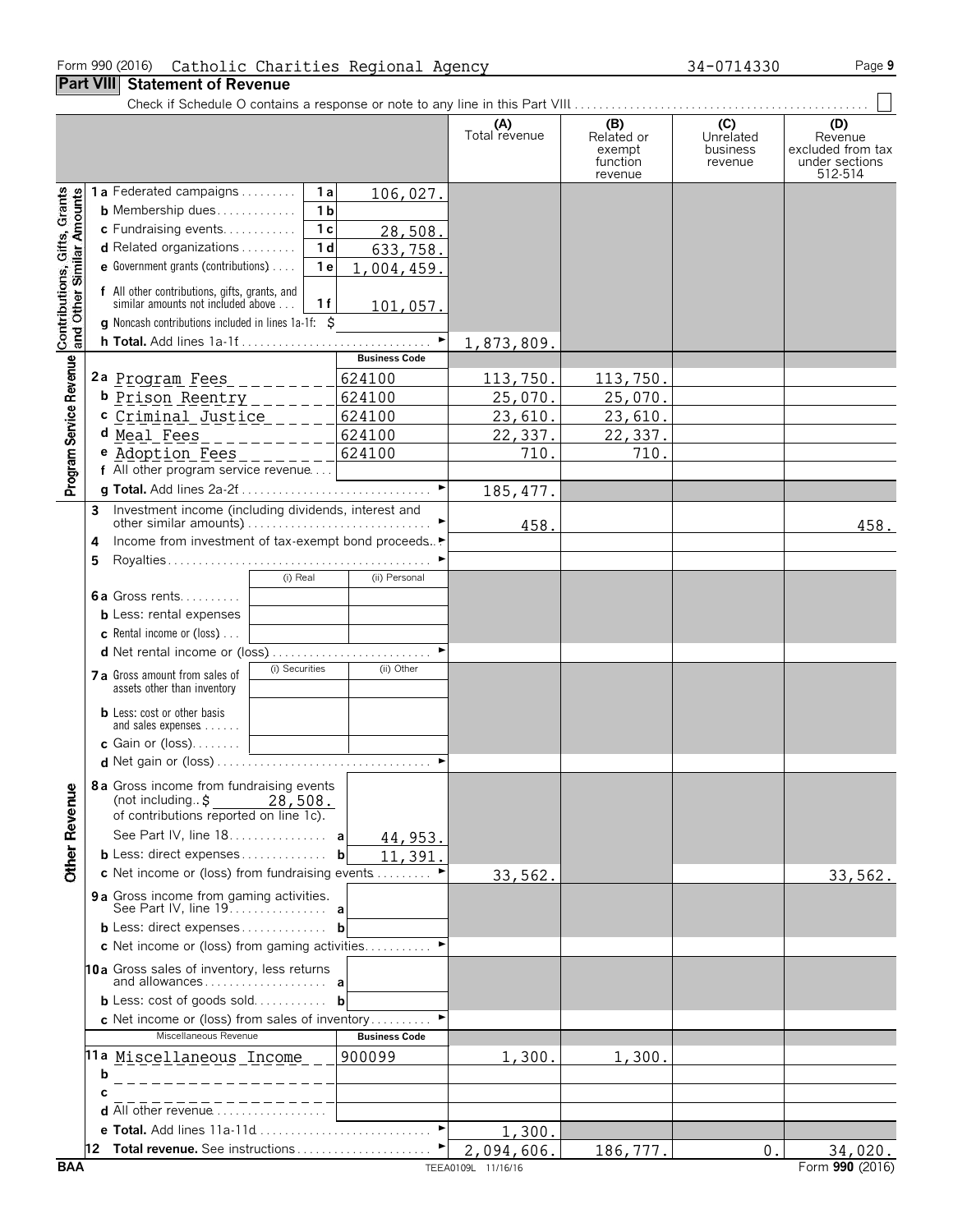Form 990 (2016) Catholic Charities Regional Agency 34-0714330

## Part VIII Statement of Revenue

Check if Schedule O contains a response or note to any line in this Part VIII . . . . . . ☐

| | | | | (A) Total revenue | (B) Related or exempt function revenue | (C) Unrelated business revenue | (D) Revenue excluded from tax under sections 512-514 |
|---|---|---|---|---|---|---|---|
| Contributions, Gifts, Grants and Other Similar Amounts | 1a Federated campaigns | 1a | 106,027. | | | | |
| | b Membership dues | 1b | | | | | |
| | c Fundraising events | 1c | 28,508. | | | | |
| | d Related organizations | 1d | 633,758. | | | | |
| | e Government grants (contributions) | 1e | 1,004,459. | | | | |
| | f All other contributions, gifts, grants, and similar amounts not included above | 1f | 101,057. | | | | |
| | g Noncash contributions included in lines 1a-1f: $ | | | | | | |
| | h Total. Add lines 1a-1f | | ► | 1,873,809. | | | |
| Program Service Revenue | | | Business Code | | | | |
| | 2a Program Fees | | 624100 | 113,750. | 113,750. | | |
| | b Prison Reentry | | 624100 | 25,070. | 25,070. | | |
| | c Criminal Justice | | 624100 | 23,610. | 23,610. | | |
| | d Meal Fees | | 624100 | 22,337. | 22,337. | | |
| | e Adoption Fees | | 624100 | 710. | 710. | | |
| | f All other program service revenue | | | | | | |
| | g Total. Add lines 2a-2f | | ► | 185,477. | | | |
| Other Revenue | 3 Investment income (including dividends, interest and other similar amounts) | | ► | 458. | | | 458. |
| | 4 Income from investment of tax-exempt bond proceeds | | ► | | | | |
| | 5 Royalties | | ► | | | | |
| | | (i) Real | (ii) Personal | | | | |
| | 6a Gross rents | | | | | | |
| | b Less: rental expenses | | | | | | |
| | c Rental income or (loss) | | | | | | |
| | d Net rental income or (loss) | | ► | | | | |
| | | (i) Securities | (ii) Other | | | | |
| | 7a Gross amount from sales of assets other than inventory | | | | | | |
| | b Less: cost or other basis and sales expenses | | | | | | |
| | c Gain or (loss) | | | | | | |
| | d Net gain or (loss) | | ► | | | | |
| | 8a Gross income from fundraising events (not including $ 28,508. of contributions reported on line 1c). See Part IV, line 18 | a | 44,953. | | | | |
| | b Less: direct expenses | b | 11,391. | | | | |
| | c Net income or (loss) from fundraising events | | ► | 33,562. | | | 33,562. |
| | 9a Gross income from gaming activities. See Part IV, line 19 | a | | | | | |
| | b Less: direct expenses | b | | | | | |
| | c Net income or (loss) from gaming activities | | ► | | | | |
| | 10a Gross sales of inventory, less returns and allowances | a | | | | | |
| | b Less: cost of goods sold | b | | | | | |
| | c Net income or (loss) from sales of inventory | | ► | | | | |
| | Miscellaneous Revenue | | Business Code | | | | |
| | 11a Miscellaneous Income | | 900099 | 1,300. | 1,300. | | |
| | b | | | | | | |
| | c | | | | | | |
| | d All other revenue | | | | | | |
| | e Total. Add lines 11a-11d | | ► | 1,300. | | | |
| | 12 Total revenue. See instructions | | ► | 2,094,606. | 186,777. | 0. | 34,020. |

BAA TEEA0109L 11/16/16 Form **990** (2016)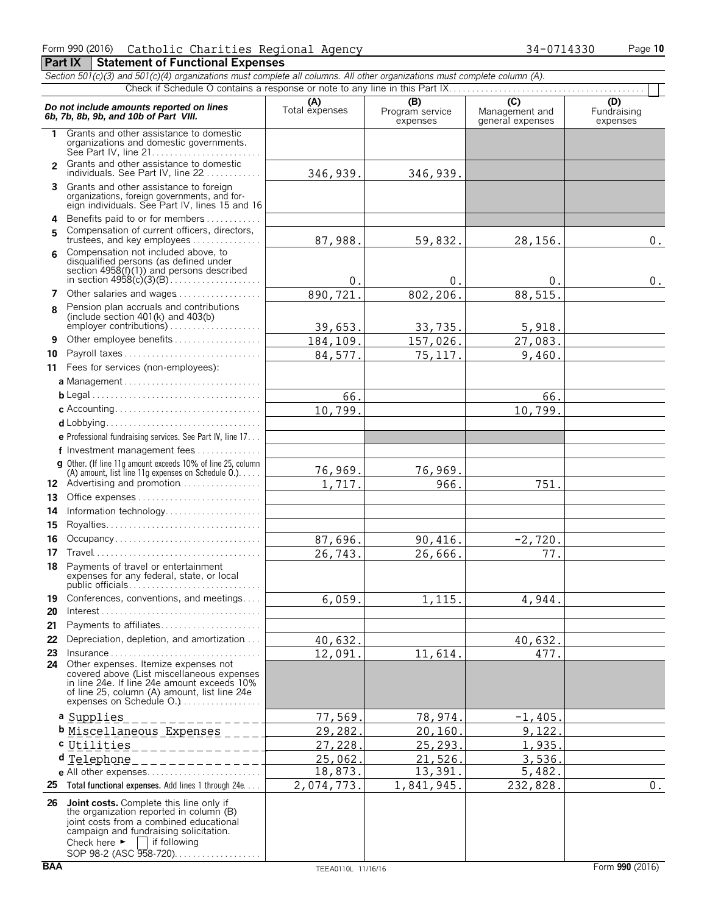Form 990 (2016) Catholic Charities Regional Agency 34-0714330 Page 10

## Part IX Statement of Functional Expenses

*Section 501(c)(3) and 501(c)(4) organizations must complete all columns. All other organizations must complete column (A).*

Check if Schedule O contains a response or note to any line in this Part IX . . . . . . ☐

| *Do not include amounts reported on lines 6b, 7b, 8b, 9b, and 10b of Part VIII.* | (A) Total expenses | (B) Program service expenses | (C) Management and general expenses | (D) Fundraising expenses |
|---|---|---|---|---|
| **1** Grants and other assistance to domestic organizations and domestic governments. See Part IV, line 21 | | | | |
| **2** Grants and other assistance to domestic individuals. See Part IV, line 22 | 346,939. | 346,939. | | |
| **3** Grants and other assistance to foreign organizations, foreign governments, and foreign individuals. See Part IV, lines 15 and 16 | | | | |
| **4** Benefits paid to or for members | | | | |
| **5** Compensation of current officers, directors, trustees, and key employees | 87,988. | 59,832. | 28,156. | 0. |
| **6** Compensation not included above, to disqualified persons (as defined under section 4958(f)(1)) and persons described in section 4958(c)(3)(B) | 0. | 0. | 0. | 0. |
| **7** Other salaries and wages | 890,721. | 802,206. | 88,515. | |
| **8** Pension plan accruals and contributions (include section 401(k) and 403(b) employer contributions) | 39,653. | 33,735. | 5,918. | |
| **9** Other employee benefits | 184,109. | 157,026. | 27,083. | |
| **10** Payroll taxes | 84,577. | 75,117. | 9,460. | |
| **11** Fees for services (non-employees): | | | | |
| **a** Management | | | | |
| **b** Legal | 66. | | 66. | |
| **c** Accounting | 10,799. | | 10,799. | |
| **d** Lobbying | | | | |
| **e** Professional fundraising services. See Part IV, line 17 | | | | |
| **f** Investment management fees | | | | |
| **g** Other. (If line 11g amount exceeds 10% of line 25, column (A) amount, list line 11g expenses on Schedule O.) | 76,969. | 76,969. | | |
| **12** Advertising and promotion | 1,717. | 966. | 751. | |
| **13** Office expenses | | | | |
| **14** Information technology | | | | |
| **15** Royalties | | | | |
| **16** Occupancy | 87,696. | 90,416. | -2,720. | |
| **17** Travel | 26,743. | 26,666. | 77. | |
| **18** Payments of travel or entertainment expenses for any federal, state, or local public officials | | | | |
| **19** Conferences, conventions, and meetings | 6,059. | 1,115. | 4,944. | |
| **20** Interest | | | | |
| **21** Payments to affiliates | | | | |
| **22** Depreciation, depletion, and amortization | 40,632. | | 40,632. | |
| **23** Insurance | 12,091. | 11,614. | 477. | |
| **24** Other expenses. Itemize expenses not covered above (List miscellaneous expenses in line 24e. If line 24e amount exceeds 10% of line 25, column (A) amount, list line 24e expenses on Schedule O.) | | | | |
| **a** Supplies | 77,569. | 78,974. | -1,405. | |
| **b** Miscellaneous Expenses | 29,282. | 20,160. | 9,122. | |
| **c** Utilities | 27,228. | 25,293. | 1,935. | |
| **d** Telephone | 25,062. | 21,526. | 3,536. | |
| **e** All other expenses | 18,873. | 13,391. | 5,482. | |
| **25 Total functional expenses.** Add lines 1 through 24e | 2,074,773. | 1,841,945. | 232,828. | 0. |
| **26 Joint costs.** Complete this line only if the organization reported in column (B) joint costs from a combined educational campaign and fundraising solicitation. Check here ► ☐ if following SOP 98-2 (ASC 958-720) | | | | |

BAA TEEA0110L 11/16/16 Form **990** (2016)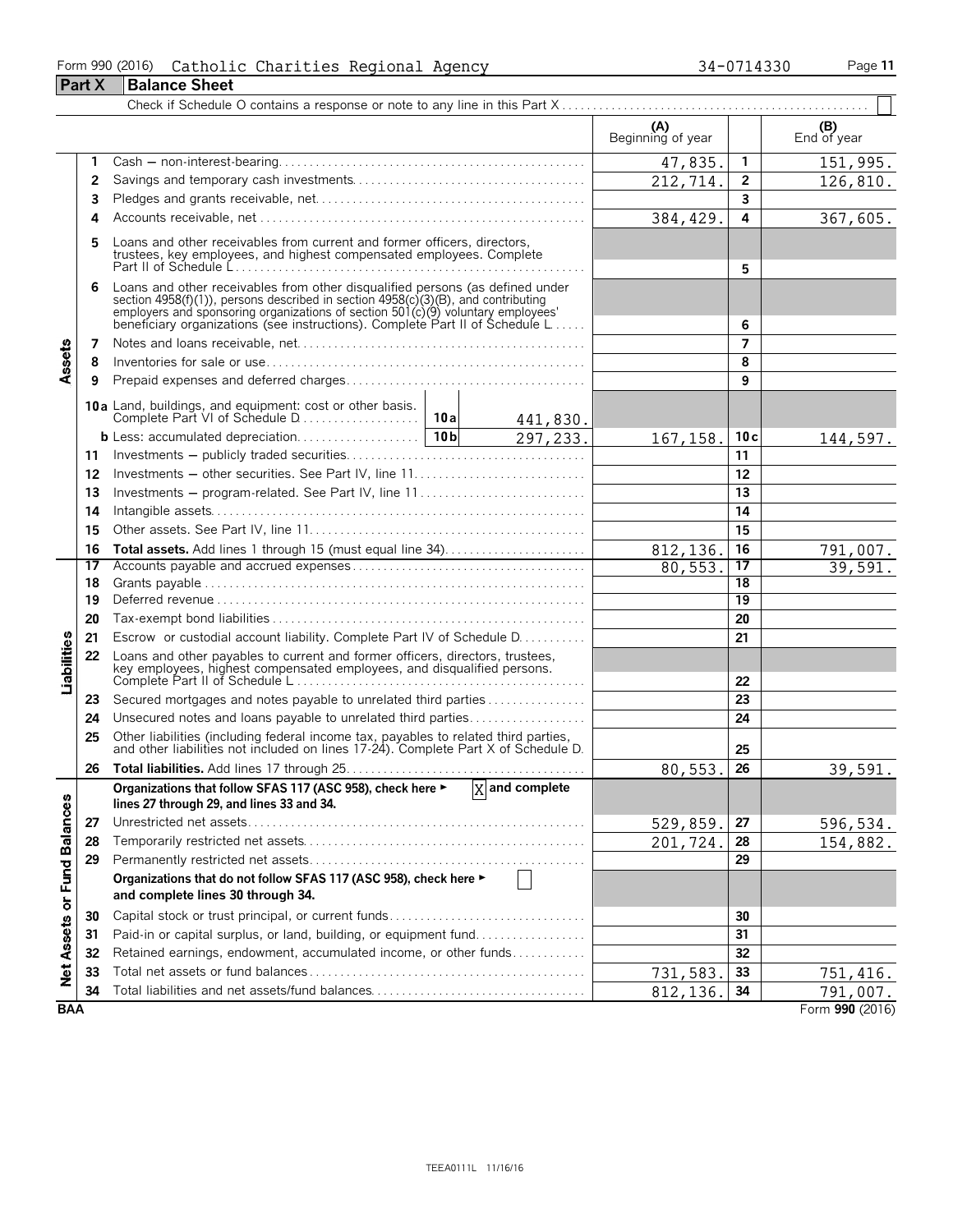Form 990 (2016) Catholic Charities Regional Agency 34-0714330

**Part X Balance Sheet**

Check if Schedule O contains a response or note to any line in this Part X . . . . . ☐

| | | | (A) Beginning of year | | (B) End of year |
|---|---|---|---|---|---|
| **Assets** | 1 | Cash — non-interest-bearing | 47,835. | 1 | 151,995. |
| | 2 | Savings and temporary cash investments | 212,714. | 2 | 126,810. |
| | 3 | Pledges and grants receivable, net | | 3 | |
| | 4 | Accounts receivable, net | 384,429. | 4 | 367,605. |
| | 5 | Loans and other receivables from current and former officers, directors, trustees, key employees, and highest compensated employees. Complete Part II of Schedule L | | 5 | |
| | 6 | Loans and other receivables from other disqualified persons (as defined under section 4958(f)(1)), persons described in section 4958(c)(3)(B), and contributing employers and sponsoring organizations of section 501(c)(9) voluntary employees' beneficiary organizations (see instructions). Complete Part II of Schedule L | | 6 | |
| | 7 | Notes and loans receivable, net | | 7 | |
| | 8 | Inventories for sale or use | | 8 | |
| | 9 | Prepaid expenses and deferred charges | | 9 | |
| | 10a | Land, buildings, and equipment: cost or other basis. Complete Part VI of Schedule D . . . 10a 441,830. | | | |
| | b | Less: accumulated depreciation . . . 10b 297,233. | 167,158. | 10c | 144,597. |
| | 11 | Investments — publicly traded securities | | 11 | |
| | 12 | Investments — other securities. See Part IV, line 11 | | 12 | |
| | 13 | Investments — program-related. See Part IV, line 11 | | 13 | |
| | 14 | Intangible assets | | 14 | |
| | 15 | Other assets. See Part IV, line 11 | | 15 | |
| | 16 | **Total assets.** Add lines 1 through 15 (must equal line 34) | 812,136. | 16 | 791,007. |
| **Liabilities** | 17 | Accounts payable and accrued expenses | 80,553. | 17 | 39,591. |
| | 18 | Grants payable | | 18 | |
| | 19 | Deferred revenue | | 19 | |
| | 20 | Tax-exempt bond liabilities | | 20 | |
| | 21 | Escrow or custodial account liability. Complete Part IV of Schedule D | | 21 | |
| | 22 | Loans and other payables to current and former officers, directors, trustees, key employees, highest compensated employees, and disqualified persons. Complete Part II of Schedule L | | 22 | |
| | 23 | Secured mortgages and notes payable to unrelated third parties | | 23 | |
| | 24 | Unsecured notes and loans payable to unrelated third parties | | 24 | |
| | 25 | Other liabilities (including federal income tax, payables to related third parties, and other liabilities not included on lines 17-24). Complete Part X of Schedule D | | 25 | |
| | 26 | **Total liabilities.** Add lines 17 through 25 | 80,553. | 26 | 39,591. |
| **Net Assets or Fund Balances** | | **Organizations that follow SFAS 117 (ASC 958), check here ► [X] and complete lines 27 through 29, and lines 33 and 34.** | | | |
| | 27 | Unrestricted net assets | 529,859. | 27 | 596,534. |
| | 28 | Temporarily restricted net assets | 201,724. | 28 | 154,882. |
| | 29 | Permanently restricted net assets | | 29 | |
| | | **Organizations that do not follow SFAS 117 (ASC 958), check here ► [ ] and complete lines 30 through 34.** | | | |
| | 30 | Capital stock or trust principal, or current funds | | 30 | |
| | 31 | Paid-in or capital surplus, or land, building, or equipment fund | | 31 | |
| | 32 | Retained earnings, endowment, accumulated income, or other funds | | 32 | |
| | 33 | Total net assets or fund balances | 731,583. | 33 | 751,416. |
| | 34 | Total liabilities and net assets/fund balances | 812,136. | 34 | 791,007. |

BAA Form **990** (2016)

TEEA0111L 11/16/16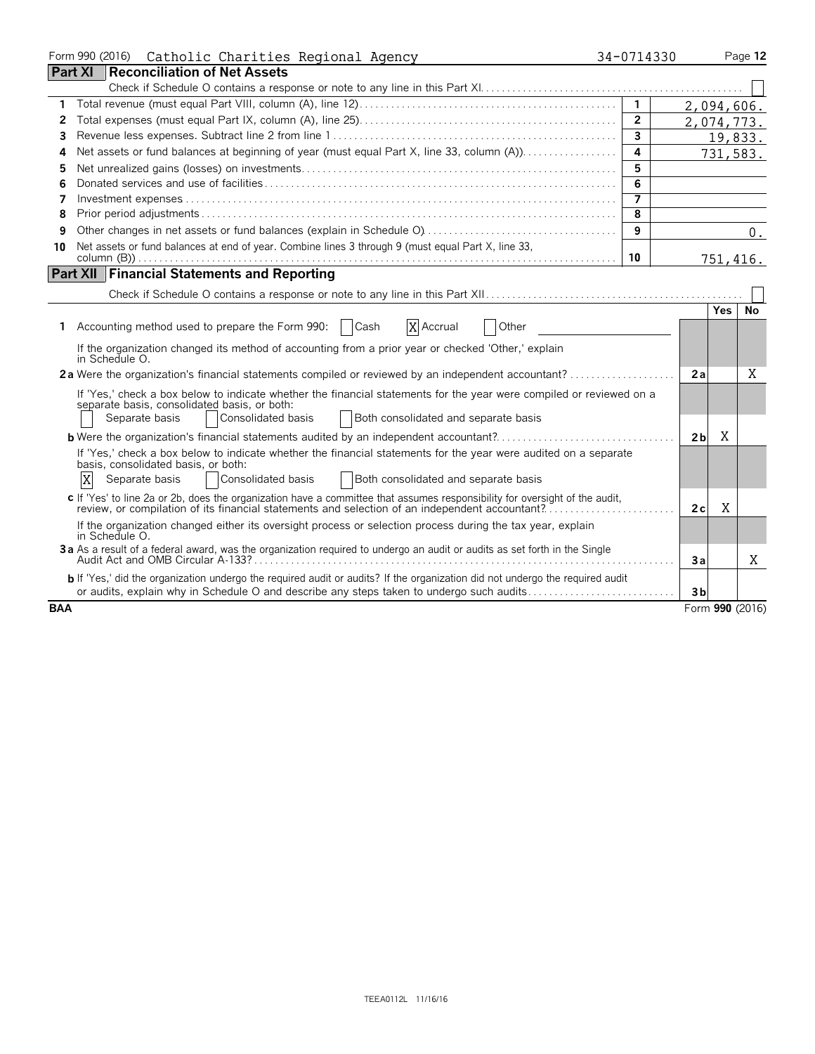Form 990 (2016) Catholic Charities Regional Agency 34-0714330 Page 12

## Part XI Reconciliation of Net Assets

Check if Schedule O contains a response or note to any line in this Part XI. ☐

| | | | |
|---|---|---|---|
| 1 | Total revenue (must equal Part VIII, column (A), line 12) | 1 | 2,094,606. |
| 2 | Total expenses (must equal Part IX, column (A), line 25) | 2 | 2,074,773. |
| 3 | Revenue less expenses. Subtract line 2 from line 1 | 3 | 19,833. |
| 4 | Net assets or fund balances at beginning of year (must equal Part X, line 33, column (A)) | 4 | 731,583. |
| 5 | Net unrealized gains (losses) on investments | 5 | |
| 6 | Donated services and use of facilities | 6 | |
| 7 | Investment expenses | 7 | |
| 8 | Prior period adjustments | 8 | |
| 9 | Other changes in net assets or fund balances (explain in Schedule O) | 9 | 0. |
| 10 | Net assets or fund balances at end of year. Combine lines 3 through 9 (must equal Part X, line 33, column (B)) | 10 | 751,416. |

## Part XII Financial Statements and Reporting

Check if Schedule O contains a response or note to any line in this Part XII ☐

| | | | Yes | No |
|---|---|---|---|---|
| 1 | Accounting method used to prepare the Form 990: ☐ Cash ☒ Accrual ☐ Other | | | |
| | If the organization changed its method of accounting from a prior year or checked 'Other,' explain in Schedule O. | | | |
| 2a | Were the organization's financial statements compiled or reviewed by an independent accountant? | 2a | | X |
| | If 'Yes,' check a box below to indicate whether the financial statements for the year were compiled or reviewed on a separate basis, consolidated basis, or both: ☐ Separate basis ☐ Consolidated basis ☐ Both consolidated and separate basis | | | |
| b | Were the organization's financial statements audited by an independent accountant? | 2b | X | |
| | If 'Yes,' check a box below to indicate whether the financial statements for the year were audited on a separate basis, consolidated basis, or both: ☒ Separate basis ☐ Consolidated basis ☐ Both consolidated and separate basis | | | |
| c | If 'Yes' to line 2a or 2b, does the organization have a committee that assumes responsibility for oversight of the audit, review, or compilation of its financial statements and selection of an independent accountant? | 2c | X | |
| | If the organization changed either its oversight process or selection process during the tax year, explain in Schedule O. | | | |
| 3a | As a result of a federal award, was the organization required to undergo an audit or audits as set forth in the Single Audit Act and OMB Circular A-133? | 3a | | X |
| b | If 'Yes,' did the organization undergo the required audit or audits? If the organization did not undergo the required audit or audits, explain why in Schedule O and describe any steps taken to undergo such audits | 3b | | |

BAA Form 990 (2016)

TEEA0112L 11/16/16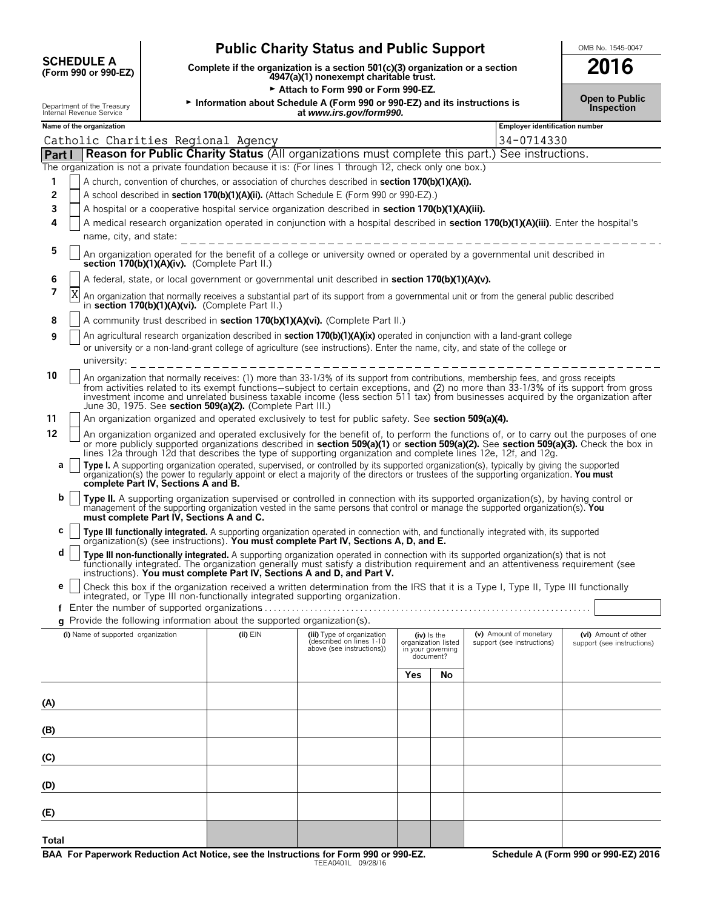**SCHEDULE A (Form 990 or 990-EZ)**

Department of the Treasury
Internal Revenue Service

# Public Charity Status and Public Support

**Complete if the organization is a section 501(c)(3) organization or a section 4947(a)(1) nonexempt charitable trust.**

► **Attach to Form 990 or Form 990-EZ.**

► **Information about Schedule A (Form 990 or 990-EZ) and its instructions is at *www.irs.gov/form990*.**

OMB No. 1545-0047

**2016**

**Open to Public Inspection**

**Name of the organization**
Catholic Charities Regional Agency

**Employer identification number**
34-0714330

## Part I — Reason for Public Charity Status (All organizations must complete this part.) See instructions.

The organization is not a private foundation because it is: (For lines 1 through 12, check only one box.)

1. [ ] A church, convention of churches, or association of churches described in **section 170(b)(1)(A)(i).**
2. [ ] A school described in **section 170(b)(1)(A)(ii).** (Attach Schedule E (Form 990 or 990-EZ).)
3. [ ] A hospital or a cooperative hospital service organization described in **section 170(b)(1)(A)(iii).**
4. [ ] A medical research organization operated in conjunction with a hospital described in **section 170(b)(1)(A)(iii)**. Enter the hospital's name, city, and state:
5. [ ] An organization operated for the benefit of a college or university owned or operated by a governmental unit described in **section 170(b)(1)(A)(iv).** (Complete Part II.)
6. [ ] A federal, state, or local government or governmental unit described in **section 170(b)(1)(A)(v).**
7. [X] An organization that normally receives a substantial part of its support from a governmental unit or from the general public described in **section 170(b)(1)(A)(vi).** (Complete Part II.)
8. [ ] A community trust described in **section 170(b)(1)(A)(vi).** (Complete Part II.)
9. [ ] An agricultural research organization described in **section 170(b)(1)(A)(ix)** operated in conjunction with a land-grant college or university or a non-land-grant college of agriculture (see instructions). Enter the name, city, and state of the college or university:
10. [ ] An organization that normally receives: (1) more than 33-1/3% of its support from contributions, membership fees, and gross receipts from activities related to its exempt functions—subject to certain exceptions, and (2) no more than 33-1/3% of its support from gross investment income and unrelated business taxable income (less section 511 tax) from businesses acquired by the organization after June 30, 1975. See **section 509(a)(2).** (Complete Part III.)
11. [ ] An organization organized and operated exclusively to test for public safety. See **section 509(a)(4).**
12. [ ] An organization organized and operated exclusively for the benefit of, to perform the functions of, or to carry out the purposes of one or more publicly supported organizations described in **section 509(a)(1)** or **section 509(a)(2).** See **section 509(a)(3).** Check the box in lines 12a through 12d that describes the type of supporting organization and complete lines 12e, 12f, and 12g.
   - **a** [ ] **Type I.** A supporting organization operated, supervised, or controlled by its supported organization(s), typically by giving the supported organization(s) the power to regularly appoint or elect a majority of the directors or trustees of the supporting organization. **You must complete Part IV, Sections A and B.**
   - **b** [ ] **Type II.** A supporting organization supervised or controlled in connection with its supported organization(s), by having control or management of the supporting organization vested in the same persons that control or manage the supported organization(s). **You must complete Part IV, Sections A and C.**
   - **c** [ ] **Type III functionally integrated.** A supporting organization operated in connection with, and functionally integrated with, its supported organization(s) (see instructions). **You must complete Part IV, Sections A, D, and E.**
   - **d** [ ] **Type III non-functionally integrated.** A supporting organization operated in connection with its supported organization(s) that is not functionally integrated. The organization generally must satisfy a distribution requirement and an attentiveness requirement (see instructions). **You must complete Part IV, Sections A and D, and Part V.**
   - **e** [ ] Check this box if the organization received a written determination from the IRS that it is a Type I, Type II, Type III functionally integrated, or Type III non-functionally integrated supporting organization.
   - **f** Enter the number of supported organizations
   - **g** Provide the following information about the supported organization(s).

| (i) Name of supported organization | (ii) EIN | (iii) Type of organization (described on lines 1-10 above (see instructions)) | (iv) Is the organization listed in your governing document? Yes | No | (v) Amount of monetary support (see instructions) | (vi) Amount of other support (see instructions) |
|---|---|---|---|---|---|---|
| (A) | | | | | | |
| (B) | | | | | | |
| (C) | | | | | | |
| (D) | | | | | | |
| (E) | | | | | | |
| Total | | | | | | |

**BAA For Paperwork Reduction Act Notice, see the Instructions for Form 990 or 990-EZ.** TEEA0401L 09/28/16 **Schedule A (Form 990 or 990-EZ) 2016**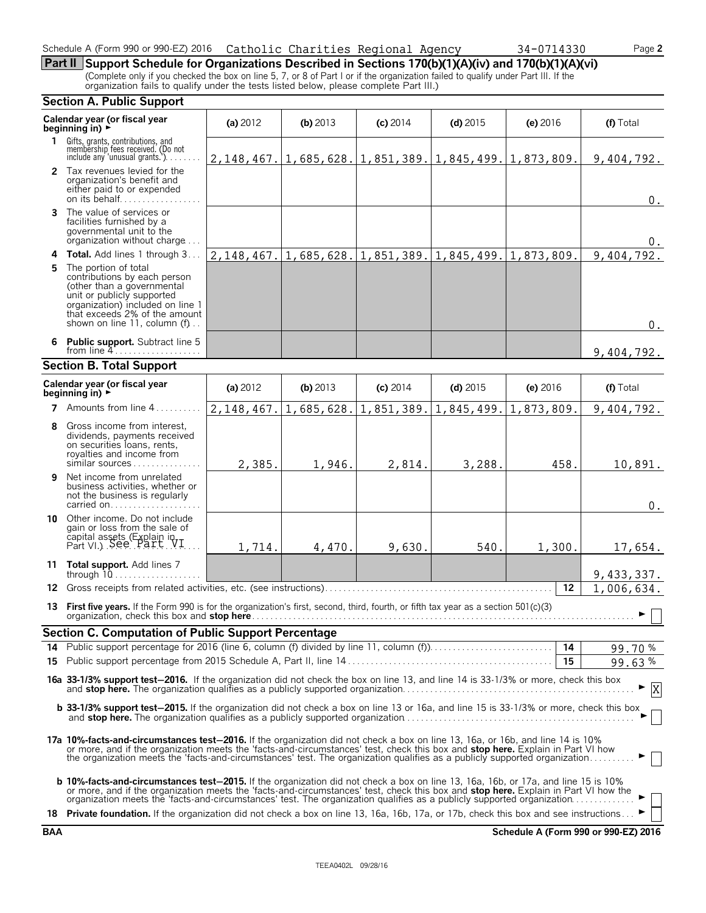Schedule A (Form 990 or 990-EZ) 2016 Catholic Charities Regional Agency 34-0714330 Page **2**

## Part II Support Schedule for Organizations Described in Sections 170(b)(1)(A)(iv) and 170(b)(1)(A)(vi)

(Complete only if you checked the box on line 5, 7, or 8 of Part I or if the organization failed to qualify under Part III. If the organization fails to qualify under the tests listed below, please complete Part III.)

### Section A. Public Support

| Calendar year (or fiscal year beginning in) ► | (a) 2012 | (b) 2013 | (c) 2014 | (d) 2015 | (e) 2016 | (f) Total |
|---|---|---|---|---|---|---|
| **1** Gifts, grants, contributions, and membership fees received. (Do not include any 'unusual grants.') | 2,148,467. | 1,685,628. | 1,851,389. | 1,845,499. | 1,873,809. | 9,404,792. |
| **2** Tax revenues levied for the organization's benefit and either paid to or expended on its behalf | | | | | | 0. |
| **3** The value of services or facilities furnished by a governmental unit to the organization without charge | | | | | | 0. |
| **4 Total.** Add lines 1 through 3 | 2,148,467. | 1,685,628. | 1,851,389. | 1,845,499. | 1,873,809. | 9,404,792. |
| **5** The portion of total contributions by each person (other than a governmental unit or publicly supported organization) included on line 1 that exceeds 2% of the amount shown on line 11, column (f) | | | | | | 0. |
| **6 Public support.** Subtract line 5 from line 4 | | | | | | 9,404,792. |

### Section B. Total Support

| Calendar year (or fiscal year beginning in) ► | (a) 2012 | (b) 2013 | (c) 2014 | (d) 2015 | (e) 2016 | (f) Total |
|---|---|---|---|---|---|---|
| **7** Amounts from line 4 | 2,148,467. | 1,685,628. | 1,851,389. | 1,845,499. | 1,873,809. | 9,404,792. |
| **8** Gross income from interest, dividends, payments received on securities loans, rents, royalties and income from similar sources | 2,385. | 1,946. | 2,814. | 3,288. | 458. | 10,891. |
| **9** Net income from unrelated business activities, whether or not the business is regularly carried on | | | | | | 0. |
| **10** Other income. Do not include gain or loss from the sale of capital assets (Explain in Part VI.) See Part VI | 1,714. | 4,470. | 9,630. | 540. | 1,300. | 17,654. |
| **11 Total support.** Add lines 7 through 10 | | | | | | 9,433,337. |

**12** Gross receipts from related activities, etc. (see instructions) **12** 1,006,634.

**13 First five years.** If the Form 990 is for the organization's first, second, third, fourth, or fifth tax year as a section 501(c)(3) organization, check this box and **stop here** ► ☐

### Section C. Computation of Public Support Percentage

**14** Public support percentage for 2016 (line 6, column (f) divided by line 11, column (f)) **14** 99.70 %

**15** Public support percentage from 2015 Schedule A, Part II, line 14 **15** 99.63 %

**16a 33-1/3% support test—2016.** If the organization did not check the box on line 13, and line 14 is 33-1/3% or more, check this box and **stop here.** The organization qualifies as a publicly supported organization ► ☒

**b 33-1/3% support test—2015.** If the organization did not check a box on line 13 or 16a, and line 15 is 33-1/3% or more, check this box and **stop here.** The organization qualifies as a publicly supported organization ► ☐

**17a 10%-facts-and-circumstances test—2016.** If the organization did not check a box on line 13, 16a, or 16b, and line 14 is 10% or more, and if the organization meets the 'facts-and-circumstances' test, check this box and **stop here.** Explain in Part VI how the organization meets the 'facts-and-circumstances' test. The organization qualifies as a publicly supported organization ► ☐

**b 10%-facts-and-circumstances test—2015.** If the organization did not check a box on line 13, 16a, 16b, or 17a, and line 15 is 10% or more, and if the organization meets the 'facts-and-circumstances' test, check this box and **stop here.** Explain in Part VI how the organization meets the 'facts-and-circumstances' test. The organization qualifies as a publicly supported organization ► ☐

**18 Private foundation.** If the organization did not check a box on line 13, 16a, 16b, 17a, or 17b, check this box and see instructions ► ☐

**BAA** **Schedule A (Form 990 or 990-EZ) 2016**

TEEA0402L 09/28/16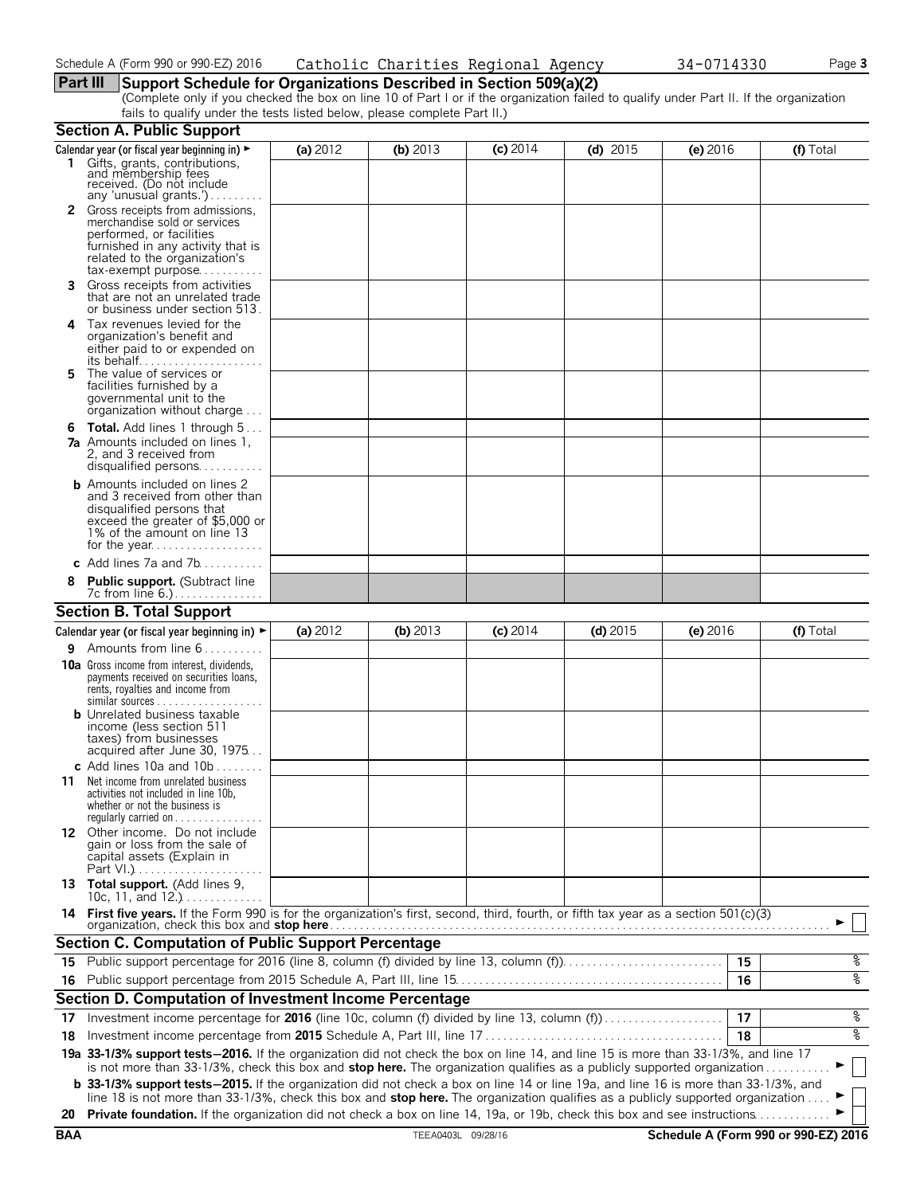Schedule A (Form 990 or 990-EZ) 2016 Catholic Charities Regional Agency 34-0714330

## Part III Support Schedule for Organizations Described in Section 509(a)(2)

(Complete only if you checked the box on line 10 of Part I or if the organization failed to qualify under Part II. If the organization fails to qualify under the tests listed below, please complete Part II.)

### Section A. Public Support

| Calendar year (or fiscal year beginning in) ► | (a) 2012 | (b) 2013 | (c) 2014 | (d) 2015 | (e) 2016 | (f) Total |
|---|---|---|---|---|---|---|
| **1** Gifts, grants, contributions, and membership fees received. (Do not include any 'unusual grants.') | | | | | | |
| **2** Gross receipts from admissions, merchandise sold or services performed, or facilities furnished in any activity that is related to the organization's tax-exempt purpose | | | | | | |
| **3** Gross receipts from activities that are not an unrelated trade or business under section 513 | | | | | | |
| **4** Tax revenues levied for the organization's benefit and either paid to or expended on its behalf | | | | | | |
| **5** The value of services or facilities furnished by a governmental unit to the organization without charge | | | | | | |
| **6 Total.** Add lines 1 through 5 | | | | | | |
| **7a** Amounts included on lines 1, 2, and 3 received from disqualified persons | | | | | | |
| **b** Amounts included on lines 2 and 3 received from other than disqualified persons that exceed the greater of $5,000 or 1% of the amount on line 13 for the year | | | | | | |
| **c** Add lines 7a and 7b | | | | | | |
| **8 Public support.** (Subtract line 7c from line 6.) | | | | | | |

### Section B. Total Support

| Calendar year (or fiscal year beginning in) ► | (a) 2012 | (b) 2013 | (c) 2014 | (d) 2015 | (e) 2016 | (f) Total |
|---|---|---|---|---|---|---|
| **9** Amounts from line 6 | | | | | | |
| **10a** Gross income from interest, dividends, payments received on securities loans, rents, royalties and income from similar sources | | | | | | |
| **b** Unrelated business taxable income (less section 511 taxes) from businesses acquired after June 30, 1975 | | | | | | |
| **c** Add lines 10a and 10b | | | | | | |
| **11** Net income from unrelated business activities not included in line 10b, whether or not the business is regularly carried on | | | | | | |
| **12** Other income. Do not include gain or loss from the sale of capital assets (Explain in Part VI.) | | | | | | |
| **13 Total support.** (Add lines 9, 10c, 11, and 12.) | | | | | | |

**14 First five years.** If the Form 990 is for the organization's first, second, third, fourth, or fifth tax year as a section 501(c)(3) organization, check this box and **stop here** ► ☐

### Section C. Computation of Public Support Percentage

| | | | |
|---|---|---|---|
| **15** | Public support percentage for 2016 (line 8, column (f) divided by line 13, column (f)) | 15 | % |
| **16** | Public support percentage from 2015 Schedule A, Part III, line 15 | 16 | % |

### Section D. Computation of Investment Income Percentage

| | | | |
|---|---|---|---|
| **17** | Investment income percentage for **2016** (line 10c, column (f) divided by line 13, column (f)) | 17 | % |
| **18** | Investment income percentage from **2015** Schedule A, Part III, line 17 | 18 | % |

**19a 33-1/3% support tests—2016.** If the organization did not check the box on line 14, and line 15 is more than 33-1/3%, and line 17 is not more than 33-1/3%, check this box and **stop here.** The organization qualifies as a publicly supported organization ► ☐

**b 33-1/3% support tests—2015.** If the organization did not check a box on line 14 or line 19a, and line 16 is more than 33-1/3%, and line 18 is not more than 33-1/3%, check this box and **stop here.** The organization qualifies as a publicly supported organization ► ☐

**20 Private foundation.** If the organization did not check a box on line 14, 19a, or 19b, check this box and see instructions ► ☐

BAA TEEA0403L 09/28/16 Schedule A (Form 990 or 990-EZ) 2016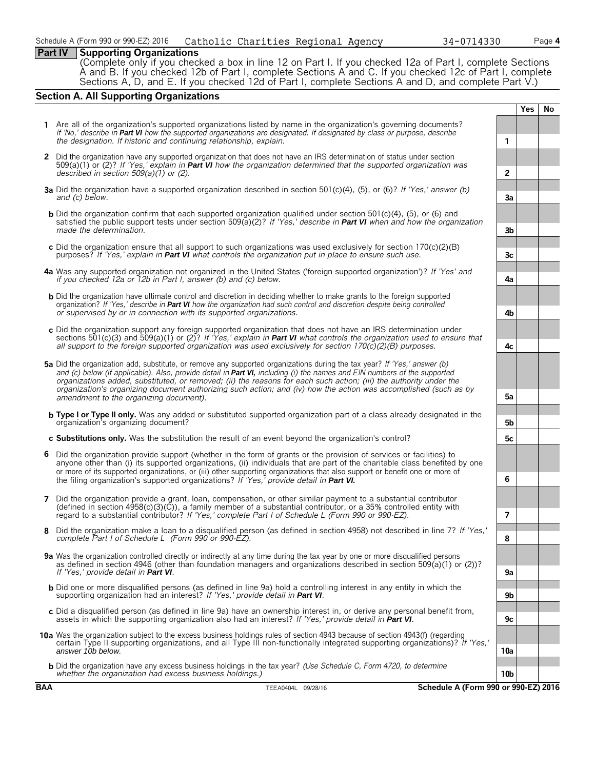Schedule A (Form 990 or 990-EZ) 2016 Catholic Charities Regional Agency 34-0714330

## Part IV Supporting Organizations

(Complete only if you checked a box in line 12 on Part I. If you checked 12a of Part I, complete Sections A and B. If you checked 12b of Part I, complete Sections A and C. If you checked 12c of Part I, complete Sections A, D, and E. If you checked 12d of Part I, complete Sections A and D, and complete Part V.)

### Section A. All Supporting Organizations

| | | | Yes | No |
|---|---|---|---|---|
| **1** | Are all of the organization's supported organizations listed by name in the organization's governing documents? *If 'No,' describe in **Part VI** how the supported organizations are designated. If designated by class or purpose, describe the designation. If historic and continuing relationship, explain.* | 1 | | |
| **2** | Did the organization have any supported organization that does not have an IRS determination of status under section 509(a)(1) or (2)? *If 'Yes,' explain in **Part VI** how the organization determined that the supported organization was described in section 509(a)(1) or (2).* | 2 | | |
| **3a** | Did the organization have a supported organization described in section 501(c)(4), (5), or (6)? *If 'Yes,' answer (b) and (c) below.* | 3a | | |
| **b** | Did the organization confirm that each supported organization qualified under section 501(c)(4), (5), or (6) and satisfied the public support tests under section 509(a)(2)? *If 'Yes,' describe in **Part VI** when and how the organization made the determination.* | 3b | | |
| **c** | Did the organization ensure that all support to such organizations was used exclusively for section 170(c)(2)(B) purposes? *If 'Yes,' explain in **Part VI** what controls the organization put in place to ensure such use.* | 3c | | |
| **4a** | Was any supported organization not organized in the United States ('foreign supported organization')? *If 'Yes' and if you checked 12a or 12b in Part I, answer (b) and (c) below.* | 4a | | |
| **b** | Did the organization have ultimate control and discretion in deciding whether to make grants to the foreign supported organization? *If 'Yes,' describe in **Part VI** how the organization had such control and discretion despite being controlled or supervised by or in connection with its supported organizations.* | 4b | | |
| **c** | Did the organization support any foreign supported organization that does not have an IRS determination under sections 501(c)(3) and 509(a)(1) or (2)? *If 'Yes,' explain in **Part VI** what controls the organization used to ensure that all support to the foreign supported organization was used exclusively for section 170(c)(2)(B) purposes.* | 4c | | |
| **5a** | Did the organization add, substitute, or remove any supported organizations during the tax year? *If 'Yes,' answer (b) and (c) below (if applicable). Also, provide detail in **Part VI,** including (i) the names and EIN numbers of the supported organizations added, substituted, or removed; (ii) the reasons for each such action; (iii) the authority under the organization's organizing document authorizing such action; and (iv) how the action was accomplished (such as by amendment to the organizing document).* | 5a | | |
| **b** | **Type I or Type II only.** Was any added or substituted supported organization part of a class already designated in the organization's organizing document? | 5b | | |
| **c** | **Substitutions only.** Was the substitution the result of an event beyond the organization's control? | 5c | | |
| **6** | Did the organization provide support (whether in the form of grants or the provision of services or facilities) to anyone other than (i) its supported organizations, (ii) individuals that are part of the charitable class benefited by one or more of its supported organizations, or (iii) other supporting organizations that also support or benefit one or more of the filing organization's supported organizations? *If 'Yes,' provide detail in **Part VI.*** | 6 | | |
| **7** | Did the organization provide a grant, loan, compensation, or other similar payment to a substantial contributor (defined in section 4958(c)(3)(C)), a family member of a substantial contributor, or a 35% controlled entity with regard to a substantial contributor? *If 'Yes,' complete Part I of Schedule L (Form 990 or 990-EZ).* | 7 | | |
| **8** | Did the organization make a loan to a disqualified person (as defined in section 4958) not described in line 7? *If 'Yes,' complete Part I of Schedule L (Form 990 or 990-EZ).* | 8 | | |
| **9a** | Was the organization controlled directly or indirectly at any time during the tax year by one or more disqualified persons as defined in section 4946 (other than foundation managers and organizations described in section 509(a)(1) or (2))? *If 'Yes,' provide detail in **Part VI**.* | 9a | | |
| **b** | Did one or more disqualified persons (as defined in line 9a) hold a controlling interest in any entity in which the supporting organization had an interest? *If 'Yes,' provide detail in **Part VI**.* | 9b | | |
| **c** | Did a disqualified person (as defined in line 9a) have an ownership interest in, or derive any personal benefit from, assets in which the supporting organization also had an interest? *If 'Yes,' provide detail in **Part VI**.* | 9c | | |
| **10a** | Was the organization subject to the excess business holdings rules of section 4943 because of section 4943(f) (regarding certain Type II supporting organizations, and all Type III non-functionally integrated supporting organizations)? *If 'Yes,' answer 10b below.* | 10a | | |
| **b** | Did the organization have any excess business holdings in the tax year? *(Use Schedule C, Form 4720, to determine whether the organization had excess business holdings.)* | 10b | | |

**BAA** TEEA0404L 09/28/16 **Schedule A (Form 990 or 990-EZ) 2016**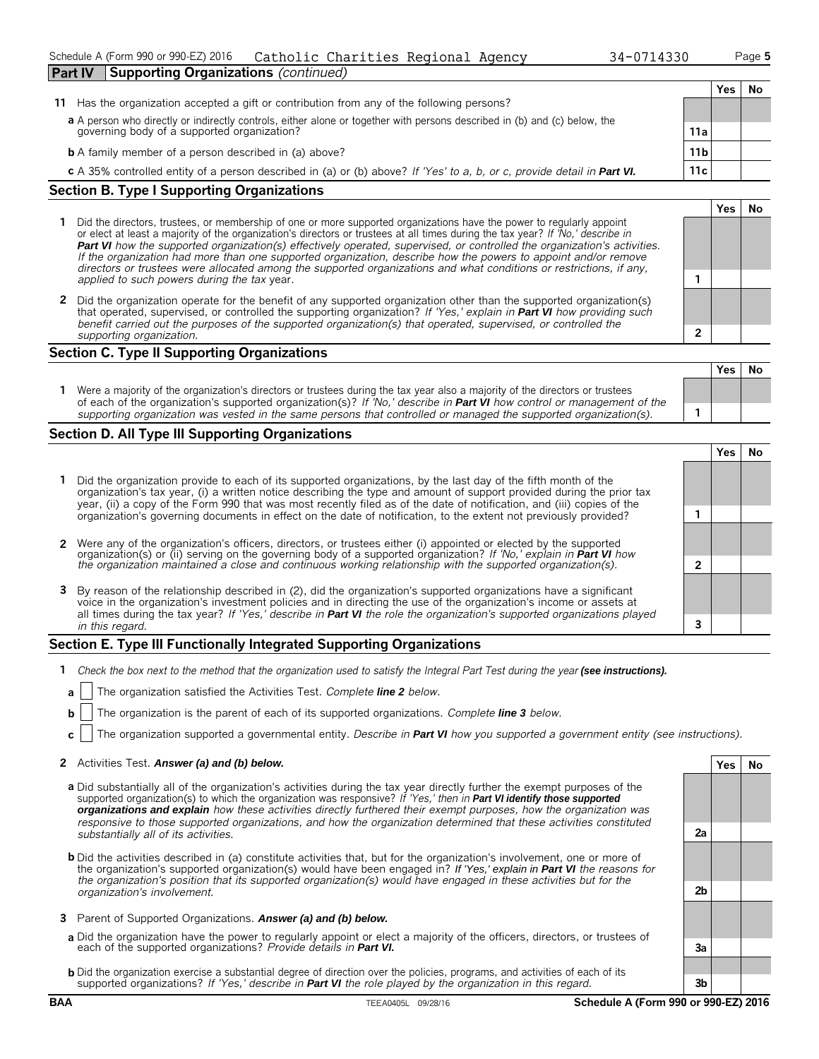Schedule A (Form 990 or 990-EZ) 2016 Catholic Charities Regional Agency 34-0714330 Page 5

## Part IV Supporting Organizations *(continued)*

| | | | Yes | No |
|---|---|---|---|---|
| **11** | Has the organization accepted a gift or contribution from any of the following persons? | | | |
| **a** | A person who directly or indirectly controls, either alone or together with persons described in (b) and (c) below, the governing body of a supported organization? | 11a | | |
| **b** | A family member of a person described in (a) above? | 11b | | |
| **c** | A 35% controlled entity of a person described in (a) or (b) above? *If 'Yes' to a, b, or c, provide detail in **Part VI.*** | 11c | | |

### Section B. Type I Supporting Organizations

| | | | Yes | No |
|---|---|---|---|---|
| **1** | Did the directors, trustees, or membership of one or more supported organizations have the power to regularly appoint or elect at least a majority of the organization's directors or trustees at all times during the tax year? *If 'No,' describe in **Part VI** how the supported organization(s) effectively operated, supervised, or controlled the organization's activities. If the organization had more than one supported organization, describe how the powers to appoint and/or remove directors or trustees were allocated among the supported organizations and what conditions or restrictions, if any, applied to such powers during the tax* year. | 1 | | |
| **2** | Did the organization operate for the benefit of any supported organization other than the supported organization(s) that operated, supervised, or controlled the supporting organization? *If 'Yes,' explain in **Part VI** how providing such benefit carried out the purposes of the supported organization(s) that operated, supervised, or controlled the supporting organization.* | 2 | | |

### Section C. Type II Supporting Organizations

| | | | Yes | No |
|---|---|---|---|---|
| **1** | Were a majority of the organization's directors or trustees during the tax year also a majority of the directors or trustees of each of the organization's supported organization(s)? *If 'No,' describe in **Part VI** how control or management of the supporting organization was vested in the same persons that controlled or managed the supported organization(s).* | 1 | | |

### Section D. All Type III Supporting Organizations

| | | | Yes | No |
|---|---|---|---|---|
| **1** | Did the organization provide to each of its supported organizations, by the last day of the fifth month of the organization's tax year, (i) a written notice describing the type and amount of support provided during the prior tax year, (ii) a copy of the Form 990 that was most recently filed as of the date of notification, and (iii) copies of the organization's governing documents in effect on the date of notification, to the extent not previously provided? | 1 | | |
| **2** | Were any of the organization's officers, directors, or trustees either (i) appointed or elected by the supported organization(s) or (ii) serving on the governing body of a supported organization? *If 'No,' explain in **Part VI** how the organization maintained a close and continuous working relationship with the supported organization(s).* | 2 | | |
| **3** | By reason of the relationship described in (2), did the organization's supported organizations have a significant voice in the organization's investment policies and in directing the use of the organization's income or assets at all times during the tax year? *If 'Yes,' describe in **Part VI** the role the organization's supported organizations played in this regard.* | 3 | | |

### Section E. Type III Functionally Integrated Supporting Organizations

**1** *Check the box next to the method that the organization used to satisfy the Integral Part Test during the year **(see instructions).***

**a** ☐ The organization satisfied the Activities Test. *Complete **line 2** below.*

**b** ☐ The organization is the parent of each of its supported organizations. *Complete **line 3** below.*

**c** ☐ The organization supported a governmental entity. *Describe in **Part VI** how you supported a government entity (see instructions).*

| | | | Yes | No |
|---|---|---|---|---|
| **2** | Activities Test. ***Answer (a) and (b) below.*** | | | |
| **a** | Did substantially all of the organization's activities during the tax year directly further the exempt purposes of the supported organization(s) to which the organization was responsive? *If 'Yes,' then in **Part VI identify those supported organizations and explain** how these activities directly furthered their exempt purposes, how the organization was responsive to those supported organizations, and how the organization determined that these activities constituted substantially all of its activities.* | 2a | | |
| **b** | Did the activities described in (a) constitute activities that, but for the organization's involvement, one or more of the organization's supported organization(s) would have been engaged in? ***If 'Yes,' explain in Part VI** the reasons for the organization's position that its supported organization(s) would have engaged in these activities but for the organization's involvement.* | 2b | | |
| **3** | Parent of Supported Organizations. ***Answer (a) and (b) below.*** | | | |
| **a** | Did the organization have the power to regularly appoint or elect a majority of the officers, directors, or trustees of each of the supported organizations? *Provide details in **Part VI.*** | 3a | | |
| **b** | Did the organization exercise a substantial degree of direction over the policies, programs, and activities of each of its supported organizations? *If 'Yes,' describe in **Part VI** the role played by the organization in this regard.* | 3b | | |

BAA TEEA0405L 09/28/16 **Schedule A (Form 990 or 990-EZ) 2016**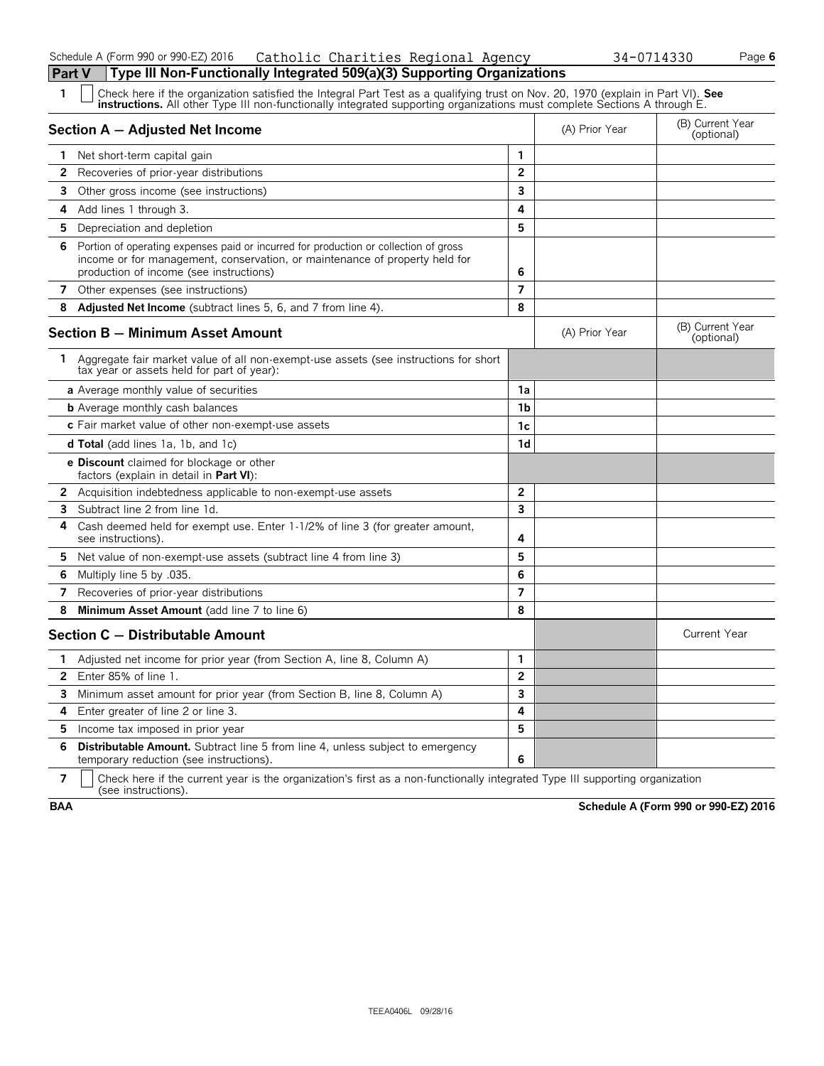Schedule A (Form 990 or 990-EZ) 2016 Catholic Charities Regional Agency 34-0714330

## Part V Type III Non-Functionally Integrated 509(a)(3) Supporting Organizations

**1** ☐ Check here if the organization satisfied the Integral Part Test as a qualifying trust on Nov. 20, 1970 (explain in Part VI). **See instructions.** All other Type III non-functionally integrated supporting organizations must complete Sections A through E.

| Section A — Adjusted Net Income | | (A) Prior Year | (B) Current Year (optional) |
|---|---|---|---|
| 1 Net short-term capital gain | 1 | | |
| 2 Recoveries of prior-year distributions | 2 | | |
| 3 Other gross income (see instructions) | 3 | | |
| 4 Add lines 1 through 3. | 4 | | |
| 5 Depreciation and depletion | 5 | | |
| 6 Portion of operating expenses paid or incurred for production or collection of gross income or for management, conservation, or maintenance of property held for production of income (see instructions) | 6 | | |
| 7 Other expenses (see instructions) | 7 | | |
| 8 **Adjusted Net Income** (subtract lines 5, 6, and 7 from line 4). | 8 | | |

| Section B — Minimum Asset Amount | | (A) Prior Year | (B) Current Year (optional) |
|---|---|---|---|
| 1 Aggregate fair market value of all non-exempt-use assets (see instructions for short tax year or assets held for part of year): | | | |
| a Average monthly value of securities | 1a | | |
| b Average monthly cash balances | 1b | | |
| c Fair market value of other non-exempt-use assets | 1c | | |
| d **Total** (add lines 1a, 1b, and 1c) | 1d | | |
| e **Discount** claimed for blockage or other factors (explain in detail in **Part VI**): | | | |
| 2 Acquisition indebtedness applicable to non-exempt-use assets | 2 | | |
| 3 Subtract line 2 from line 1d. | 3 | | |
| 4 Cash deemed held for exempt use. Enter 1-1/2% of line 3 (for greater amount, see instructions). | 4 | | |
| 5 Net value of non-exempt-use assets (subtract line 4 from line 3) | 5 | | |
| 6 Multiply line 5 by .035. | 6 | | |
| 7 Recoveries of prior-year distributions | 7 | | |
| 8 **Minimum Asset Amount** (add line 7 to line 6) | 8 | | |

| Section C — Distributable Amount | | | Current Year |
|---|---|---|---|
| 1 Adjusted net income for prior year (from Section A, line 8, Column A) | 1 | | |
| 2 Enter 85% of line 1. | 2 | | |
| 3 Minimum asset amount for prior year (from Section B, line 8, Column A) | 3 | | |
| 4 Enter greater of line 2 or line 3. | 4 | | |
| 5 Income tax imposed in prior year | 5 | | |
| 6 **Distributable Amount.** Subtract line 5 from line 4, unless subject to emergency temporary reduction (see instructions). | 6 | | |

**7** ☐ Check here if the current year is the organization's first as a non-functionally integrated Type III supporting organization (see instructions).

BAA Schedule A (Form 990 or 990-EZ) 2016

TEEA0406L 09/28/16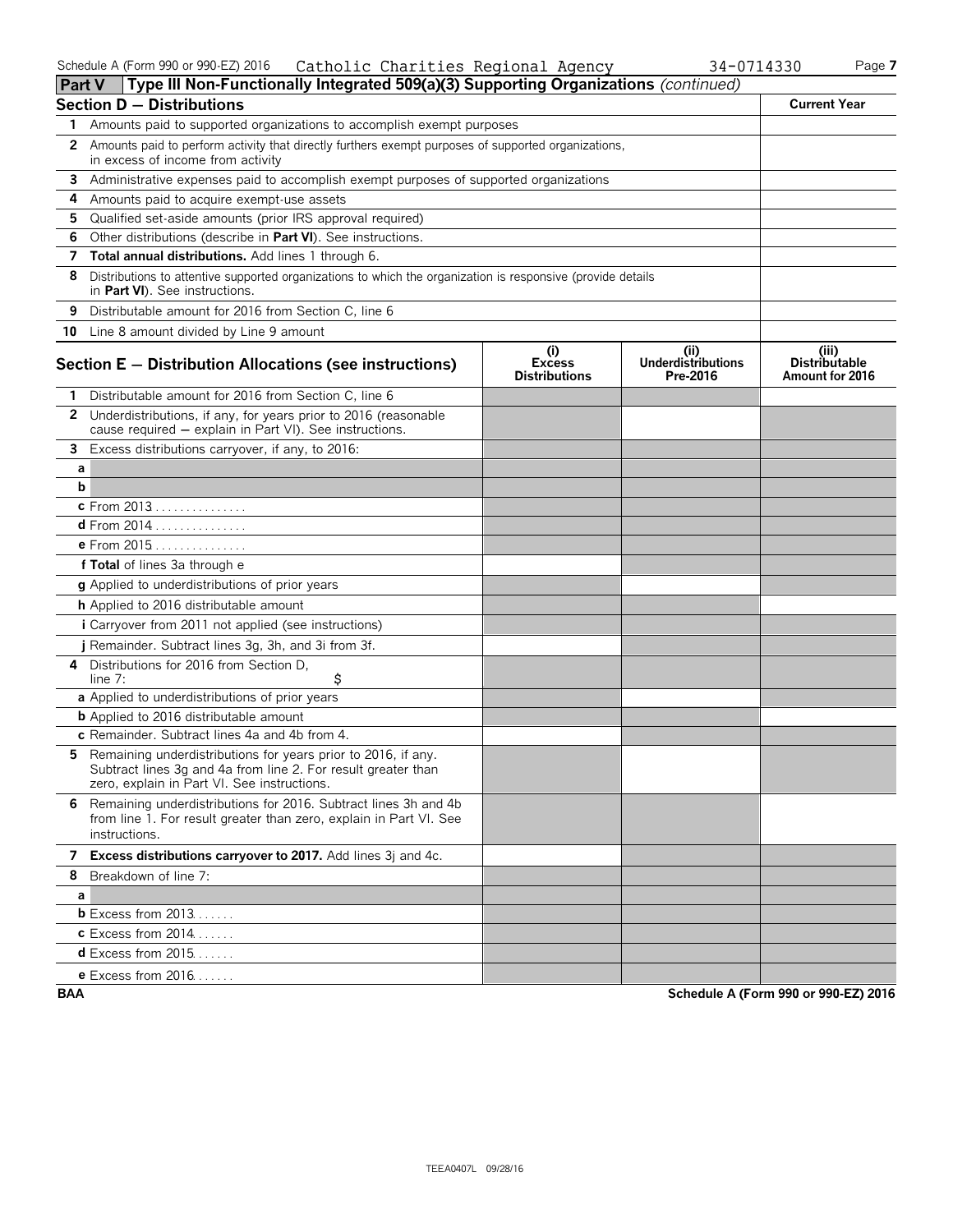Schedule A (Form 990 or 990-EZ) 2016 Catholic Charities Regional Agency 34-0714330

## Part V Type III Non-Functionally Integrated 509(a)(3) Supporting Organizations *(continued)*

| **Section D — Distributions** | **Current Year** |
|---|---|
| **1** Amounts paid to supported organizations to accomplish exempt purposes | |
| **2** Amounts paid to perform activity that directly furthers exempt purposes of supported organizations, in excess of income from activity | |
| **3** Administrative expenses paid to accomplish exempt purposes of supported organizations | |
| **4** Amounts paid to acquire exempt-use assets | |
| **5** Qualified set-aside amounts (prior IRS approval required) | |
| **6** Other distributions (describe in **Part VI**). See instructions. | |
| **7** **Total annual distributions.** Add lines 1 through 6. | |
| **8** Distributions to attentive supported organizations to which the organization is responsive (provide details in **Part VI**). See instructions. | |
| **9** Distributable amount for 2016 from Section C, line 6 | |
| **10** Line 8 amount divided by Line 9 amount | |

| **Section E — Distribution Allocations (see instructions)** | **(i) Excess Distributions** | **(ii) Underdistributions Pre-2016** | **(iii) Distributable Amount for 2016** |
|---|---|---|---|
| **1** Distributable amount for 2016 from Section C, line 6 | | | |
| **2** Underdistributions, if any, for years prior to 2016 (reasonable cause required — explain in Part VI). See instructions. | | | |
| **3** Excess distributions carryover, if any, to 2016: | | | |
| **a** | | | |
| **b** | | | |
| **c** From 2013 | | | |
| **d** From 2014 | | | |
| **e** From 2015 | | | |
| **f Total** of lines 3a through e | | | |
| **g** Applied to underdistributions of prior years | | | |
| **h** Applied to 2016 distributable amount | | | |
| **i** Carryover from 2011 not applied (see instructions) | | | |
| **j** Remainder. Subtract lines 3g, 3h, and 3i from 3f. | | | |
| **4** Distributions for 2016 from Section D, line 7: $ | | | |
| **a** Applied to underdistributions of prior years | | | |
| **b** Applied to 2016 distributable amount | | | |
| **c** Remainder. Subtract lines 4a and 4b from 4. | | | |
| **5** Remaining underdistributions for years prior to 2016, if any. Subtract lines 3g and 4a from line 2. For result greater than zero, explain in Part VI. See instructions. | | | |
| **6** Remaining underdistributions for 2016. Subtract lines 3h and 4b from line 1. For result greater than zero, explain in Part VI. See instructions. | | | |
| **7** **Excess distributions carryover to 2017.** Add lines 3j and 4c. | | | |
| **8** Breakdown of line 7: | | | |
| **a** | | | |
| **b** Excess from 2013 | | | |
| **c** Excess from 2014 | | | |
| **d** Excess from 2015 | | | |
| **e** Excess from 2016 | | | |

BAA Schedule A (Form 990 or 990-EZ) 2016

TEEA0407L 09/28/16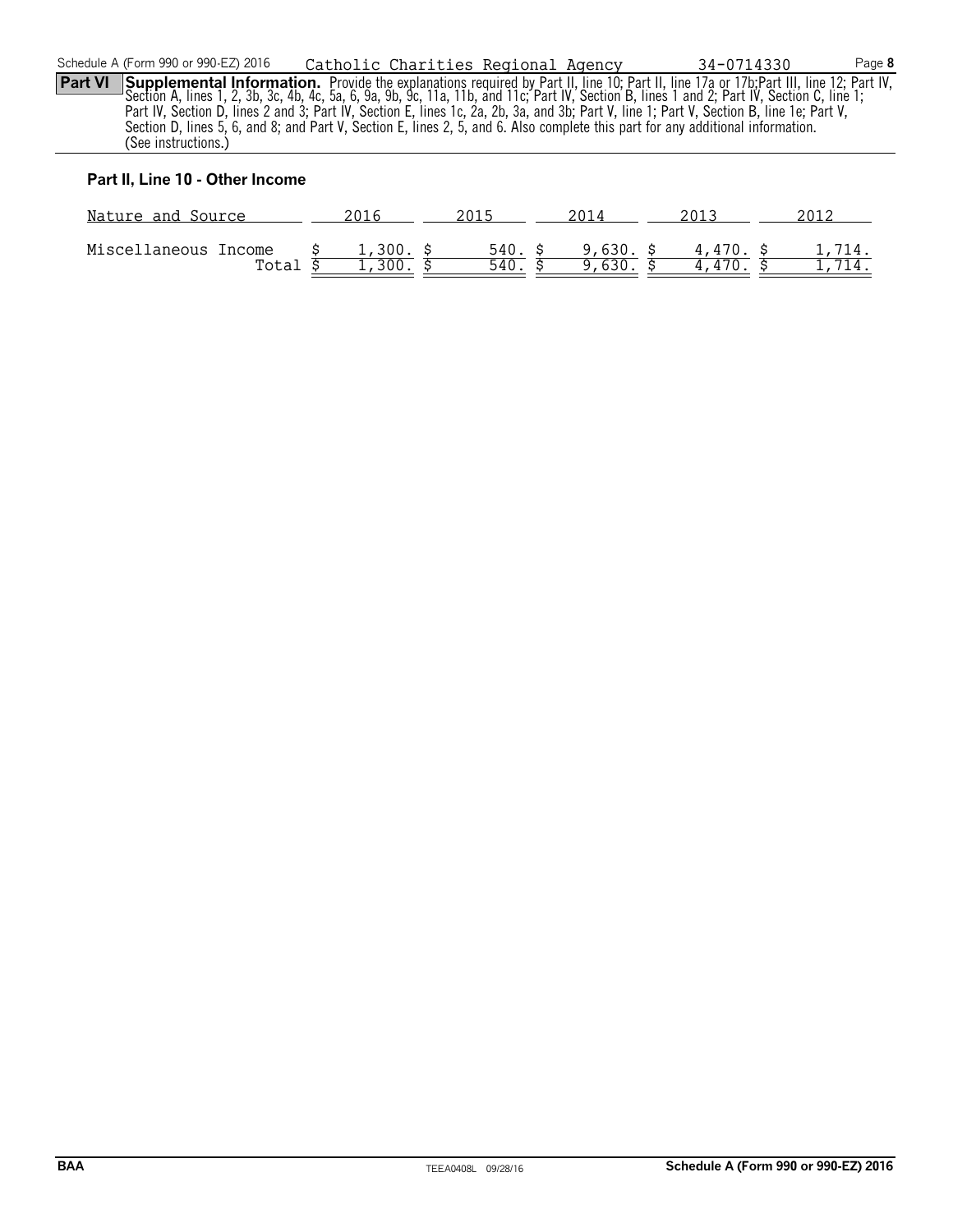Schedule A (Form 990 or 990-EZ) 2016 Catholic Charities Regional Agency 34-0714330

**Part VI** **Supplemental Information.** Provide the explanations required by Part II, line 10; Part II, line 17a or 17b;Part III, line 12; Part IV, Section A, lines 1, 2, 3b, 3c, 4b, 4c, 5a, 6, 9a, 9b, 9c, 11a, 11b, and 11c; Part IV, Section B, lines 1 and 2; Part IV, Section C, line 1; Part IV, Section D, lines 2 and 3; Part IV, Section E, lines 1c, 2a, 2b, 3a, and 3b; Part V, line 1; Part V, Section B, line 1e; Part V, Section D, lines 5, 6, and 8; and Part V, Section E, lines 2, 5, and 6. Also complete this part for any additional information. (See instructions.)

**Part II, Line 10 - Other Income**

| Nature and Source | 2016 | 2015 | 2014 | 2013 | 2012 |
|---|---|---|---|---|---|
| Miscellaneous Income | $ 1,300. | $ 540. | $ 9,630. | $ 4,470. | $ 1,714. |
| Total | $ 1,300. | $ 540. | $ 9,630. | $ 4,470. | $ 1,714. |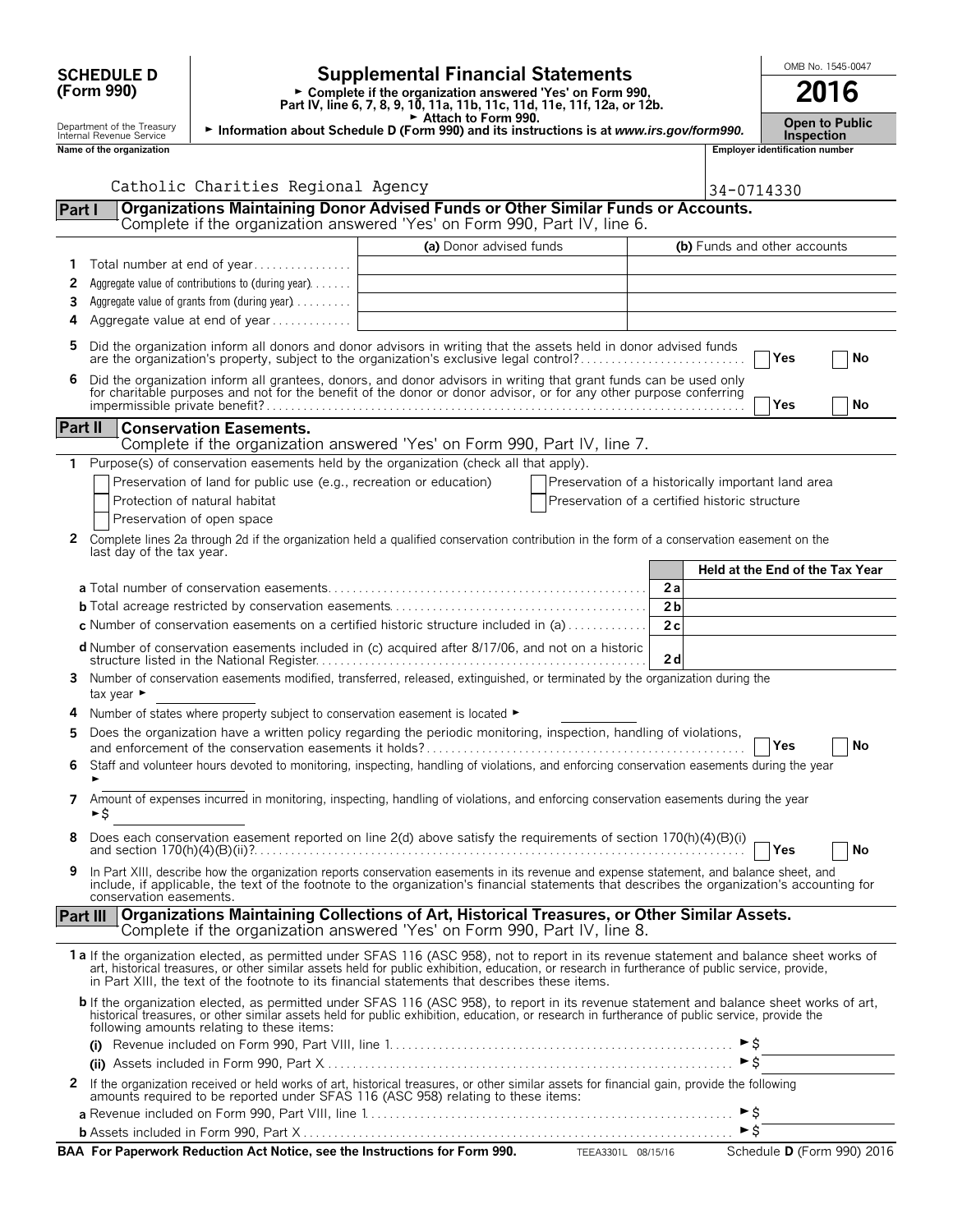**SCHEDULE D (Form 990)**

Department of the Treasury
Internal Revenue Service

# Supplemental Financial Statements

► Complete if the organization answered 'Yes' on Form 990, Part IV, line 6, 7, 8, 9, 10, 11a, 11b, 11c, 11d, 11e, 11f, 12a, or 12b.
► Attach to Form 990.
► Information about Schedule D (Form 990) and its instructions is at *www.irs.gov/form990.*

OMB No. 1545-0047

**2016**

**Open to Public Inspection**

| Name of the organization | Employer identification number |
|---|---|
| Catholic Charities Regional Agency | 34-0714330 |

## Part I — Organizations Maintaining Donor Advised Funds or Other Similar Funds or Accounts.

Complete if the organization answered 'Yes' on Form 990, Part IV, line 6.

| | | (a) Donor advised funds | (b) Funds and other accounts |
|---|---|---|---|
| 1 | Total number at end of year | | |
| 2 | Aggregate value of contributions to (during year) | | |
| 3 | Aggregate value of grants from (during year) | | |
| 4 | Aggregate value at end of year | | |

5 Did the organization inform all donors and donor advisors in writing that the assets held in donor advised funds are the organization's property, subject to the organization's exclusive legal control? ☐ Yes ☐ No

6 Did the organization inform all grantees, donors, and donor advisors in writing that grant funds can be used only for charitable purposes and not for the benefit of the donor or donor advisor, or for any other purpose conferring impermissible private benefit? ☐ Yes ☐ No

## Part II — Conservation Easements.

Complete if the organization answered 'Yes' on Form 990, Part IV, line 7.

1 Purpose(s) of conservation easements held by the organization (check all that apply).

- ☐ Preservation of land for public use (e.g., recreation or education)
- ☐ Protection of natural habitat
- ☐ Preservation of open space
- ☐ Preservation of a historically important land area
- ☐ Preservation of a certified historic structure

2 Complete lines 2a through 2d if the organization held a qualified conservation contribution in the form of a conservation easement on the last day of the tax year.

| | | | Held at the End of the Tax Year |
|---|---|---|---|
| a | Total number of conservation easements | 2a | |
| b | Total acreage restricted by conservation easements | 2b | |
| c | Number of conservation easements on a certified historic structure included in (a) | 2c | |
| d | Number of conservation easements included in (c) acquired after 8/17/06, and not on a historic structure listed in the National Register | 2d | |

3 Number of conservation easements modified, transferred, released, extinguished, or terminated by the organization during the tax year ►

4 Number of states where property subject to conservation easement is located ►

5 Does the organization have a written policy regarding the periodic monitoring, inspection, handling of violations, and enforcement of the conservation easements it holds? ☐ Yes ☐ No

6 Staff and volunteer hours devoted to monitoring, inspecting, handling of violations, and enforcing conservation easements during the year ►

7 Amount of expenses incurred in monitoring, inspecting, handling of violations, and enforcing conservation easements during the year ►$

8 Does each conservation easement reported on line 2(d) above satisfy the requirements of section 170(h)(4)(B)(i) and section 170(h)(4)(B)(ii)? ☐ Yes ☐ No

9 In Part XIII, describe how the organization reports conservation easements in its revenue and expense statement, and balance sheet, and include, if applicable, the text of the footnote to the organization's financial statements that describes the organization's accounting for conservation easements.

## Part III — Organizations Maintaining Collections of Art, Historical Treasures, or Other Similar Assets.

Complete if the organization answered 'Yes' on Form 990, Part IV, line 8.

1a If the organization elected, as permitted under SFAS 116 (ASC 958), not to report in its revenue statement and balance sheet works of art, historical treasures, or other similar assets held for public exhibition, education, or research in furtherance of public service, provide, in Part XIII, the text of the footnote to its financial statements that describes these items.

b If the organization elected, as permitted under SFAS 116 (ASC 958), to report in its revenue statement and balance sheet works of art, historical treasures, or other similar assets held for public exhibition, education, or research in furtherance of public service, provide the following amounts relating to these items:

(i) Revenue included on Form 990, Part VIII, line 1 ►$

(ii) Assets included in Form 990, Part X ►$

2 If the organization received or held works of art, historical treasures, or other similar assets for financial gain, provide the following amounts required to be reported under SFAS 116 (ASC 958) relating to these items:

a Revenue included on Form 990, Part VIII, line 1 ►$

b Assets included in Form 990, Part X ►$

**BAA For Paperwork Reduction Act Notice, see the Instructions for Form 990.** TEEA3301L 08/15/16 Schedule **D** (Form 990) 2016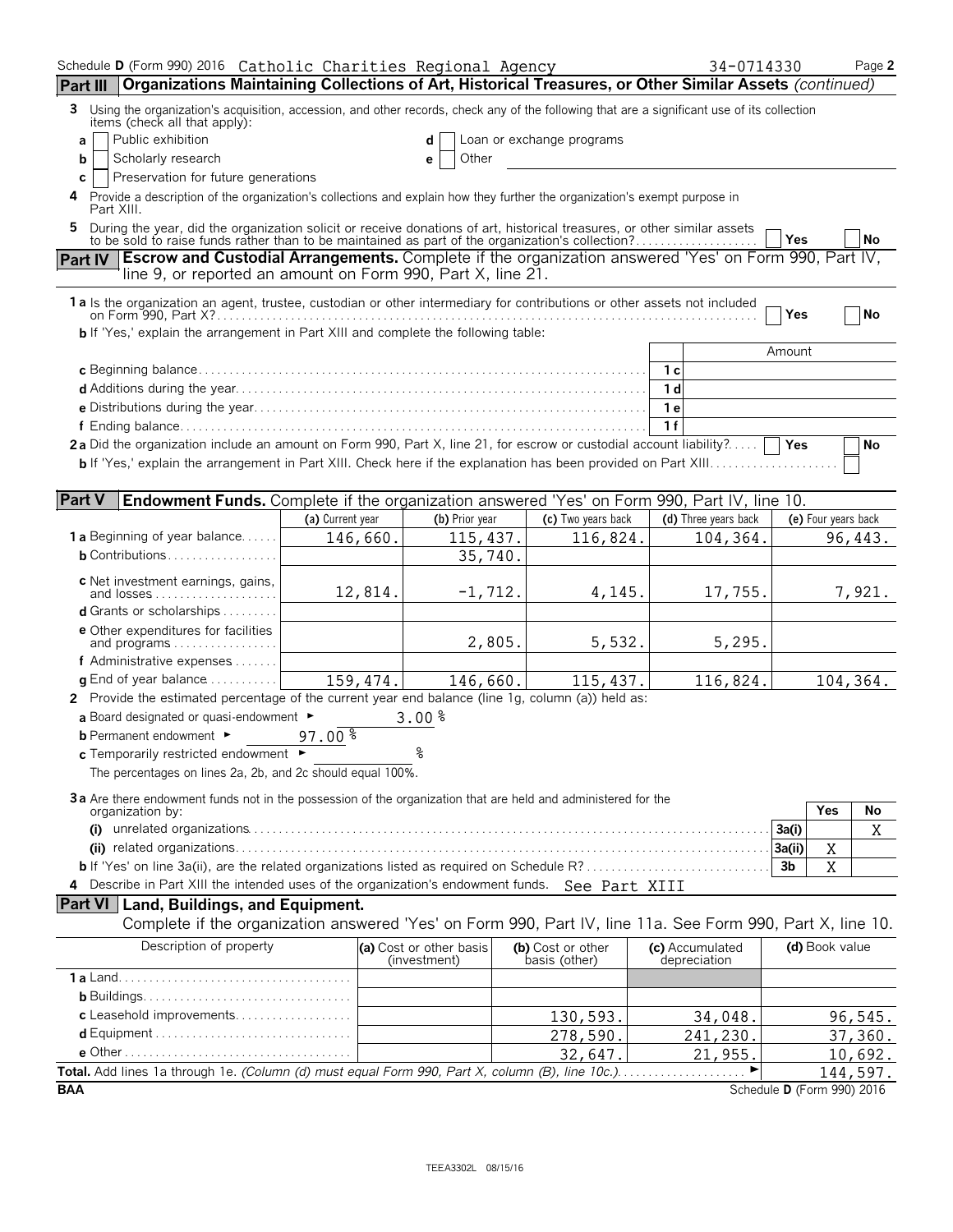Schedule D (Form 990) 2016 Catholic Charities Regional Agency 34-0714330 Page 2

**Part III** **Organizations Maintaining Collections of Art, Historical Treasures, or Other Similar Assets** *(continued)*

3 Using the organization's acquisition, accession, and other records, check any of the following that are a significant use of its collection items (check all that apply):

a [ ] Public exhibition
b [ ] Scholarly research
c [ ] Preservation for future generations
d [ ] Loan or exchange programs
e [ ] Other

4 Provide a description of the organization's collections and explain how they further the organization's exempt purpose in Part XIII.

5 During the year, did the organization solicit or receive donations of art, historical treasures, or other similar assets to be sold to raise funds rather than to be maintained as part of the organization's collection? [ ] Yes [ ] No

**Part IV** **Escrow and Custodial Arrangements.** Complete if the organization answered 'Yes' on Form 990, Part IV, line 9, or reported an amount on Form 990, Part X, line 21.

1a Is the organization an agent, trustee, custodian or other intermediary for contributions or other assets not included on Form 990, Part X? [ ] Yes [ ] No

b If 'Yes,' explain the arrangement in Part XIII and complete the following table:

| | | Amount |
|---|---|---|
| c Beginning balance | 1c | |
| d Additions during the year | 1d | |
| e Distributions during the year | 1e | |
| f Ending balance | 1f | |

2a Did the organization include an amount on Form 990, Part X, line 21, for escrow or custodial account liability? [ ] Yes [ ] No

b If 'Yes,' explain the arrangement in Part XIII. Check here if the explanation has been provided on Part XIII [ ]

**Part V** **Endowment Funds.** Complete if the organization answered 'Yes' on Form 990, Part IV, line 10.

| | (a) Current year | (b) Prior year | (c) Two years back | (d) Three years back | (e) Four years back |
|---|---|---|---|---|---|
| 1a Beginning of year balance | 146,660. | 115,437. | 116,824. | 104,364. | 96,443. |
| b Contributions | | 35,740. | | | |
| c Net investment earnings, gains, and losses | 12,814. | -1,712. | 4,145. | 17,755. | 7,921. |
| d Grants or scholarships | | | | | |
| e Other expenditures for facilities and programs | | 2,805. | 5,532. | 5,295. | |
| f Administrative expenses | | | | | |
| g End of year balance | 159,474. | 146,660. | 115,437. | 116,824. | 104,364. |

2 Provide the estimated percentage of the current year end balance (line 1g, column (a)) held as:

a Board designated or quasi-endowment ► 3.00 %
b Permanent endowment ► 97.00 %
c Temporarily restricted endowment ► %

The percentages on lines 2a, 2b, and 2c should equal 100%.

3a Are there endowment funds not in the possession of the organization that are held and administered for the organization by:

| | | Yes | No |
|---|---|---|---|
| (i) unrelated organizations | 3a(i) | | X |
| (ii) related organizations | 3a(ii) | X | |
| b If 'Yes' on line 3a(ii), are the related organizations listed as required on Schedule R? | 3b | X | |

4 Describe in Part XIII the intended uses of the organization's endowment funds. See Part XIII

**Part VI** **Land, Buildings, and Equipment.**
Complete if the organization answered 'Yes' on Form 990, Part IV, line 11a. See Form 990, Part X, line 10.

| Description of property | (a) Cost or other basis (investment) | (b) Cost or other basis (other) | (c) Accumulated depreciation | (d) Book value |
|---|---|---|---|---|
| 1a Land | | | | |
| b Buildings | | | | |
| c Leasehold improvements | | 130,593. | 34,048. | 96,545. |
| d Equipment | | 278,590. | 241,230. | 37,360. |
| e Other | | 32,647. | 21,955. | 10,692. |
| **Total.** Add lines 1a through 1e. *(Column (d) must equal Form 990, Part X, column (B), line 10c.)* | | | ► | 144,597. |

BAA Schedule D (Form 990) 2016

TEEA3302L 08/15/16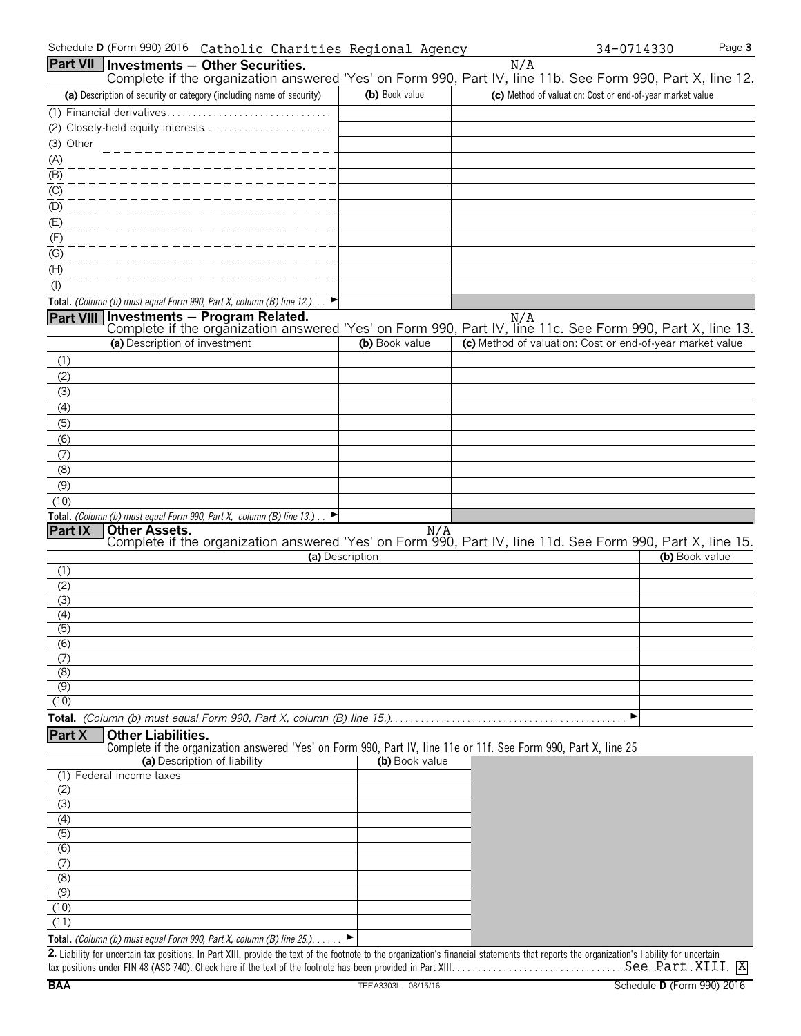Schedule D (Form 990) 2016 Catholic Charities Regional Agency 34-0714330

## Part VII Investments — Other Securities.

N/A

Complete if the organization answered 'Yes' on Form 990, Part IV, line 11b. See Form 990, Part X, line 12.

| (a) Description of security or category (including name of security) | (b) Book value | (c) Method of valuation: Cost or end-of-year market value |
|---|---|---|
| (1) Financial derivatives | | |
| (2) Closely-held equity interests | | |
| (3) Other | | |
| (A) | | |
| (B) | | |
| (C) | | |
| (D) | | |
| (E) | | |
| (F) | | |
| (G) | | |
| (H) | | |
| (I) | | |
| **Total.** *(Column (b) must equal Form 990, Part X, column (B) line 12.)* ► | | |

## Part VIII Investments — Program Related.

N/A

Complete if the organization answered 'Yes' on Form 990, Part IV, line 11c. See Form 990, Part X, line 13.

| (a) Description of investment | (b) Book value | (c) Method of valuation: Cost or end-of-year market value |
|---|---|---|
| (1) | | |
| (2) | | |
| (3) | | |
| (4) | | |
| (5) | | |
| (6) | | |
| (7) | | |
| (8) | | |
| (9) | | |
| (10) | | |
| **Total.** *(Column (b) must equal Form 990, Part X, column (B) line 13.)* ► | | |

## Part IX Other Assets.

N/A

Complete if the organization answered 'Yes' on Form 990, Part IV, line 11d. See Form 990, Part X, line 15.

| (a) Description | (b) Book value |
|---|---|
| (1) | |
| (2) | |
| (3) | |
| (4) | |
| (5) | |
| (6) | |
| (7) | |
| (8) | |
| (9) | |
| (10) | |
| **Total.** *(Column (b) must equal Form 990, Part X, column (B) line 15.)* ► | |

## Part X Other Liabilities.

Complete if the organization answered 'Yes' on Form 990, Part IV, line 11e or 11f. See Form 990, Part X, line 25

| (a) Description of liability | (b) Book value |
|---|---|
| (1) Federal income taxes | |
| (2) | |
| (3) | |
| (4) | |
| (5) | |
| (6) | |
| (7) | |
| (8) | |
| (9) | |
| (10) | |
| (11) | |
| **Total.** *(Column (b) must equal Form 990, Part X, column (B) line 25.)* ► | |

**2.** Liability for uncertain tax positions. In Part XIII, provide the text of the footnote to the organization's financial statements that reports the organization's liability for uncertain tax positions under FIN 48 (ASC 740). Check here if the text of the footnote has been provided in Part XIII. See Part XIII X

BAA TEEA3303L 08/15/16 Schedule D (Form 990) 2016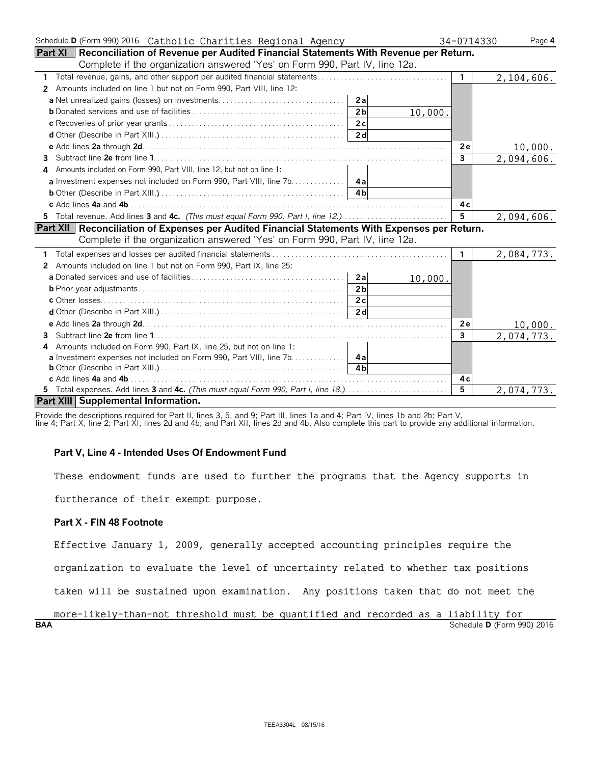Schedule D (Form 990) 2016 Catholic Charities Regional Agency 34-0714330 Page 4

**Part XI Reconciliation of Revenue per Audited Financial Statements With Revenue per Return.** Complete if the organization answered 'Yes' on Form 990, Part IV, line 12a.

| | | | | |
|---|---|---|---|---|
| 1 Total revenue, gains, and other support per audited financial statements | | | 1 | 2,104,606. |
| 2 Amounts included on line 1 but not on Form 990, Part VIII, line 12: | | | | |
| a Net unrealized gains (losses) on investments | 2a | | | |
| b Donated services and use of facilities | 2b | 10,000. | | |
| c Recoveries of prior year grants | 2c | | | |
| d Other (Describe in Part XIII.) | 2d | | | |
| e Add lines 2a through 2d | | | 2e | 10,000. |
| 3 Subtract line 2e from line 1 | | | 3 | 2,094,606. |
| 4 Amounts included on Form 990, Part VIII, line 12, but not on line 1: | | | | |
| a Investment expenses not included on Form 990, Part VIII, line 7b | 4a | | | |
| b Other (Describe in Part XIII.) | 4b | | | |
| c Add lines 4a and 4b | | | 4c | |
| 5 Total revenue. Add lines 3 and 4c. *(This must equal Form 990, Part I, line 12.)* | | | 5 | 2,094,606. |

**Part XII Reconciliation of Expenses per Audited Financial Statements With Expenses per Return.** Complete if the organization answered 'Yes' on Form 990, Part IV, line 12a.

| | | | | |
|---|---|---|---|---|
| 1 Total expenses and losses per audited financial statements | | | 1 | 2,084,773. |
| 2 Amounts included on line 1 but not on Form 990, Part IX, line 25: | | | | |
| a Donated services and use of facilities | 2a | 10,000. | | |
| b Prior year adjustments | 2b | | | |
| c Other losses | 2c | | | |
| d Other (Describe in Part XIII.) | 2d | | | |
| e Add lines 2a through 2d | | | 2e | 10,000. |
| 3 Subtract line 2e from line 1 | | | 3 | 2,074,773. |
| 4 Amounts included on Form 990, Part IX, line 25, but not on line 1: | | | | |
| a Investment expenses not included on Form 990, Part VIII, line 7b | 4a | | | |
| b Other (Describe in Part XIII.) | 4b | | | |
| c Add lines 4a and 4b | | | 4c | |
| 5 Total expenses. Add lines 3 and 4c. *(This must equal Form 990, Part I, line 18.)* | | | 5 | 2,074,773. |

**Part XIII Supplemental Information.**

Provide the descriptions required for Part II, lines 3, 5, and 9; Part III, lines 1a and 4; Part IV, lines 1b and 2b; Part V, line 4; Part X, line 2; Part XI, lines 2d and 4b; and Part XII, lines 2d and 4b. Also complete this part to provide any additional information.

**Part V, Line 4 - Intended Uses Of Endowment Fund**

These endowment funds are used to further the programs that the Agency supports in furtherance of their exempt purpose.

**Part X - FIN 48 Footnote**

Effective January 1, 2009, generally accepted accounting principles require the organization to evaluate the level of uncertainty related to whether tax positions taken will be sustained upon examination. Any positions taken that do not meet the more-likely-than-not threshold must be quantified and recorded as a liability for

BAA Schedule D (Form 990) 2016

TEEA3304L 08/15/16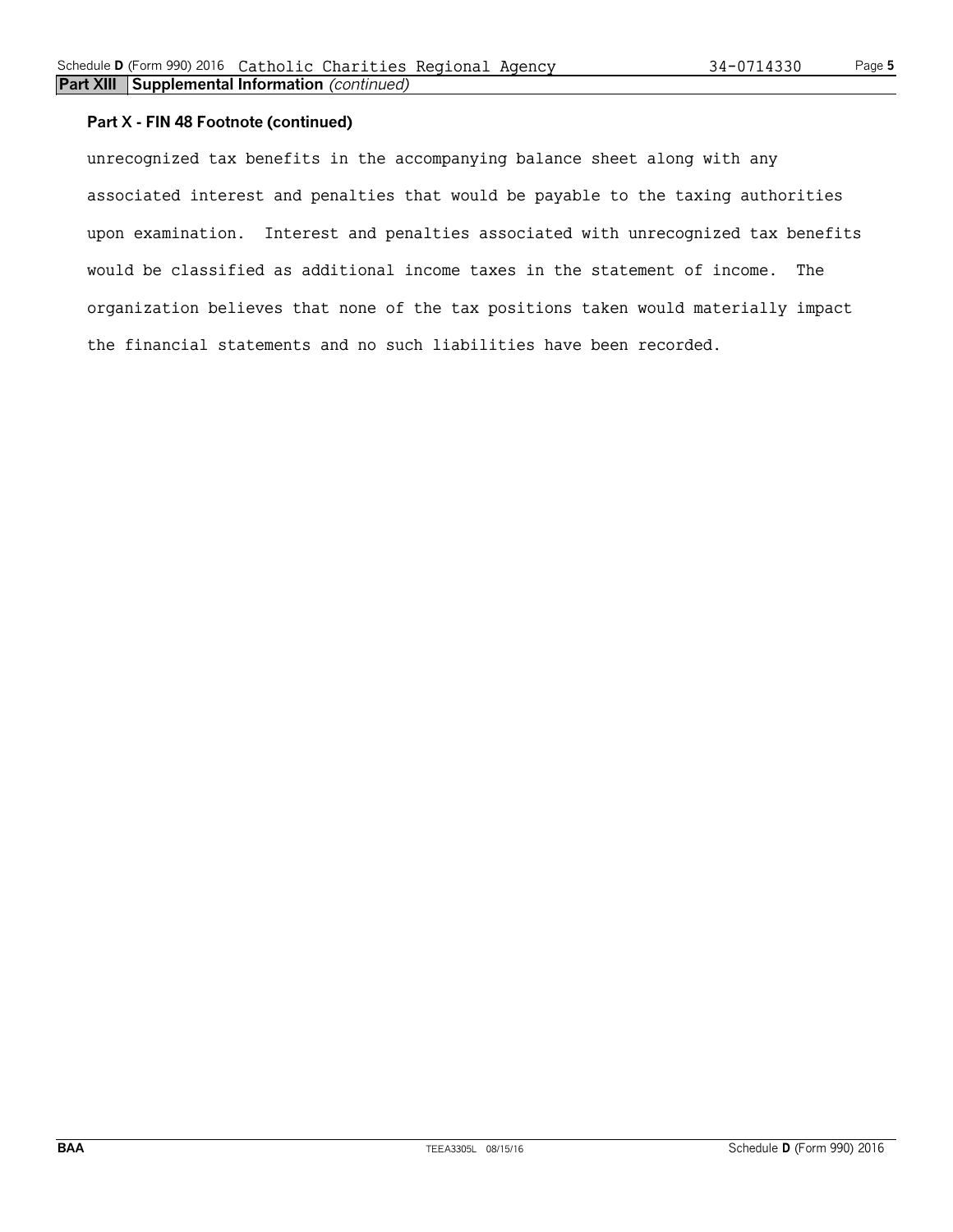**Part XIII Supplemental Information** *(continued)*

**Part X - FIN 48 Footnote (continued)**

unrecognized tax benefits in the accompanying balance sheet along with any associated interest and penalties that would be payable to the taxing authorities upon examination. Interest and penalties associated with unrecognized tax benefits would be classified as additional income taxes in the statement of income. The organization believes that none of the tax positions taken would materially impact the financial statements and no such liabilities have been recorded.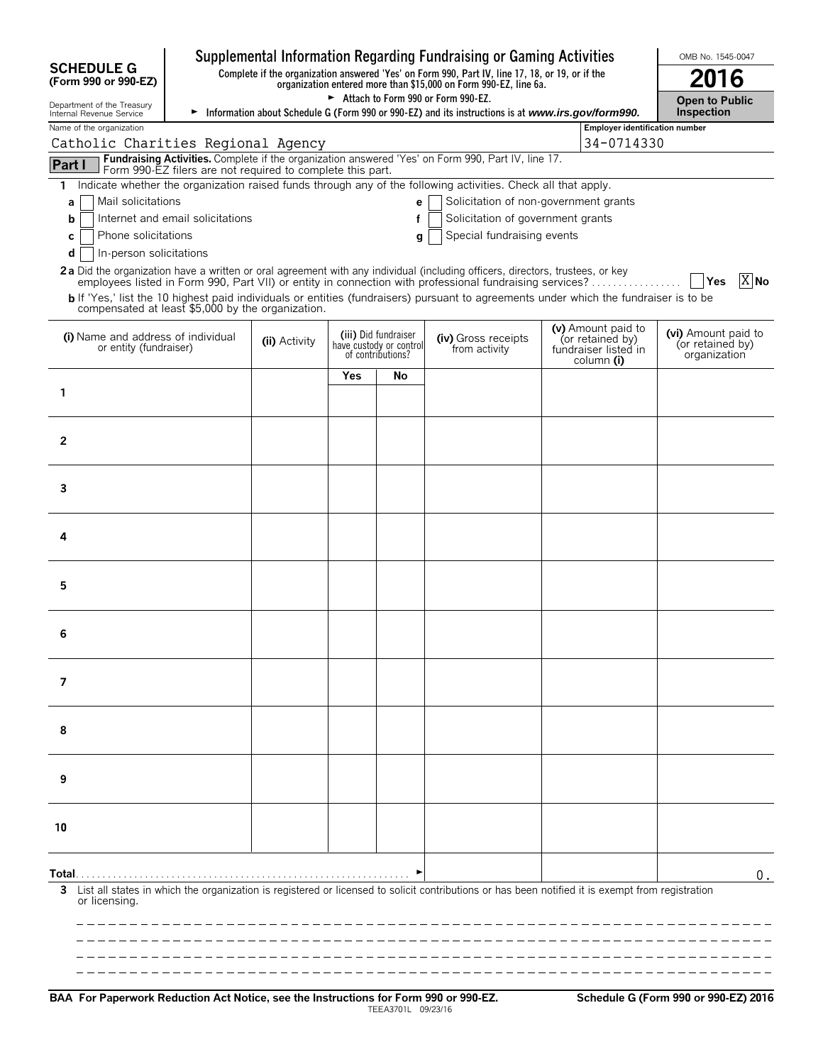**SCHEDULE G**
**(Form 990 or 990-EZ)**

Department of the Treasury
Internal Revenue Service

# Supplemental Information Regarding Fundraising or Gaming Activities

**Complete if the organization answered 'Yes' on Form 990, Part IV, line 17, 18, or 19, or if the organization entered more than $15,000 on Form 990-EZ, line 6a.**

► Attach to Form 990 or Form 990-EZ.

► Information about Schedule G (Form 990 or 990-EZ) and its instructions is at *www.irs.gov/form990.*

OMB No. 1545-0047

**2016**

**Open to Public Inspection**

Name of the organization: Catholic Charities Regional Agency

Employer identification number: 34-0714330

**Part I** **Fundraising Activities.** Complete if the organization answered 'Yes' on Form 990, Part IV, line 17. Form 990-EZ filers are not required to complete this part.

**1** Indicate whether the organization raised funds through any of the following activities. Check all that apply.

- **a** [ ] Mail solicitations
- **b** [ ] Internet and email solicitations
- **c** [ ] Phone solicitations
- **d** [ ] In-person solicitations
- **e** [ ] Solicitation of non-government grants
- **f** [ ] Solicitation of government grants
- **g** [ ] Special fundraising events

**2a** Did the organization have a written or oral agreement with any individual (including officers, directors, trustees, or key employees listed in Form 990, Part VII) or entity in connection with professional fundraising services? [ ] Yes [X] No

**b** If 'Yes,' list the 10 highest paid individuals or entities (fundraisers) pursuant to agreements under which the fundraiser is to be compensated at least $5,000 by the organization.

| | (i) Name and address of individual or entity (fundraiser) | (ii) Activity | (iii) Did fundraiser have custody or control of contributions? Yes | No | (iv) Gross receipts from activity | (v) Amount paid to (or retained by) fundraiser listed in column (i) | (vi) Amount paid to (or retained by) organization |
|---|---|---|---|---|---|---|---|
| 1 | | | | | | | |
| 2 | | | | | | | |
| 3 | | | | | | | |
| 4 | | | | | | | |
| 5 | | | | | | | |
| 6 | | | | | | | |
| 7 | | | | | | | |
| 8 | | | | | | | |
| 9 | | | | | | | |
| 10 | | | | | | | |
| **Total** | | | | | | | 0. |

**3** List all states in which the organization is registered or licensed to solicit contributions or has been notified it is exempt from registration or licensing.

**BAA For Paperwork Reduction Act Notice, see the Instructions for Form 990 or 990-EZ.**

TEEA3701L 09/23/16

**Schedule G (Form 990 or 990-EZ) 2016**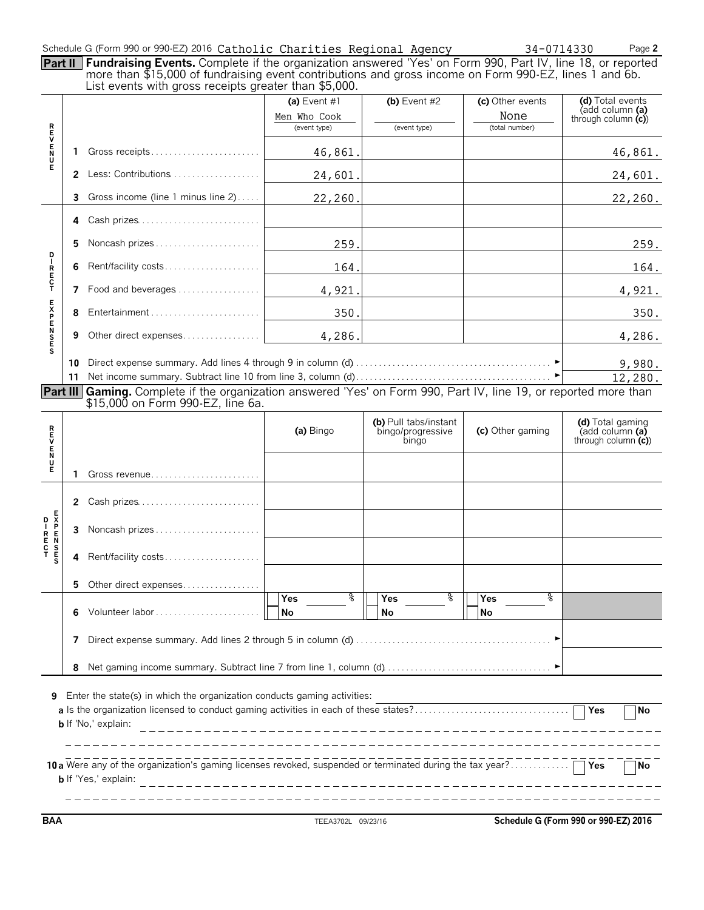Schedule G (Form 990 or 990-EZ) 2016 Catholic Charities Regional Agency 34-0714330

**Part II Fundraising Events.** Complete if the organization answered 'Yes' on Form 990, Part IV, line 18, or reported more than $15,000 of fundraising event contributions and gross income on Form 990-EZ, lines 1 and 6b. List events with gross receipts greater than $5,000.

| | | (a) Event #1 | (b) Event #2 | (c) Other events | (d) Total events (add column (a) through column (c)) |
|---|---|---|---|---|---|
| | | Men Who Cook (event type) | (event type) | None (total number) | |
| REVENUE | 1 Gross receipts | 46,861. | | | 46,861. |
| | 2 Less: Contributions | 24,601. | | | 24,601. |
| | 3 Gross income (line 1 minus line 2) | 22,260. | | | 22,260. |
| DIRECT EXPENSES | 4 Cash prizes | | | | |
| | 5 Noncash prizes | 259. | | | 259. |
| | 6 Rent/facility costs | 164. | | | 164. |
| | 7 Food and beverages | 4,921. | | | 4,921. |
| | 8 Entertainment | 350. | | | 350. |
| | 9 Other direct expenses | 4,286. | | | 4,286. |
| | 10 Direct expense summary. Add lines 4 through 9 in column (d) | | | | 9,980. |
| | 11 Net income summary. Subtract line 10 from line 3, column (d) | | | | 12,280. |

**Part III Gaming.** Complete if the organization answered 'Yes' on Form 990, Part IV, line 19, or reported more than $15,000 on Form 990-EZ, line 6a.

| | | (a) Bingo | (b) Pull tabs/instant bingo/progressive bingo | (c) Other gaming | (d) Total gaming (add column (a) through column (c)) |
|---|---|---|---|---|---|
| REVENUE | 1 Gross revenue | | | | |
| DIRECT EXPENSES | 2 Cash prizes | | | | |
| | 3 Noncash prizes | | | | |
| | 4 Rent/facility costs | | | | |
| | 5 Other direct expenses | | | | |
| | 6 Volunteer labor | Yes % / No | Yes % / No | Yes % / No | |
| | 7 Direct expense summary. Add lines 2 through 5 in column (d) | | | | |
| | 8 Net gaming income summary. Subtract line 7 from line 1, column (d) | | | | |

9 Enter the state(s) in which the organization conducts gaming activities:

a Is the organization licensed to conduct gaming activities in each of these states? ☐ Yes ☐ No

b If 'No,' explain:

10a Were any of the organization's gaming licenses revoked, suspended or terminated during the tax year? ☐ Yes ☐ No

b If 'Yes,' explain:

BAA TEEA3702L 09/23/16 Schedule G (Form 990 or 990-EZ) 2016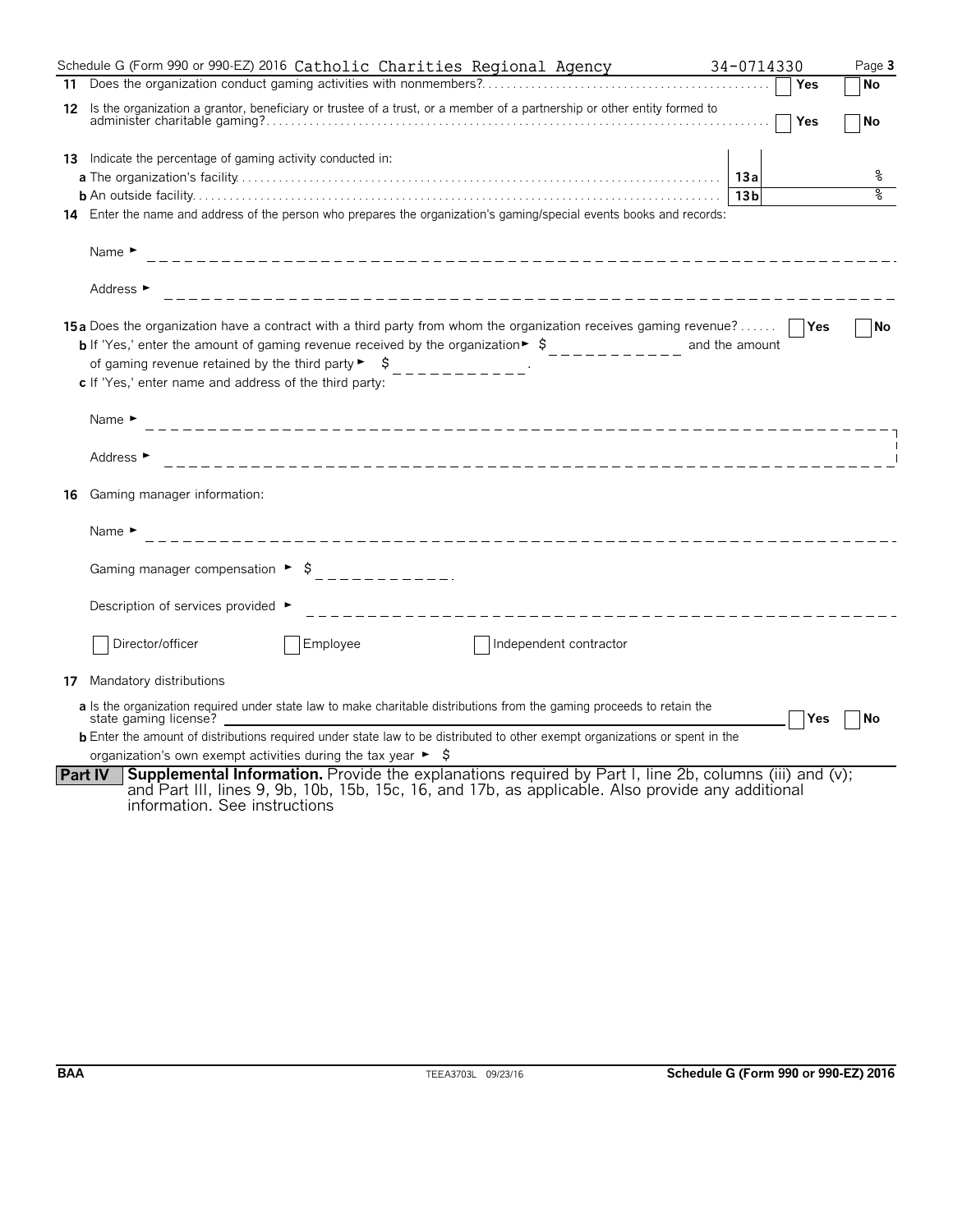Schedule G (Form 990 or 990-EZ) 2016 Catholic Charities Regional Agency 34-0714330

**11** Does the organization conduct gaming activities with nonmembers? ☐ Yes ☐ No

**12** Is the organization a grantor, beneficiary or trustee of a trust, or a member of a partnership or other entity formed to administer charitable gaming? ☐ Yes ☐ No

**13** Indicate the percentage of gaming activity conducted in:

**a** The organization's facility — **13a** %

**b** An outside facility — **13b** %

**14** Enter the name and address of the person who prepares the organization's gaming/special events books and records:

Name ►

Address ►

**15a** Does the organization have a contract with a third party from whom the organization receives gaming revenue? ☐ Yes ☐ No

**b** If 'Yes,' enter the amount of gaming revenue received by the organization ► $ ____________ and the amount of gaming revenue retained by the third party ► $ ____________.

**c** If 'Yes,' enter name and address of the third party:

Name ►

Address ►

**16** Gaming manager information:

Name ►

Gaming manager compensation ► $ ____________.

Description of services provided ►

☐ Director/officer ☐ Employee ☐ Independent contractor

**17** Mandatory distributions

**a** Is the organization required under state law to make charitable distributions from the gaming proceeds to retain the state gaming license? ☐ Yes ☐ No

**b** Enter the amount of distributions required under state law to be distributed to other exempt organizations or spent in the organization's own exempt activities during the tax year ► $

**Part IV** **Supplemental Information.** Provide the explanations required by Part I, line 2b, columns (iii) and (v); and Part III, lines 9, 9b, 10b, 15b, 15c, 16, and 17b, as applicable. Also provide any additional information. See instructions

BAA TEEA3703L 09/23/16 **Schedule G (Form 990 or 990-EZ) 2016**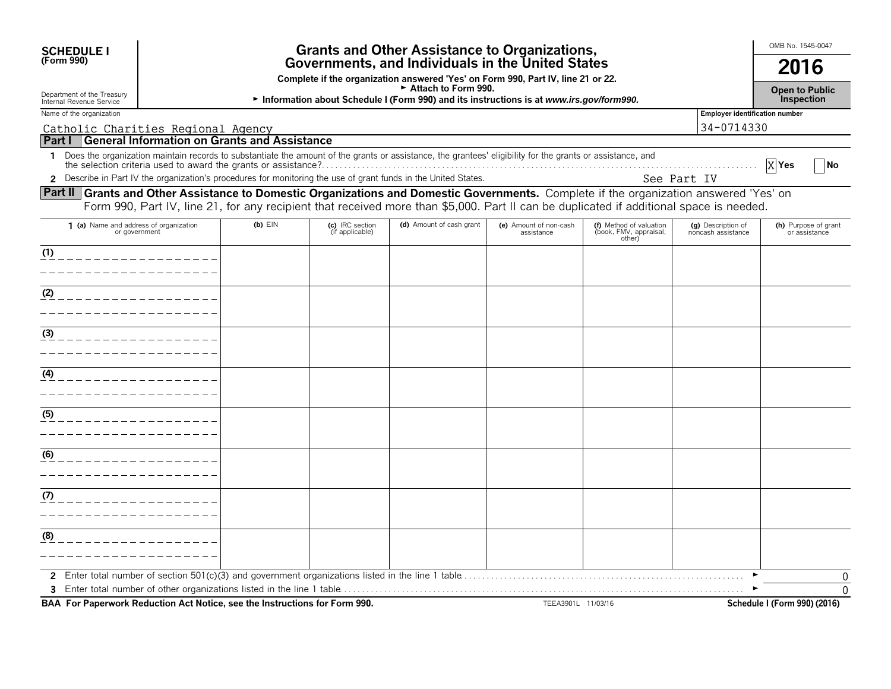**SCHEDULE I**
**(Form 990)**

Department of the Treasury
Internal Revenue Service

# Grants and Other Assistance to Organizations, Governments, and Individuals in the United States

**Complete if the organization answered 'Yes' on Form 990, Part IV, line 21 or 22.**
**► Attach to Form 990.**
**► Information about Schedule I (Form 990) and its instructions is at *www.irs.gov/form990*.**

OMB No. 1545-0047

**2016**

**Open to Public Inspection**

Name of the organization: Catholic Charities Regional Agency

Employer identification number: 34-0714330

## Part I — General Information on Grants and Assistance

1 Does the organization maintain records to substantiate the amount of the grants or assistance, the grantees' eligibility for the grants or assistance, and the selection criteria used to award the grants or assistance? [X] Yes [ ] No

2 Describe in Part IV the organization's procedures for monitoring the use of grant funds in the United States. See Part IV

## Part II — Grants and Other Assistance to Domestic Organizations and Domestic Governments.

Complete if the organization answered 'Yes' on Form 990, Part IV, line 21, for any recipient that received more than $5,000. Part II can be duplicated if additional space is needed.

| 1 (a) Name and address of organization or government | (b) EIN | (c) IRC section (if applicable) | (d) Amount of cash grant | (e) Amount of non-cash assistance | (f) Method of valuation (book, FMV, appraisal, other) | (g) Description of noncash assistance | (h) Purpose of grant or assistance |
|---|---|---|---|---|---|---|---|
| (1) | | | | | | | |
| (2) | | | | | | | |
| (3) | | | | | | | |
| (4) | | | | | | | |
| (5) | | | | | | | |
| (6) | | | | | | | |
| (7) | | | | | | | |
| (8) | | | | | | | |

2 Enter total number of section 501(c)(3) and government organizations listed in the line 1 table ► 0

3 Enter total number of other organizations listed in the line 1 table ► 0

**BAA For Paperwork Reduction Act Notice, see the Instructions for Form 990.** TEEA3901L 11/03/16 **Schedule I (Form 990) (2016)**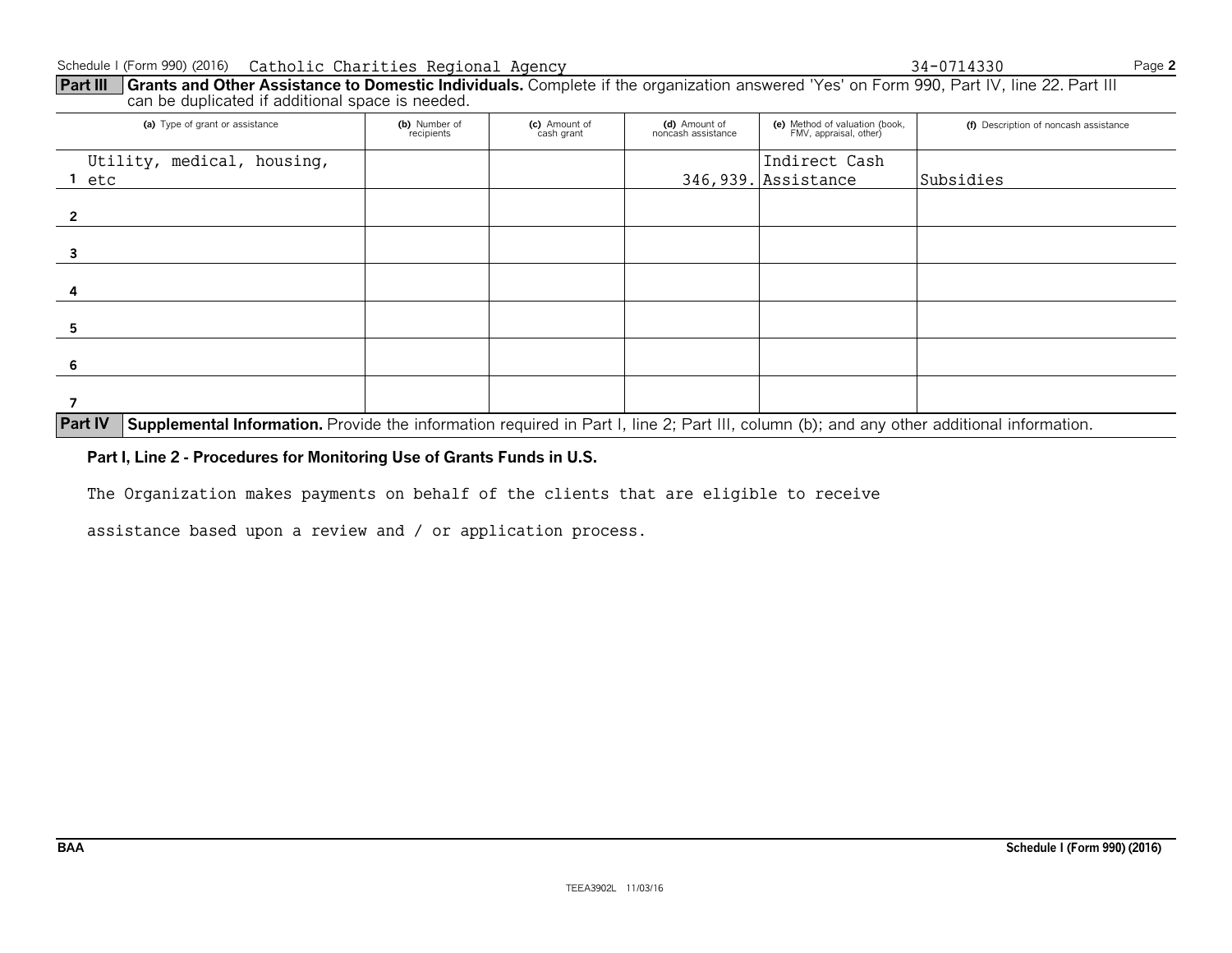Schedule I (Form 990) (2016) Catholic Charities Regional Agency 34-0714330

**Part III Grants and Other Assistance to Domestic Individuals.** Complete if the organization answered 'Yes' on Form 990, Part IV, line 22. Part III can be duplicated if additional space is needed.

| | (a) Type of grant or assistance | (b) Number of recipients | (c) Amount of cash grant | (d) Amount of noncash assistance | (e) Method of valuation (book, FMV, appraisal, other) | (f) Description of noncash assistance |
|---|---|---|---|---|---|---|
| 1 | Utility, medical, housing, etc | | | 346,939. | Indirect Cash Assistance | Subsidies |
| 2 | | | | | | |
| 3 | | | | | | |
| 4 | | | | | | |
| 5 | | | | | | |
| 6 | | | | | | |
| 7 | | | | | | |

**Part IV Supplemental Information.** Provide the information required in Part I, line 2; Part III, column (b); and any other additional information.

**Part I, Line 2 - Procedures for Monitoring Use of Grants Funds in U.S.**

The Organization makes payments on behalf of the clients that are eligible to receive assistance based upon a review and / or application process.

BAA Schedule I (Form 990) (2016)

TEEA3902L 11/03/16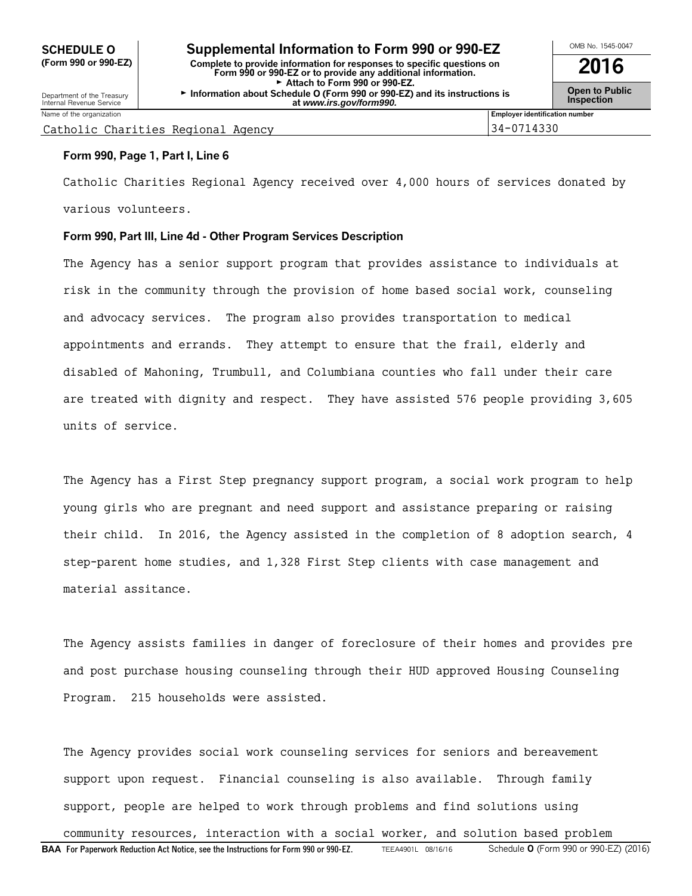**SCHEDULE O (Form 990 or 990-EZ)**

Department of the Treasury
Internal Revenue Service

# Supplemental Information to Form 990 or 990-EZ

**Complete to provide information for responses to specific questions on Form 990 or 990-EZ or to provide any additional information.**
► **Attach to Form 990 or 990-EZ.**
► **Information about Schedule O (Form 990 or 990-EZ) and its instructions is at** ***www.irs.gov/form990.***

OMB No. 1545-0047

**2016**

**Open to Public Inspection**

| Name of the organization | Employer identification number |
|---|---|
| Catholic Charities Regional Agency | 34-0714330 |

**Form 990, Page 1, Part I, Line 6**

Catholic Charities Regional Agency received over 4,000 hours of services donated by various volunteers.

**Form 990, Part III, Line 4d - Other Program Services Description**

The Agency has a senior support program that provides assistance to individuals at risk in the community through the provision of home based social work, counseling and advocacy services. The program also provides transportation to medical appointments and errands. They attempt to ensure that the frail, elderly and disabled of Mahoning, Trumbull, and Columbiana counties who fall under their care are treated with dignity and respect. They have assisted 576 people providing 3,605 units of service.

The Agency has a First Step pregnancy support program, a social work program to help young girls who are pregnant and need support and assistance preparing or raising their child. In 2016, the Agency assisted in the completion of 8 adoption search, 4 step-parent home studies, and 1,328 First Step clients with case management and material assitance.

The Agency assists families in danger of foreclosure of their homes and provides pre and post purchase housing counseling through their HUD approved Housing Counseling Program. 215 households were assisted.

The Agency provides social work counseling services for seniors and bereavement support upon request. Financial counseling is also available. Through family support, people are helped to work through problems and find solutions using community resources, interaction with a social worker, and solution based problem

**BAA For Paperwork Reduction Act Notice, see the Instructions for Form 990 or 990-EZ.** TEEA4901L 08/16/16 Schedule **O** (Form 990 or 990-EZ) (2016)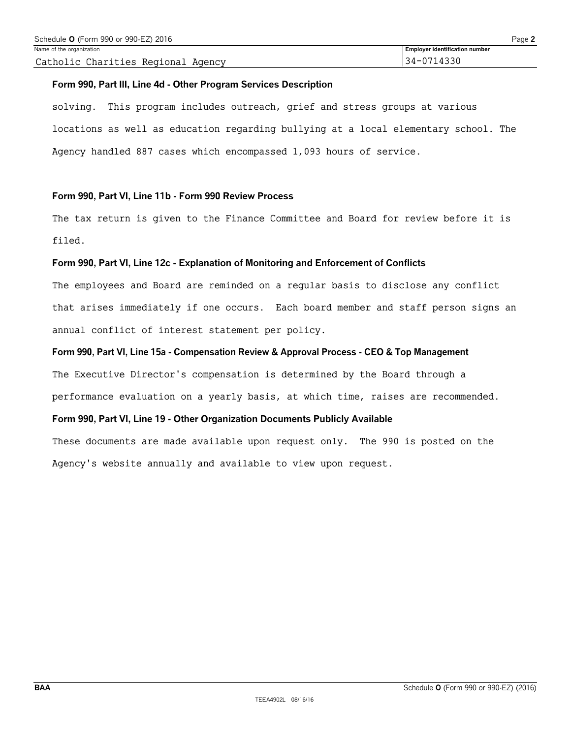Name of the organization: Catholic Charities Regional Agency

Employer identification number: 34-0714330

**Form 990, Part III, Line 4d - Other Program Services Description**

solving. This program includes outreach, grief and stress groups at various locations as well as education regarding bullying at a local elementary school. The Agency handled 887 cases which encompassed 1,093 hours of service.

**Form 990, Part VI, Line 11b - Form 990 Review Process**

The tax return is given to the Finance Committee and Board for review before it is filed.

**Form 990, Part VI, Line 12c - Explanation of Monitoring and Enforcement of Conflicts**

The employees and Board are reminded on a regular basis to disclose any conflict that arises immediately if one occurs. Each board member and staff person signs an annual conflict of interest statement per policy.

**Form 990, Part VI, Line 15a - Compensation Review & Approval Process - CEO & Top Management**

The Executive Director's compensation is determined by the Board through a performance evaluation on a yearly basis, at which time, raises are recommended.

**Form 990, Part VI, Line 19 - Other Organization Documents Publicly Available**

These documents are made available upon request only. The 990 is posted on the Agency's website annually and available to view upon request.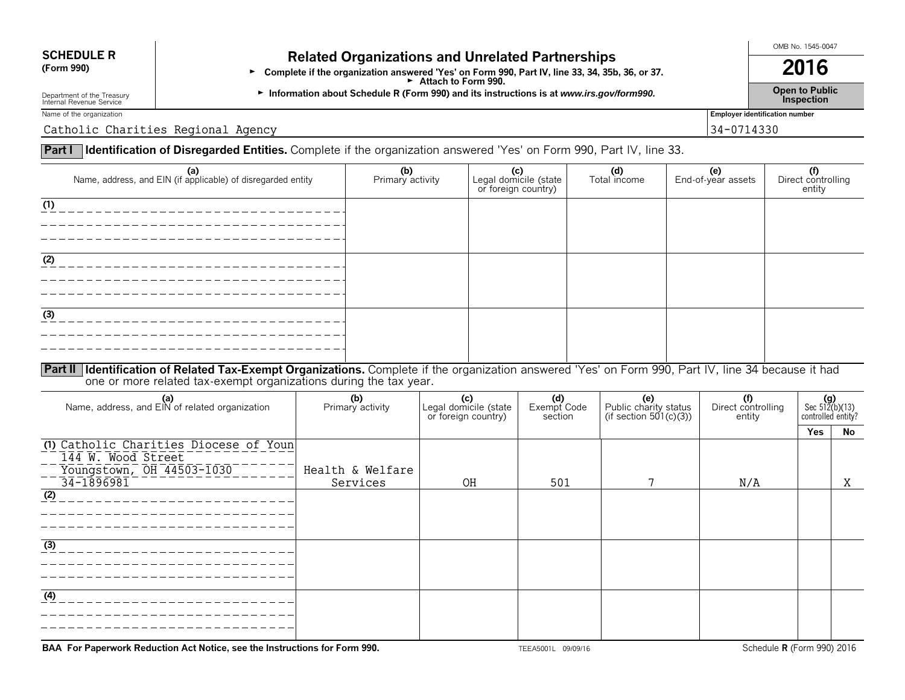**SCHEDULE R**
**(Form 990)**

Department of the Treasury
Internal Revenue Service

# Related Organizations and Unrelated Partnerships

► **Complete if the organization answered 'Yes' on Form 990, Part IV, line 33, 34, 35b, 36, or 37.**
► **Attach to Form 990.**
► **Information about Schedule R (Form 990) and its instructions is at *www.irs.gov/form990.***

OMB No. 1545-0047

**2016**

**Open to Public Inspection**

Name of the organization: Catholic Charities Regional Agency

Employer identification number: 34-0714330

**Part I — Identification of Disregarded Entities.** Complete if the organization answered 'Yes' on Form 990, Part IV, line 33.

| (a) Name, address, and EIN (if applicable) of disregarded entity | (b) Primary activity | (c) Legal domicile (state or foreign country) | (d) Total income | (e) End-of-year assets | (f) Direct controlling entity |
|---|---|---|---|---|---|
| (1) | | | | | |
| (2) | | | | | |
| (3) | | | | | |

**Part II — Identification of Related Tax-Exempt Organizations.** Complete if the organization answered 'Yes' on Form 990, Part IV, line 34 because it had one or more related tax-exempt organizations during the tax year.

| (a) Name, address, and EIN of related organization | (b) Primary activity | (c) Legal domicile (state or foreign country) | (d) Exempt Code section | (e) Public charity status (if section 501(c)(3)) | (f) Direct controlling entity | (g) Sec 512(b)(13) controlled entity? Yes | No |
|---|---|---|---|---|---|---|---|
| (1) Catholic Charities Diocese of Youn 144 W. Wood Street Youngstown, OH 44503-1030 34-1896981 | Health & Welfare Services | OH | 501 | 7 | N/A | | X |
| (2) | | | | | | | |
| (3) | | | | | | | |
| (4) | | | | | | | |

**BAA For Paperwork Reduction Act Notice, see the Instructions for Form 990.**

TEEA5001L 09/09/16

Schedule **R** (Form 990) 2016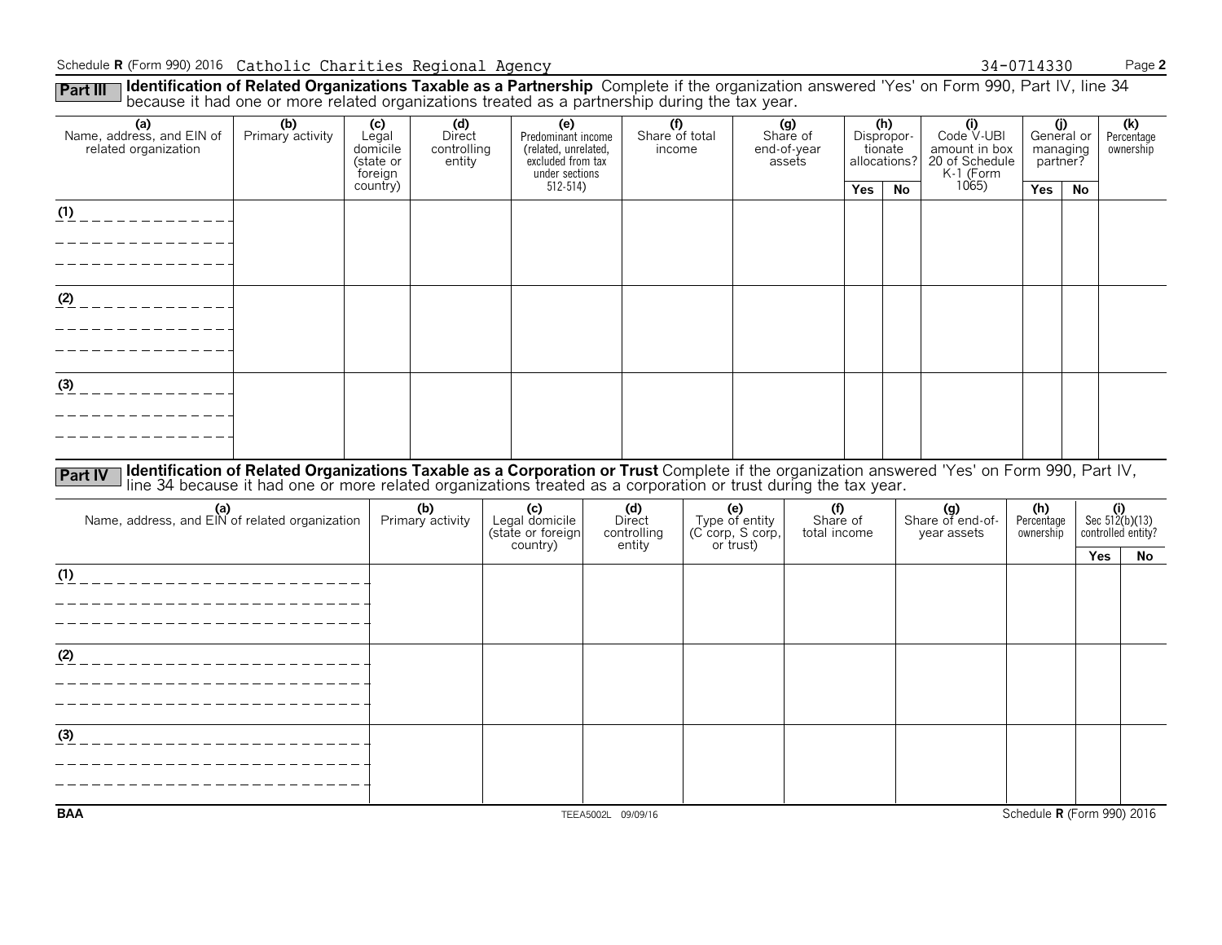Schedule **R** (Form 990) 2016 Catholic Charities Regional Agency 34-0714330

**Part III** **Identification of Related Organizations Taxable as a Partnership** Complete if the organization answered 'Yes' on Form 990, Part IV, line 34 because it had one or more related organizations treated as a partnership during the tax year.

| (a) Name, address, and EIN of related organization | (b) Primary activity | (c) Legal domicile (state or foreign country) | (d) Direct controlling entity | (e) Predominant income (related, unrelated, excluded from tax under sections 512-514) | (f) Share of total income | (g) Share of end-of-year assets | (h) Disproportionate allocations? | | (i) Code V-UBI amount in box 20 of Schedule K-1 (Form 1065) | (j) General or managing partner? | | (k) Percentage ownership |
|---|---|---|---|---|---|---|---|---|---|---|---|---|
| | | | | | | | Yes | No | | Yes | No | |
| (1) | | | | | | | | | | | | |
| (2) | | | | | | | | | | | | |
| (3) | | | | | | | | | | | | |

**Part IV** **Identification of Related Organizations Taxable as a Corporation or Trust** Complete if the organization answered 'Yes' on Form 990, Part IV, line 34 because it had one or more related organizations treated as a corporation or trust during the tax year.

| (a) Name, address, and EIN of related organization | (b) Primary activity | (c) Legal domicile (state or foreign country) | (d) Direct controlling entity | (e) Type of entity (C corp, S corp, or trust) | (f) Share of total income | (g) Share of end-of-year assets | (h) Percentage ownership | (i) Sec 512(b)(13) controlled entity? | |
|---|---|---|---|---|---|---|---|---|---|
| | | | | | | | | Yes | No |
| (1) | | | | | | | | | |
| (2) | | | | | | | | | |
| (3) | | | | | | | | | |

BAA TEEA5002L 09/09/16 Schedule **R** (Form 990) 2016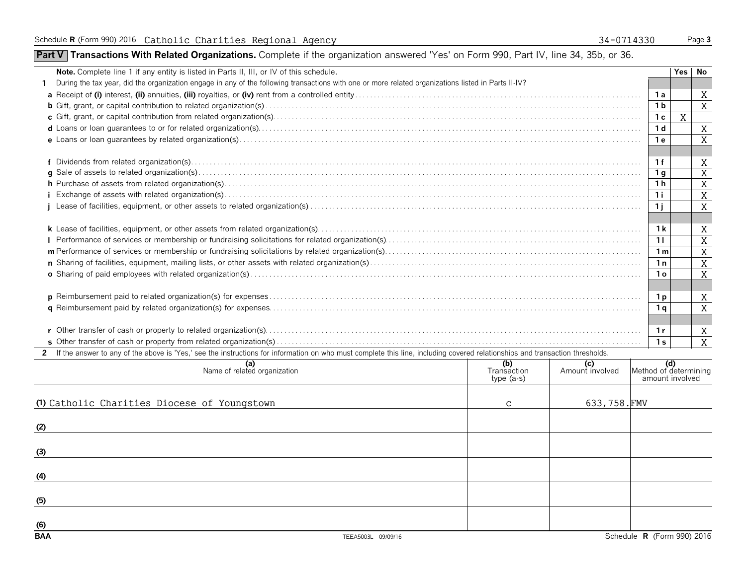Schedule **R** (Form 990) 2016 Catholic Charities Regional Agency 34-0714330

## Part V Transactions With Related Organizations. Complete if the organization answered 'Yes' on Form 990, Part IV, line 34, 35b, or 36.

| **Note.** Complete line 1 if any entity is listed in Parts II, III, or IV of this schedule. | | Yes | No |
|---|---|---|---|
| **1** During the tax year, did the organization engage in any of the following transactions with one or more related organizations listed in Parts II-IV? | | | |
| **a** Receipt of **(i)** interest, **(ii)** annuities, **(iii)** royalties, or **(iv)** rent from a controlled entity | 1a | | X |
| **b** Gift, grant, or capital contribution to related organization(s) | 1b | | X |
| **c** Gift, grant, or capital contribution from related organization(s) | 1c | X | |
| **d** Loans or loan guarantees to or for related organization(s) | 1d | | X |
| **e** Loans or loan guarantees by related organization(s) | 1e | | X |
| **f** Dividends from related organization(s) | 1f | | X |
| **g** Sale of assets to related organization(s) | 1g | | X |
| **h** Purchase of assets from related organization(s) | 1h | | X |
| **i** Exchange of assets with related organization(s) | 1i | | X |
| **j** Lease of facilities, equipment, or other assets to related organization(s) | 1j | | X |
| **k** Lease of facilities, equipment, or other assets from related organization(s) | 1k | | X |
| **l** Performance of services or membership or fundraising solicitations for related organization(s) | 1l | | X |
| **m** Performance of services or membership or fundraising solicitations by related organization(s) | 1m | | X |
| **n** Sharing of facilities, equipment, mailing lists, or other assets with related organization(s) | 1n | | X |
| **o** Sharing of paid employees with related organization(s) | 1o | | X |
| **p** Reimbursement paid to related organization(s) for expenses | 1p | | X |
| **q** Reimbursement paid by related organization(s) for expenses | 1q | | X |
| **r** Other transfer of cash or property to related organization(s) | 1r | | X |
| **s** Other transfer of cash or property from related organization(s) | 1s | | X |

**2** If the answer to any of the above is 'Yes,' see the instructions for information on who must complete this line, including covered relationships and transaction thresholds.

| (a) Name of related organization | (b) Transaction type (a-s) | (c) Amount involved | (d) Method of determining amount involved |
|---|---|---|---|
| (1) Catholic Charities Diocese of Youngstown | c | 633,758. | FMV |
| (2) | | | |
| (3) | | | |
| (4) | | | |
| (5) | | | |
| (6) | | | |

BAA TEEA5003L 09/09/16 Schedule **R** (Form 990) 2016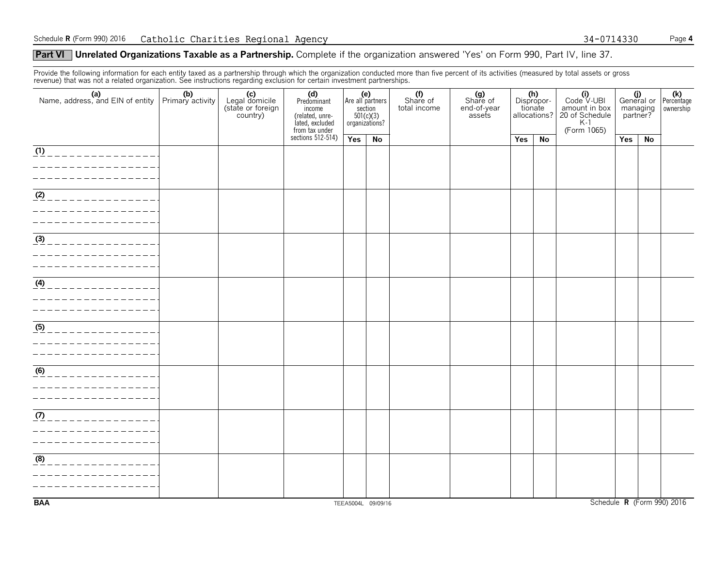## Part VI Unrelated Organizations Taxable as a Partnership. Complete if the organization answered 'Yes' on Form 990, Part IV, line 37.

Provide the following information for each entity taxed as a partnership through which the organization conducted more than five percent of its activities (measured by total assets or gross revenue) that was not a related organization. See instructions regarding exclusion for certain investment partnerships.

| (a) Name, address, and EIN of entity | (b) Primary activity | (c) Legal domicile (state or foreign country) | (d) Predominant income (related, unrelated, excluded from tax under sections 512-514) | (e) Are all partners section 501(c)(3) organizations? | | (f) Share of total income | (g) Share of end-of-year assets | (h) Disproportionate allocations? | | (i) Code V-UBI amount in box 20 of Schedule K-1 (Form 1065) | (j) General or managing partner? | | (k) Percentage ownership |
|---|---|---|---|---|---|---|---|---|---|---|---|---|---|
| | | | | Yes | No | | | Yes | No | | Yes | No | |
| (1) | | | | | | | | | | | | | |
| (2) | | | | | | | | | | | | | |
| (3) | | | | | | | | | | | | | |
| (4) | | | | | | | | | | | | | |
| (5) | | | | | | | | | | | | | |
| (6) | | | | | | | | | | | | | |
| (7) | | | | | | | | | | | | | |
| (8) | | | | | | | | | | | | | |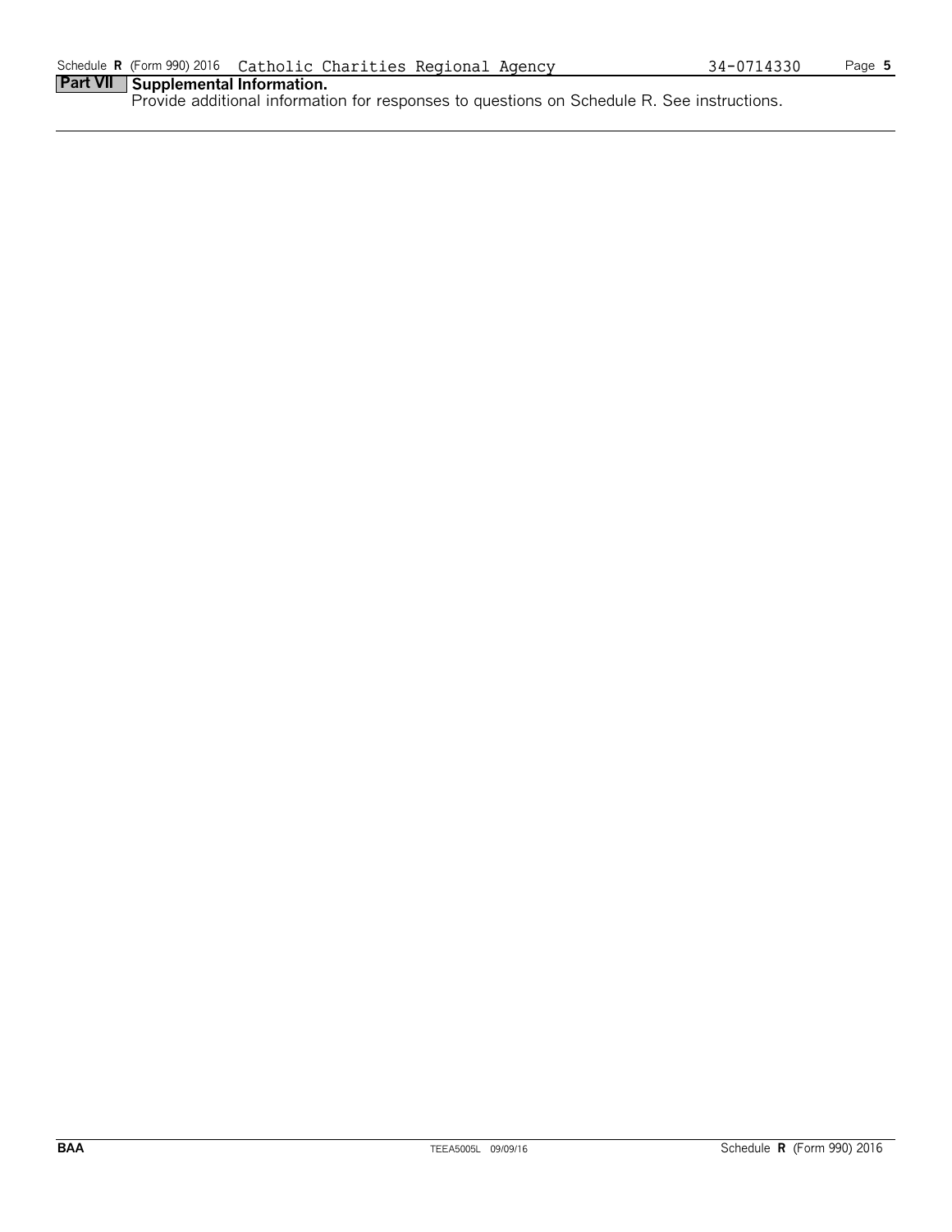Schedule R (Form 990) 2016 Catholic Charities Regional Agency 34-0714330

## Part VII Supplemental Information.

Provide additional information for responses to questions on Schedule R. See instructions.